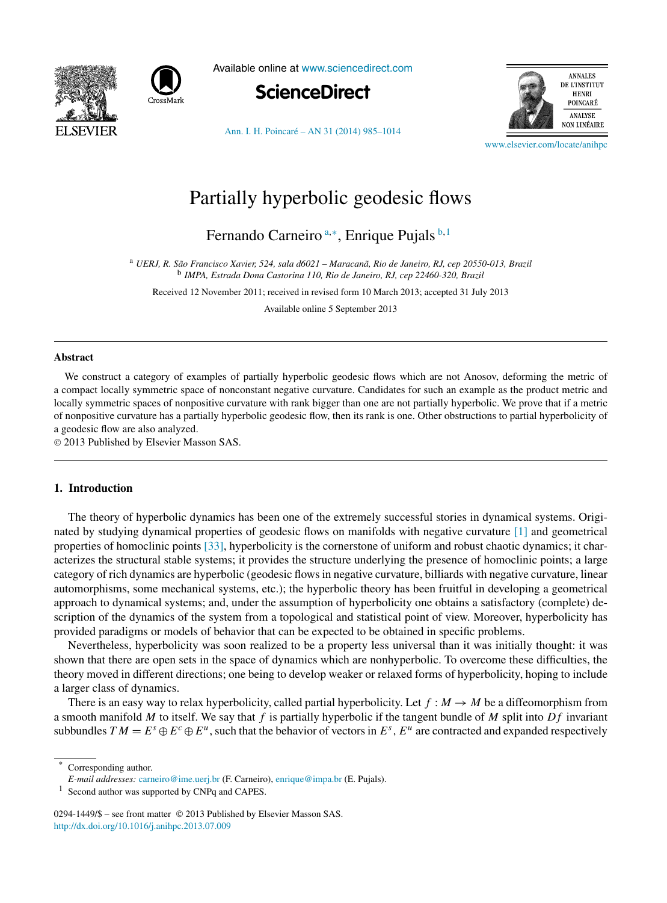# Partially hyperbolic geodesic flows

Fernando Carneiro [a,*], Enrique Pujals [b,1]

[a] UERJ, R. São Francisco Xavier, 524, sala d6021 – Maracanã, Rio de Janeiro, RJ, cep 20550-013, Brazil
[b] IMPA, Estrada Dona Castorina 110, Rio de Janeiro, RJ, cep 22460-320, Brazil

Received 12 November 2011; received in revised form 10 March 2013; accepted 31 July 2013

Available online 5 September 2013

## Abstract

We construct a category of examples of partially hyperbolic geodesic flows which are not Anosov, deforming the metric of a compact locally symmetric space of nonconstant negative curvature. Candidates for such an example as the product metric and locally symmetric spaces of nonpositive curvature with rank bigger than one are not partially hyperbolic. We prove that if a metric of nonpositive curvature has a partially hyperbolic geodesic flow, then its rank is one. Other obstructions to partial hyperbolicity of a geodesic flow are also analyzed.

© 2013 Published by Elsevier Masson SAS.

## 1. Introduction

The theory of hyperbolic dynamics has been one of the extremely successful stories in dynamical systems. Originated by studying dynamical properties of geodesic flows on manifolds with negative curvature [1] and geometrical properties of homoclinic points [33], hyperbolicity is the cornerstone of uniform and robust chaotic dynamics; it characterizes the structural stable systems; it provides the structure underlying the presence of homoclinic points; a large category of rich dynamics are hyperbolic (geodesic flows in negative curvature, billiards with negative curvature, linear automorphisms, some mechanical systems, etc.); the hyperbolic theory has been fruitful in developing a geometrical approach to dynamical systems; and, under the assumption of hyperbolicity one obtains a satisfactory (complete) description of the dynamics of the system from a topological and statistical point of view. Moreover, hyperbolicity has provided paradigms or models of behavior that can be expected to be obtained in specific problems.

Nevertheless, hyperbolicity was soon realized to be a property less universal than it was initially thought: it was shown that there are open sets in the space of dynamics which are nonhyperbolic. To overcome these difficulties, the theory moved in different directions; one being to develop weaker or relaxed forms of hyperbolicity, hoping to include a larger class of dynamics.

There is an easy way to relax hyperbolicity, called partial hyperbolicity. Let $f : M \to M$ be a diffeomorphism from a smooth manifold $M$ to itself. We say that $f$ is partially hyperbolic if the tangent bundle of $M$ split into $Df$ invariant subbundles $TM = E^s \oplus E^c \oplus E^u$, such that the behavior of vectors in $E^s$, $E^u$ are contracted and expanded respectively

[*] Corresponding author.
*E-mail addresses:* carneiro@ime.uerj.br (F. Carneiro), enrique@impa.br (E. Pujals).
[1] Second author was supported by CNPq and CAPES.

0294-1449/$ – see front matter © 2013 Published by Elsevier Masson SAS.
http://dx.doi.org/10.1016/j.anihpc.2013.07.009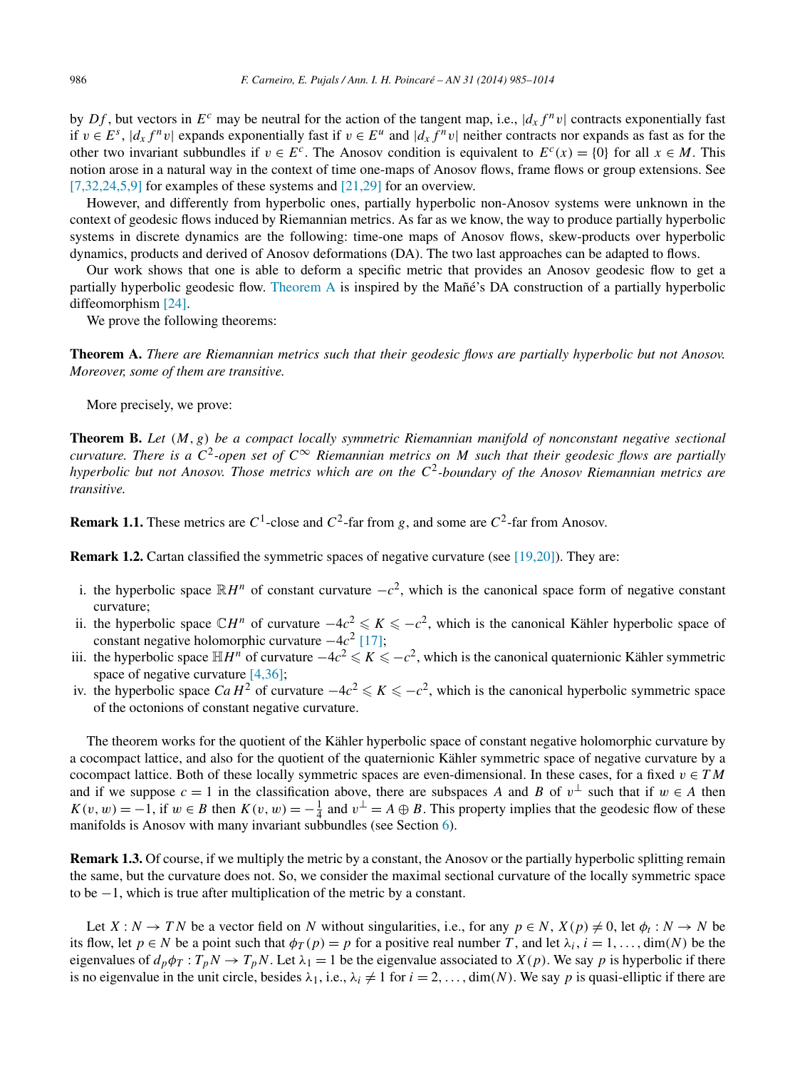by $Df$, but vectors in $E^c$ may be neutral for the action of the tangent map, i.e., $|d_x f^n v|$ contracts exponentially fast if $v \in E^s$, $|d_x f^n v|$ expands exponentially fast if $v \in E^u$ and $|d_x f^n v|$ neither contracts nor expands as fast as for the other two invariant subbundles if $v \in E^c$. The Anosov condition is equivalent to $E^c(x) = \{0\}$ for all $x \in M$. This notion arose in a natural way in the context of time one-maps of Anosov flows, frame flows or group extensions. See [7,32,24,5,9] for examples of these systems and [21,29] for an overview.

However, and differently from hyperbolic ones, partially hyperbolic non-Anosov systems were unknown in the context of geodesic flows induced by Riemannian metrics. As far as we know, the way to produce partially hyperbolic systems in discrete dynamics are the following: time-one maps of Anosov flows, skew-products over hyperbolic dynamics, products and derived of Anosov deformations (DA). The two last approaches can be adapted to flows.

Our work shows that one is able to deform a specific metric that provides an Anosov geodesic flow to get a partially hyperbolic geodesic flow. Theorem A is inspired by the Mañé's DA construction of a partially hyperbolic diffeomorphism [24].

We prove the following theorems:

**Theorem A.** *There are Riemannian metrics such that their geodesic flows are partially hyperbolic but not Anosov. Moreover, some of them are transitive.*

More precisely, we prove:

**Theorem B.** *Let $(M, g)$ be a compact locally symmetric Riemannian manifold of nonconstant negative sectional curvature. There is a $C^2$-open set of $C^\infty$ Riemannian metrics on $M$ such that their geodesic flows are partially hyperbolic but not Anosov. Those metrics which are on the $C^2$-boundary of the Anosov Riemannian metrics are transitive.*

**Remark 1.1.** These metrics are $C^1$-close and $C^2$-far from $g$, and some are $C^2$-far from Anosov.

**Remark 1.2.** Cartan classified the symmetric spaces of negative curvature (see [19,20]). They are:

i. the hyperbolic space $\mathbb{R}H^n$ of constant curvature $-c^2$, which is the canonical space form of negative constant curvature;
ii. the hyperbolic space $\mathbb{C}H^n$ of curvature $-4c^2 \leqslant K \leqslant -c^2$, which is the canonical Kähler hyperbolic space of constant negative holomorphic curvature $-4c^2$ [17];
iii. the hyperbolic space $\mathbb{H}H^n$ of curvature $-4c^2 \leqslant K \leqslant -c^2$, which is the canonical quaternionic Kähler symmetric space of negative curvature [4,36];
iv. the hyperbolic space $CaH^2$ of curvature $-4c^2 \leqslant K \leqslant -c^2$, which is the canonical hyperbolic symmetric space of the octonions of constant negative curvature.

The theorem works for the quotient of the Kähler hyperbolic space of constant negative holomorphic curvature by a cocompact lattice, and also for the quotient of the quaternionic Kähler symmetric space of negative curvature by a cocompact lattice. Both of these locally symmetric spaces are even-dimensional. In these cases, for a fixed $v \in TM$ and if we suppose $c = 1$ in the classification above, there are subspaces $A$ and $B$ of $v^\perp$ such that if $w \in A$ then $K(v, w) = -1$, if $w \in B$ then $K(v, w) = -\frac{1}{4}$ and $v^\perp = A \oplus B$. This property implies that the geodesic flow of these manifolds is Anosov with many invariant subbundles (see Section 6).

**Remark 1.3.** Of course, if we multiply the metric by a constant, the Anosov or the partially hyperbolic splitting remain the same, but the curvature does not. So, we consider the maximal sectional curvature of the locally symmetric space to be $-1$, which is true after multiplication of the metric by a constant.

Let $X : N \to TN$ be a vector field on $N$ without singularities, i.e., for any $p \in N$, $X(p) \neq 0$, let $\phi_t : N \to N$ be its flow, let $p \in N$ be a point such that $\phi_T(p) = p$ for a positive real number $T$, and let $\lambda_i$, $i = 1, \dots, \dim(N)$ be the eigenvalues of $d_p\phi_T : T_pN \to T_pN$. Let $\lambda_1 = 1$ be the eigenvalue associated to $X(p)$. We say $p$ is hyperbolic if there is no eigenvalue in the unit circle, besides $\lambda_1$, i.e., $\lambda_i \neq 1$ for $i = 2, \dots, \dim(N)$. We say $p$ is quasi-elliptic if there are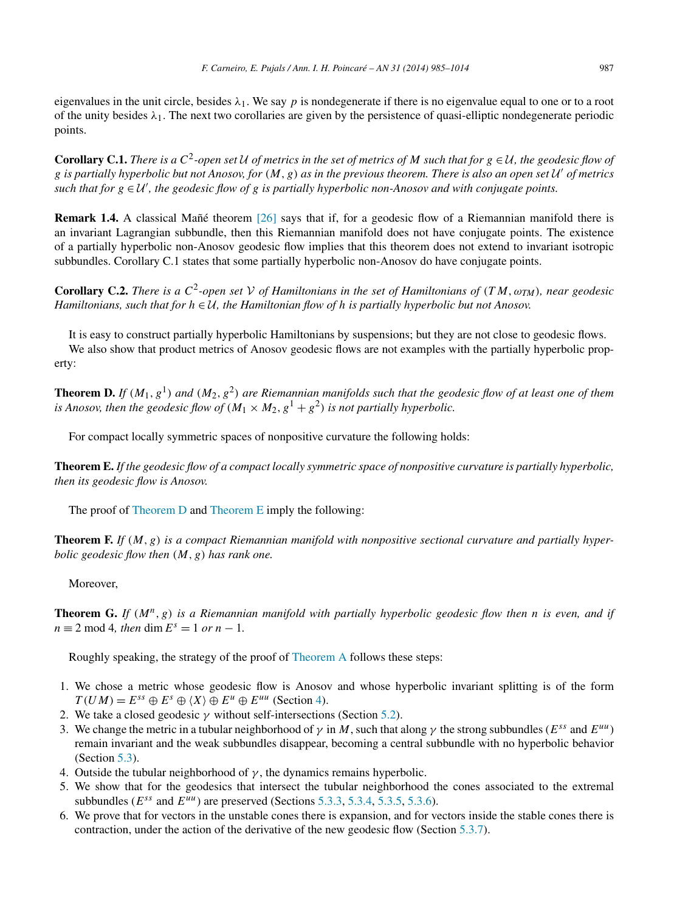eigenvalues in the unit circle, besides $\lambda_1$. We say $p$ is nondegenerate if there is no eigenvalue equal to one or to a root of the unity besides $\lambda_1$. The next two corollaries are given by the persistence of quasi-elliptic nondegenerate periodic points.

**Corollary C.1.** *There is a $C^2$-open set $\mathcal{U}$ of metrics in the set of metrics of $M$ such that for $g \in \mathcal{U}$, the geodesic flow of $g$ is partially hyperbolic but not Anosov, for $(M, g)$ as in the previous theorem. There is also an open set $\mathcal{U}'$ of metrics such that for $g \in \mathcal{U}'$, the geodesic flow of $g$ is partially hyperbolic non-Anosov and with conjugate points.*

**Remark 1.4.** A classical Mañé theorem [26] says that if, for a geodesic flow of a Riemannian manifold there is an invariant Lagrangian subbundle, then this Riemannian manifold does not have conjugate points. The existence of a partially hyperbolic non-Anosov geodesic flow implies that this theorem does not extend to invariant isotropic subbundles. Corollary C.1 states that some partially hyperbolic non-Anosov do have conjugate points.

**Corollary C.2.** *There is a $C^2$-open set $\mathcal{V}$ of Hamiltonians in the set of Hamiltonians of $(TM, \omega_{TM})$, near geodesic Hamiltonians, such that for $h \in \mathcal{U}$, the Hamiltonian flow of $h$ is partially hyperbolic but not Anosov.*

It is easy to construct partially hyperbolic Hamiltonians by suspensions; but they are not close to geodesic flows.

We also show that product metrics of Anosov geodesic flows are not examples with the partially hyperbolic property:

**Theorem D.** *If $(M_1, g^1)$ and $(M_2, g^2)$ are Riemannian manifolds such that the geodesic flow of at least one of them is Anosov, then the geodesic flow of $(M_1 \times M_2, g^1 + g^2)$ is not partially hyperbolic.*

For compact locally symmetric spaces of nonpositive curvature the following holds:

**Theorem E.** *If the geodesic flow of a compact locally symmetric space of nonpositive curvature is partially hyperbolic, then its geodesic flow is Anosov.*

The proof of Theorem D and Theorem E imply the following:

**Theorem F.** *If $(M, g)$ is a compact Riemannian manifold with nonpositive sectional curvature and partially hyperbolic geodesic flow then $(M, g)$ has rank one.*

Moreover,

**Theorem G.** *If $(M^n, g)$ is a Riemannian manifold with partially hyperbolic geodesic flow then $n$ is even, and if $n \equiv 2 \bmod 4$, then $\dim E^s = 1$ or $n - 1$.*

Roughly speaking, the strategy of the proof of Theorem A follows these steps:

1. We chose a metric whose geodesic flow is Anosov and whose hyperbolic invariant splitting is of the form $T(UM) = E^{ss} \oplus E^s \oplus \langle X \rangle \oplus E^u \oplus E^{uu}$ (Section 4).
2. We take a closed geodesic $\gamma$ without self-intersections (Section 5.2).
3. We change the metric in a tubular neighborhood of $\gamma$ in $M$, such that along $\gamma$ the strong subbundles ($E^{ss}$ and $E^{uu}$) remain invariant and the weak subbundles disappear, becoming a central subbundle with no hyperbolic behavior (Section 5.3).
4. Outside the tubular neighborhood of $\gamma$, the dynamics remains hyperbolic.
5. We show that for the geodesics that intersect the tubular neighborhood the cones associated to the extremal subbundles ($E^{ss}$ and $E^{uu}$) are preserved (Sections 5.3.3, 5.3.4, 5.3.5, 5.3.6).
6. We prove that for vectors in the unstable cones there is expansion, and for vectors inside the stable cones there is contraction, under the action of the derivative of the new geodesic flow (Section 5.3.7).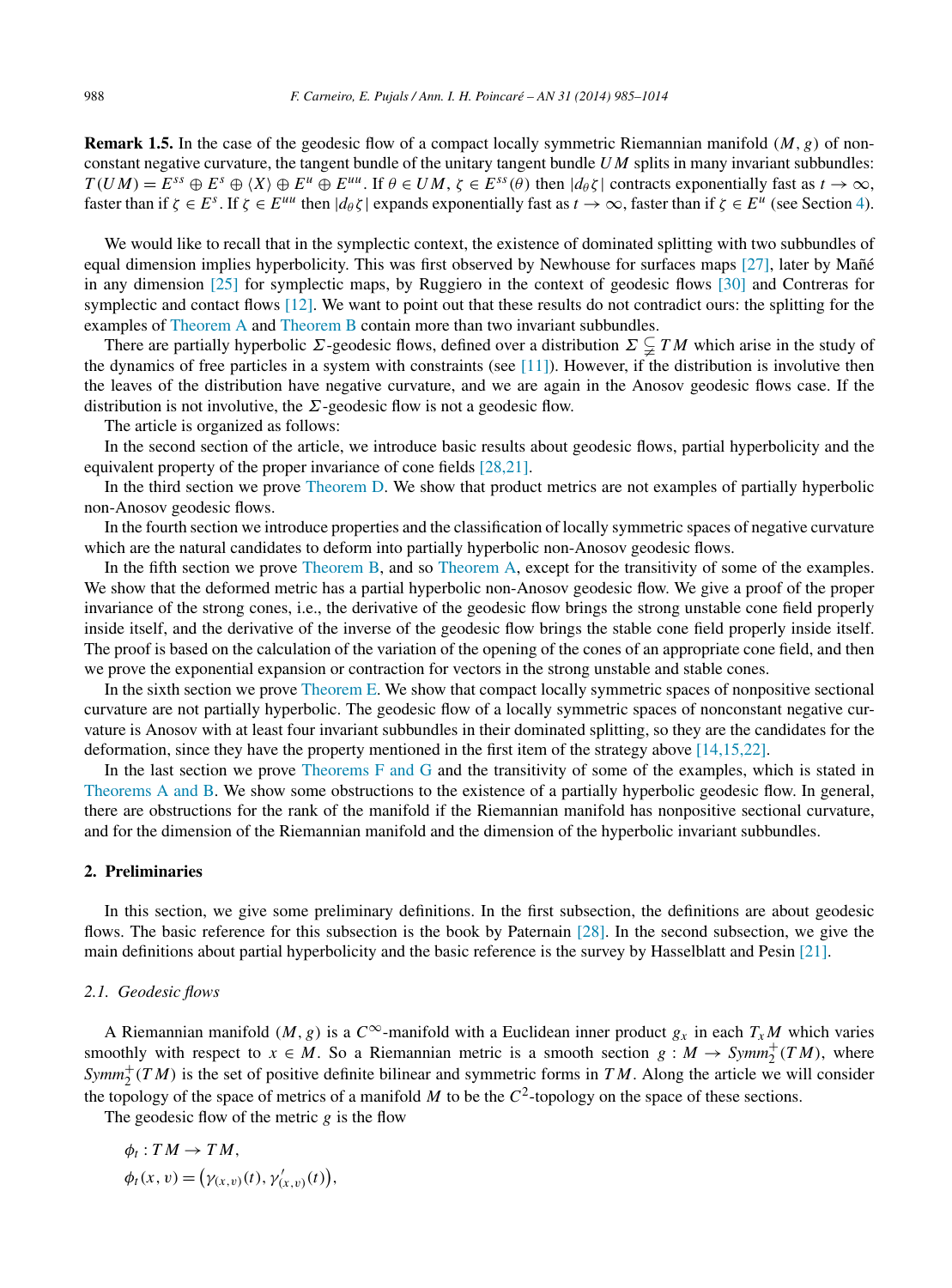**Remark 1.5.** In the case of the geodesic flow of a compact locally symmetric Riemannian manifold $(M, g)$ of non-constant negative curvature, the tangent bundle of the unitary tangent bundle $UM$ splits in many invariant subbundles: $T(UM) = E^{ss} \oplus E^{s} \oplus \langle X \rangle \oplus E^{u} \oplus E^{uu}$. If $\theta \in UM$, $\zeta \in E^{ss}(\theta)$ then $|d_\theta \zeta|$ contracts exponentially fast as $t \to \infty$, faster than if $\zeta \in E^{s}$. If $\zeta \in E^{uu}$ then $|d_\theta \zeta|$ expands exponentially fast as $t \to \infty$, faster than if $\zeta \in E^{u}$ (see Section 4).

We would like to recall that in the symplectic context, the existence of dominated splitting with two subbundles of equal dimension implies hyperbolicity. This was first observed by Newhouse for surfaces maps [27], later by Mañé in any dimension [25] for symplectic maps, by Ruggiero in the context of geodesic flows [30] and Contreras for symplectic and contact flows [12]. We want to point out that these results do not contradict ours: the splitting for the examples of Theorem A and Theorem B contain more than two invariant subbundles.

There are partially hyperbolic $\Sigma$-geodesic flows, defined over a distribution $\Sigma \subsetneq TM$ which arise in the study of the dynamics of free particles in a system with constraints (see [11]). However, if the distribution is involutive then the leaves of the distribution have negative curvature, and we are again in the Anosov geodesic flows case. If the distribution is not involutive, the $\Sigma$-geodesic flow is not a geodesic flow.

The article is organized as follows:

In the second section of the article, we introduce basic results about geodesic flows, partial hyperbolicity and the equivalent property of the proper invariance of cone fields [28,21].

In the third section we prove Theorem D. We show that product metrics are not examples of partially hyperbolic non-Anosov geodesic flows.

In the fourth section we introduce properties and the classification of locally symmetric spaces of negative curvature which are the natural candidates to deform into partially hyperbolic non-Anosov geodesic flows.

In the fifth section we prove Theorem B, and so Theorem A, except for the transitivity of some of the examples. We show that the deformed metric has a partial hyperbolic non-Anosov geodesic flow. We give a proof of the proper invariance of the strong cones, i.e., the derivative of the geodesic flow brings the strong unstable cone field properly inside itself, and the derivative of the inverse of the geodesic flow brings the stable cone field properly inside itself. The proof is based on the calculation of the variation of the opening of the cones of an appropriate cone field, and then we prove the exponential expansion or contraction for vectors in the strong unstable and stable cones.

In the sixth section we prove Theorem E. We show that compact locally symmetric spaces of nonpositive sectional curvature are not partially hyperbolic. The geodesic flow of a locally symmetric spaces of nonconstant negative curvature is Anosov with at least four invariant subbundles in their dominated splitting, so they are the candidates for the deformation, since they have the property mentioned in the first item of the strategy above [14,15,22].

In the last section we prove Theorems F and G and the transitivity of some of the examples, which is stated in Theorems A and B. We show some obstructions to the existence of a partially hyperbolic geodesic flow. In general, there are obstructions for the rank of the manifold if the Riemannian manifold has nonpositive sectional curvature, and for the dimension of the Riemannian manifold and the dimension of the hyperbolic invariant subbundles.

## 2. Preliminaries

In this section, we give some preliminary definitions. In the first subsection, the definitions are about geodesic flows. The basic reference for this subsection is the book by Paternain [28]. In the second subsection, we give the main definitions about partial hyperbolicity and the basic reference is the survey by Hasselblatt and Pesin [21].

### 2.1. Geodesic flows

A Riemannian manifold $(M, g)$ is a $C^\infty$-manifold with a Euclidean inner product $g_x$ in each $T_xM$ which varies smoothly with respect to $x \in M$. So a Riemannian metric is a smooth section $g : M \to Symm_2^+(TM)$, where $Symm_2^+(TM)$ is the set of positive definite bilinear and symmetric forms in $TM$. Along the article we will consider the topology of the space of metrics of a manifold $M$ to be the $C^2$-topology on the space of these sections.

The geodesic flow of the metric $g$ is the flow

$$\phi_t : TM \to TM,$$
$$\phi_t(x, v) = \left(\gamma_{(x,v)}(t), \gamma'_{(x,v)}(t)\right),$$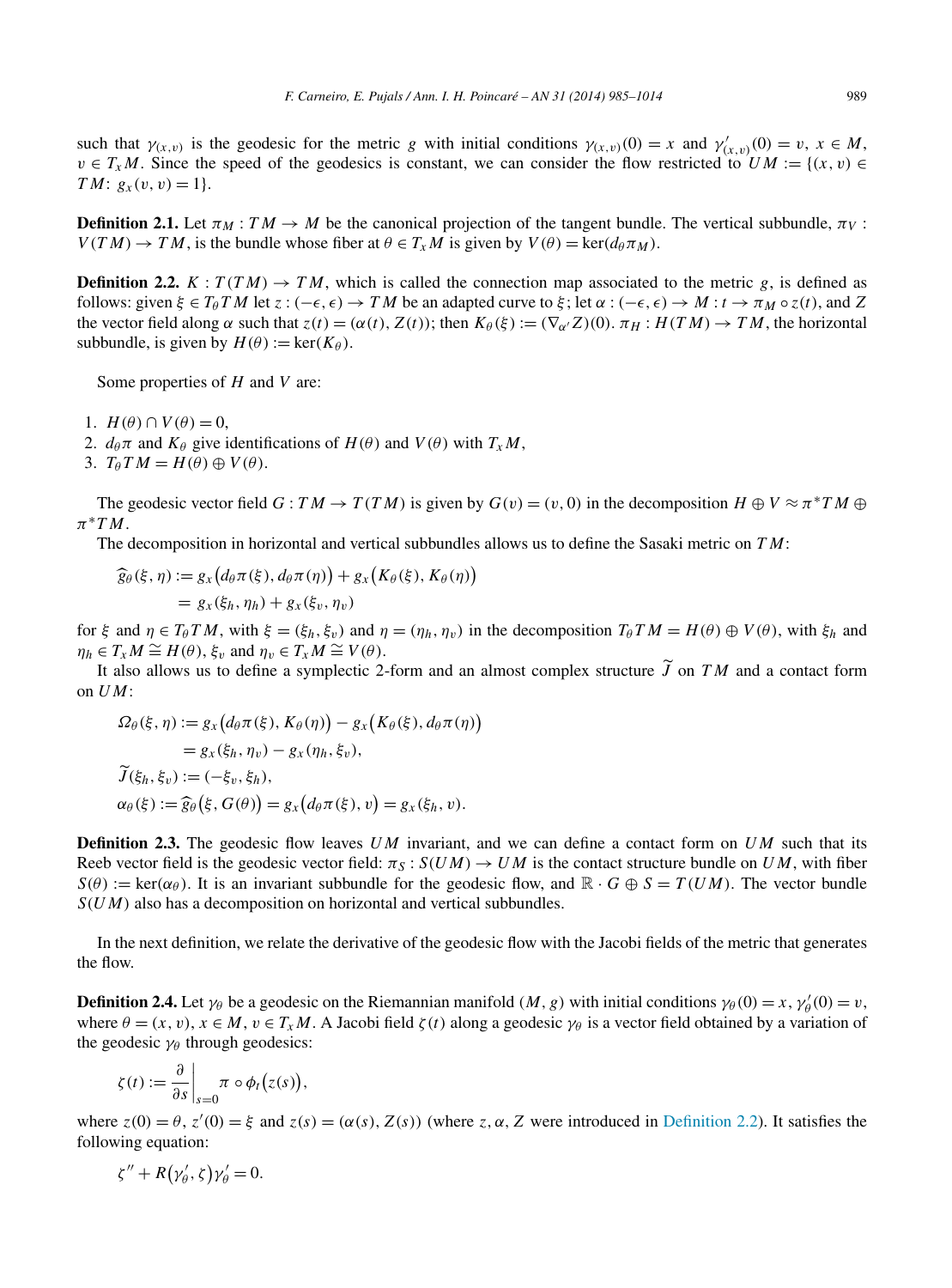such that $\gamma_{(x,v)}$ is the geodesic for the metric $g$ with initial conditions $\gamma_{(x,v)}(0) = x$ and $\gamma'_{(x,v)}(0) = v$, $x \in M$, $v \in T_x M$. Since the speed of the geodesics is constant, we can consider the flow restricted to $UM := \{(x, v) \in TM\colon\ g_x(v, v) = 1\}$.

**Definition 2.1.** Let $\pi_M : TM \to M$ be the canonical projection of the tangent bundle. The vertical subbundle, $\pi_V : V(TM) \to TM$, is the bundle whose fiber at $\theta \in T_x M$ is given by $V(\theta) = \ker(d_\theta \pi_M)$.

**Definition 2.2.** $K : T(TM) \to TM$, which is called the connection map associated to the metric $g$, is defined as follows: given $\xi \in T_\theta TM$ let $z : (-\epsilon, \epsilon) \to TM$ be an adapted curve to $\xi$; let $\alpha : (-\epsilon, \epsilon) \to M : t \to \pi_M \circ z(t)$, and $Z$ the vector field along $\alpha$ such that $z(t) = (\alpha(t), Z(t))$; then $K_\theta(\xi) := (\nabla_{\alpha'} Z)(0)$. $\pi_H : H(TM) \to TM$, the horizontal subbundle, is given by $H(\theta) := \ker(K_\theta)$.

Some properties of $H$ and $V$ are:

1. $H(\theta) \cap V(\theta) = 0$,
2. $d_\theta \pi$ and $K_\theta$ give identifications of $H(\theta)$ and $V(\theta)$ with $T_x M$,
3. $T_\theta TM = H(\theta) \oplus V(\theta)$.

The geodesic vector field $G : TM \to T(TM)$ is given by $G(v) = (v, 0)$ in the decomposition $H \oplus V \approx \pi^* TM \oplus \pi^* TM$.

The decomposition in horizontal and vertical subbundles allows us to define the Sasaki metric on $TM$:

$$
\begin{aligned}
\widehat{g}_\theta(\xi, \eta) &:= g_x\big(d_\theta \pi(\xi), d_\theta \pi(\eta)\big) + g_x\big(K_\theta(\xi), K_\theta(\eta)\big) \\
&= g_x(\xi_h, \eta_h) + g_x(\xi_v, \eta_v)
\end{aligned}
$$

for $\xi$ and $\eta \in T_\theta TM$, with $\xi = (\xi_h, \xi_v)$ and $\eta = (\eta_h, \eta_v)$ in the decomposition $T_\theta TM = H(\theta) \oplus V(\theta)$, with $\xi_h$ and $\eta_h \in T_x M \cong H(\theta)$, $\xi_v$ and $\eta_v \in T_x M \cong V(\theta)$.

It also allows us to define a symplectic 2-form and an almost complex structure $\widetilde{J}$ on $TM$ and a contact form on $UM$:

$$
\begin{aligned}
\Omega_\theta(\xi, \eta) &:= g_x\big(d_\theta \pi(\xi), K_\theta(\eta)\big) - g_x\big(K_\theta(\xi), d_\theta \pi(\eta)\big) \\
&= g_x(\xi_h, \eta_v) - g_x(\eta_h, \xi_v), \\
\widetilde{J}(\xi_h, \xi_v) &:= (-\xi_v, \xi_h), \\
\alpha_\theta(\xi) &:= \widehat{g}_\theta\big(\xi, G(\theta)\big) = g_x\big(d_\theta \pi(\xi), v\big) = g_x(\xi_h, v).
\end{aligned}
$$

**Definition 2.3.** The geodesic flow leaves $UM$ invariant, and we can define a contact form on $UM$ such that its Reeb vector field is the geodesic vector field: $\pi_S : S(UM) \to UM$ is the contact structure bundle on $UM$, with fiber $S(\theta) := \ker(\alpha_\theta)$. It is an invariant subbundle for the geodesic flow, and $\mathbb{R} \cdot G \oplus S = T(UM)$. The vector bundle $S(UM)$ also has a decomposition on horizontal and vertical subbundles.

In the next definition, we relate the derivative of the geodesic flow with the Jacobi fields of the metric that generates the flow.

**Definition 2.4.** Let $\gamma_\theta$ be a geodesic on the Riemannian manifold $(M, g)$ with initial conditions $\gamma_\theta(0) = x$, $\gamma'_\theta(0) = v$, where $\theta = (x, v)$, $x \in M$, $v \in T_x M$. A Jacobi field $\zeta(t)$ along a geodesic $\gamma_\theta$ is a vector field obtained by a variation of the geodesic $\gamma_\theta$ through geodesics:

$$
\zeta(t) := \frac{\partial}{\partial s}\bigg|_{s=0} \pi \circ \phi_t\big(z(s)\big),
$$

where $z(0) = \theta$, $z'(0) = \xi$ and $z(s) = (\alpha(s), Z(s))$ (where $z, \alpha, Z$ were introduced in Definition 2.2). It satisfies the following equation:

$$
\zeta'' + R\big(\gamma'_\theta, \zeta\big)\gamma'_\theta = 0.
$$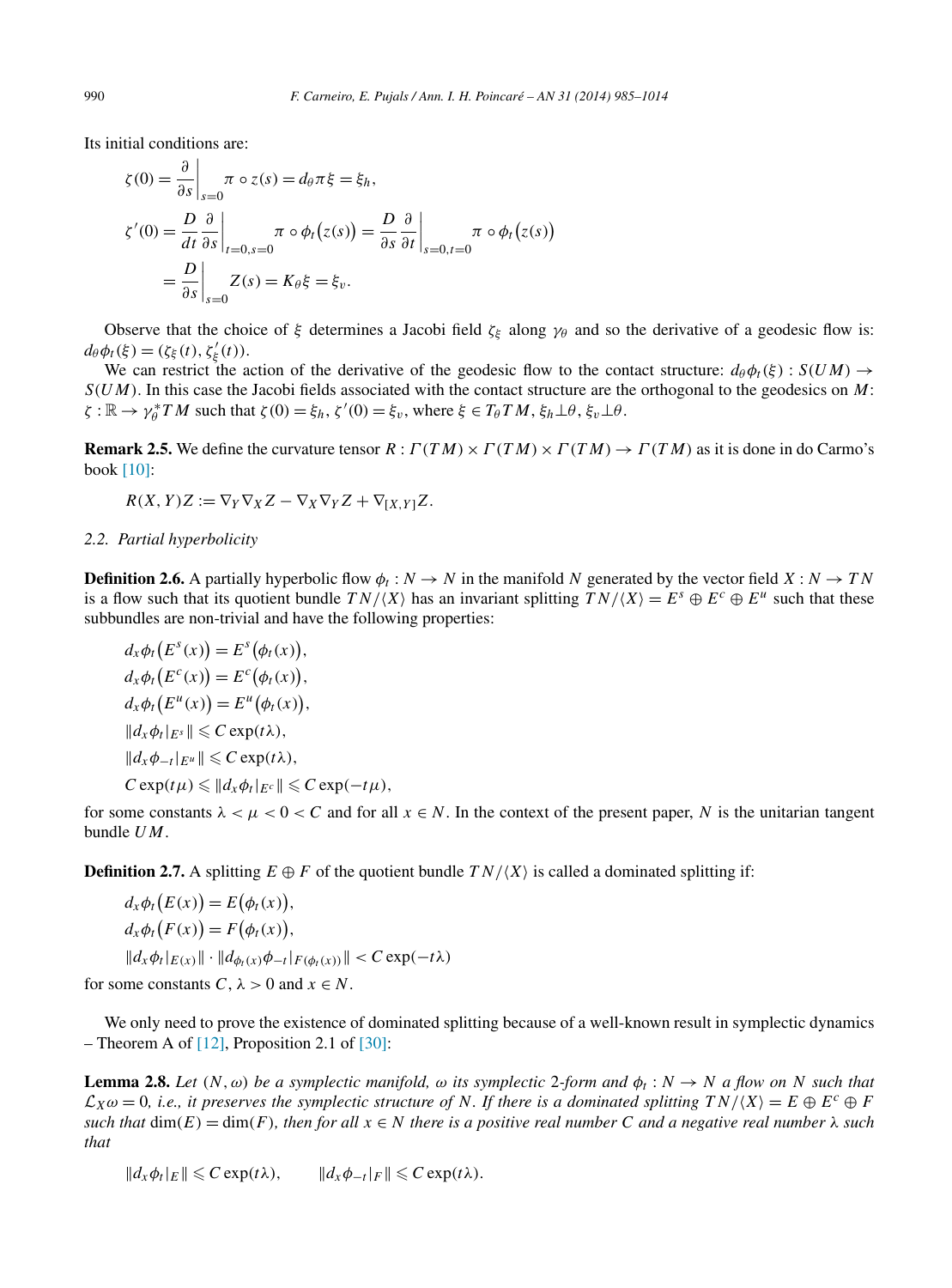Its initial conditions are:

$$\zeta(0) = \frac{\partial}{\partial s}\bigg|_{s=0} \pi \circ z(s) = d_\theta \pi \xi = \xi_h,$$

$$\zeta'(0) = \frac{D}{dt}\frac{\partial}{\partial s}\bigg|_{t=0,s=0} \pi \circ \phi_t\big(z(s)\big) = \frac{D}{\partial s}\frac{\partial}{\partial t}\bigg|_{s=0,t=0} \pi \circ \phi_t\big(z(s)\big)$$

$$= \frac{D}{\partial s}\bigg|_{s=0} Z(s) = K_\theta \xi = \xi_v.$$

Observe that the choice of $\xi$ determines a Jacobi field $\zeta_\xi$ along $\gamma_\theta$ and so the derivative of a geodesic flow is: $d_\theta \phi_t(\xi) = (\zeta_\xi(t), \zeta'_\xi(t))$.

We can restrict the action of the derivative of the geodesic flow to the contact structure: $d_\theta \phi_t(\xi) : S(UM) \to S(UM)$. In this case the Jacobi fields associated with the contact structure are the orthogonal to the geodesics on $M$: $\zeta : \mathbb{R} \to \gamma_\theta^* TM$ such that $\zeta(0) = \xi_h$, $\zeta'(0) = \xi_v$, where $\xi \in T_\theta TM$, $\xi_h \perp \theta$, $\xi_v \perp \theta$.

**Remark 2.5.** We define the curvature tensor $R : \Gamma(TM) \times \Gamma(TM) \times \Gamma(TM) \to \Gamma(TM)$ as it is done in do Carmo's book [10]:

$$R(X,Y)Z := \nabla_Y \nabla_X Z - \nabla_X \nabla_Y Z + \nabla_{[X,Y]} Z.$$

### 2.2. Partial hyperbolicity

**Definition 2.6.** A partially hyperbolic flow $\phi_t : N \to N$ in the manifold $N$ generated by the vector field $X : N \to TN$ is a flow such that its quotient bundle $TN/\langle X \rangle$ has an invariant splitting $TN/\langle X \rangle = E^s \oplus E^c \oplus E^u$ such that these subbundles are non-trivial and have the following properties:

$$d_x\phi_t\big(E^s(x)\big) = E^s\big(\phi_t(x)\big),$$
$$d_x\phi_t\big(E^c(x)\big) = E^c\big(\phi_t(x)\big),$$
$$d_x\phi_t\big(E^u(x)\big) = E^u\big(\phi_t(x)\big),$$
$$\|d_x\phi_t|_{E^s}\| \leqslant C\exp(t\lambda),$$
$$\|d_x\phi_{-t}|_{E^u}\| \leqslant C\exp(t\lambda),$$
$$C\exp(t\mu) \leqslant \|d_x\phi_t|_{E^c}\| \leqslant C\exp(-t\mu),$$

for some constants $\lambda < \mu < 0 < C$ and for all $x \in N$. In the context of the present paper, $N$ is the unitarian tangent bundle $UM$.

**Definition 2.7.** A splitting $E \oplus F$ of the quotient bundle $TN/\langle X \rangle$ is called a dominated splitting if:

$$d_x\phi_t\big(E(x)\big) = E\big(\phi_t(x)\big),$$
$$d_x\phi_t\big(F(x)\big) = F\big(\phi_t(x)\big),$$
$$\|d_x\phi_t|_{E(x)}\| \cdot \|d_{\phi_t(x)}\phi_{-t}|_{F(\phi_t(x))}\| < C\exp(-t\lambda)$$

for some constants $C, \lambda > 0$ and $x \in N$.

We only need to prove the existence of dominated splitting because of a well-known result in symplectic dynamics – Theorem A of [12], Proposition 2.1 of [30]:

**Lemma 2.8.** *Let $(N, \omega)$ be a symplectic manifold, $\omega$ its symplectic 2-form and $\phi_t : N \to N$ a flow on $N$ such that $\mathcal{L}_X\omega = 0$, i.e., it preserves the symplectic structure of $N$. If there is a dominated splitting $TN/\langle X \rangle = E \oplus E^c \oplus F$ such that $\dim(E) = \dim(F)$, then for all $x \in N$ there is a positive real number $C$ and a negative real number $\lambda$ such that*

$$\|d_x\phi_t|_E\| \leqslant C\exp(t\lambda), \qquad \|d_x\phi_{-t}|_F\| \leqslant C\exp(t\lambda).$$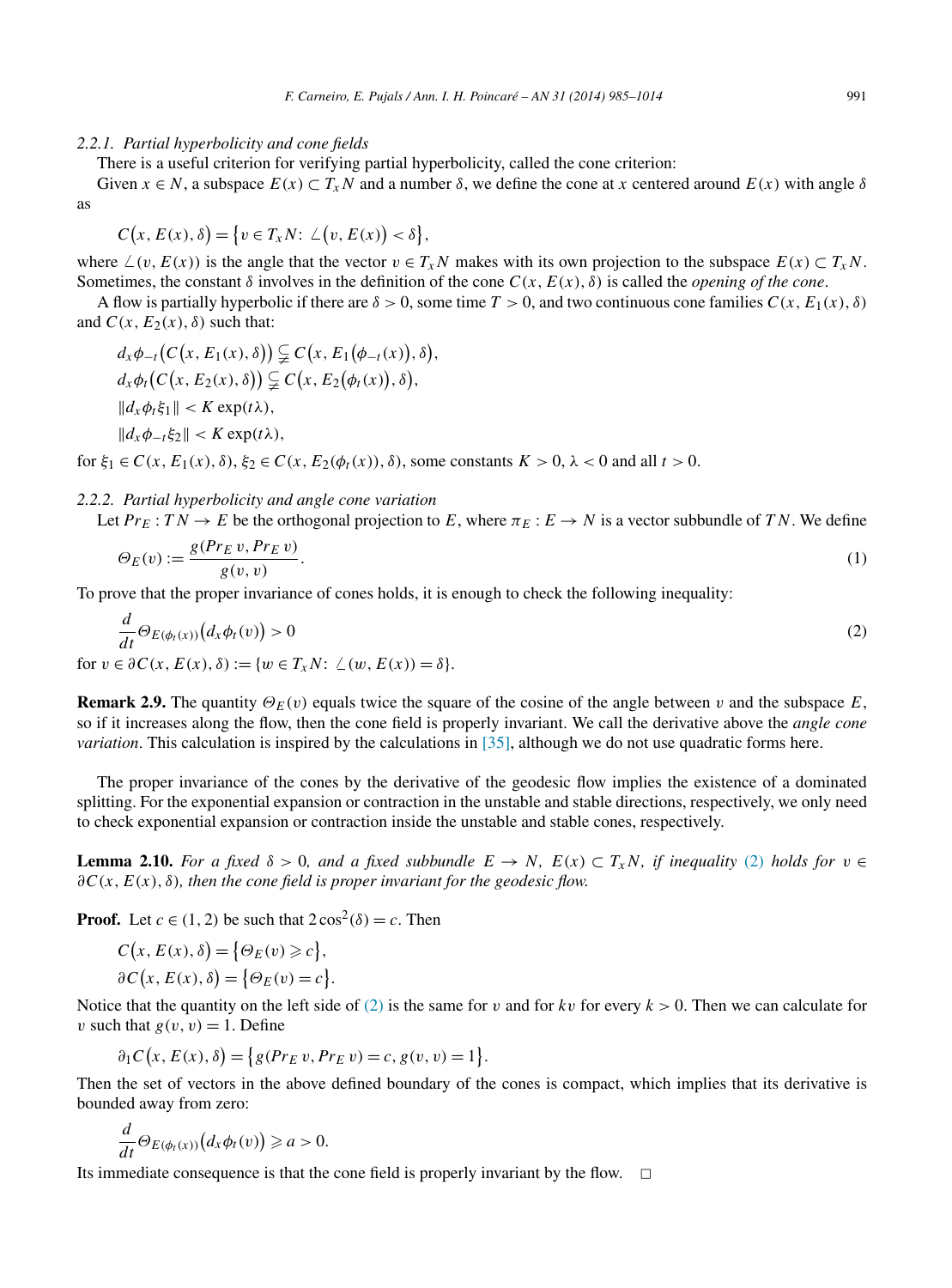#### 2.2.1. Partial hyperbolicity and cone fields

There is a useful criterion for verifying partial hyperbolicity, called the cone criterion:

Given $x \in N$, a subspace $E(x) \subset T_x N$ and a number $\delta$, we define the cone at $x$ centered around $E(x)$ with angle $\delta$ as

$$C\big(x, E(x), \delta\big) = \big\{v \in T_x N\colon\ \angle\big(v, E(x)\big) < \delta\big\},$$

where $\angle(v, E(x))$ is the angle that the vector $v \in T_x N$ makes with its own projection to the subspace $E(x) \subset T_x N$. Sometimes, the constant $\delta$ involves in the definition of the cone $C(x, E(x), \delta)$ is called the *opening of the cone*.

A flow is partially hyperbolic if there are $\delta > 0$, some time $T > 0$, and two continuous cone families $C(x, E_1(x), \delta)$ and $C(x, E_2(x), \delta)$ such that:

$$d_x\phi_{-t}\big(C\big(x, E_1(x), \delta\big)\big) \subsetneq C\big(x, E_1\big(\phi_{-t}(x)\big), \delta\big),$$
$$d_x\phi_t\big(C\big(x, E_2(x), \delta\big)\big) \subsetneq C\big(x, E_2\big(\phi_t(x)\big), \delta\big),$$
$$\|d_x\phi_t\xi_1\| < K\exp(t\lambda),$$
$$\|d_x\phi_{-t}\xi_2\| < K\exp(t\lambda),$$

for $\xi_1 \in C(x, E_1(x), \delta)$, $\xi_2 \in C(x, E_2(\phi_t(x)), \delta)$, some constants $K > 0$, $\lambda < 0$ and all $t > 0$.

#### 2.2.2. Partial hyperbolicity and angle cone variation

Let $Pr_E : TN \to E$ be the orthogonal projection to $E$, where $\pi_E : E \to N$ is a vector subbundle of $TN$. We define

$$\Theta_E(v) := \frac{g(Pr_E\, v, Pr_E\, v)}{g(v, v)}. \tag{1}$$

To prove that the proper invariance of cones holds, it is enough to check the following inequality:

$$\frac{d}{dt}\Theta_{E(\phi_t(x))}\big(d_x\phi_t(v)\big) > 0 \tag{2}$$

for $v \in \partial C(x, E(x), \delta) := \{w \in T_x N\colon\ \angle(w, E(x)) = \delta\}$.

**Remark 2.9.** The quantity $\Theta_E(v)$ equals twice the square of the cosine of the angle between $v$ and the subspace $E$, so if it increases along the flow, then the cone field is properly invariant. We call the derivative above the *angle cone variation*. This calculation is inspired by the calculations in [35], although we do not use quadratic forms here.

The proper invariance of the cones by the derivative of the geodesic flow implies the existence of a dominated splitting. For the exponential expansion or contraction in the unstable and stable directions, respectively, we only need to check exponential expansion or contraction inside the unstable and stable cones, respectively.

**Lemma 2.10.** *For a fixed $\delta > 0$, and a fixed subbundle $E \to N$, $E(x) \subset T_x N$, if inequality (2) holds for $v \in \partial C(x, E(x), \delta)$, then the cone field is proper invariant for the geodesic flow.*

**Proof.** Let $c \in (1, 2)$ be such that $2\cos^2(\delta) = c$. Then

$$C\big(x, E(x), \delta\big) = \big\{\Theta_E(v) \geqslant c\big\},$$
$$\partial C\big(x, E(x), \delta\big) = \big\{\Theta_E(v) = c\big\}.$$

Notice that the quantity on the left side of (2) is the same for $v$ and for $kv$ for every $k > 0$. Then we can calculate for $v$ such that $g(v, v) = 1$. Define

$$\partial_1 C\big(x, E(x), \delta\big) = \big\{g(Pr_E\, v, Pr_E\, v) = c,\ g(v, v) = 1\big\}.$$

Then the set of vectors in the above defined boundary of the cones is compact, which implies that its derivative is bounded away from zero:

$$\frac{d}{dt}\Theta_{E(\phi_t(x))}\big(d_x\phi_t(v)\big) \geqslant a > 0.$$

Its immediate consequence is that the cone field is properly invariant by the flow. $\square$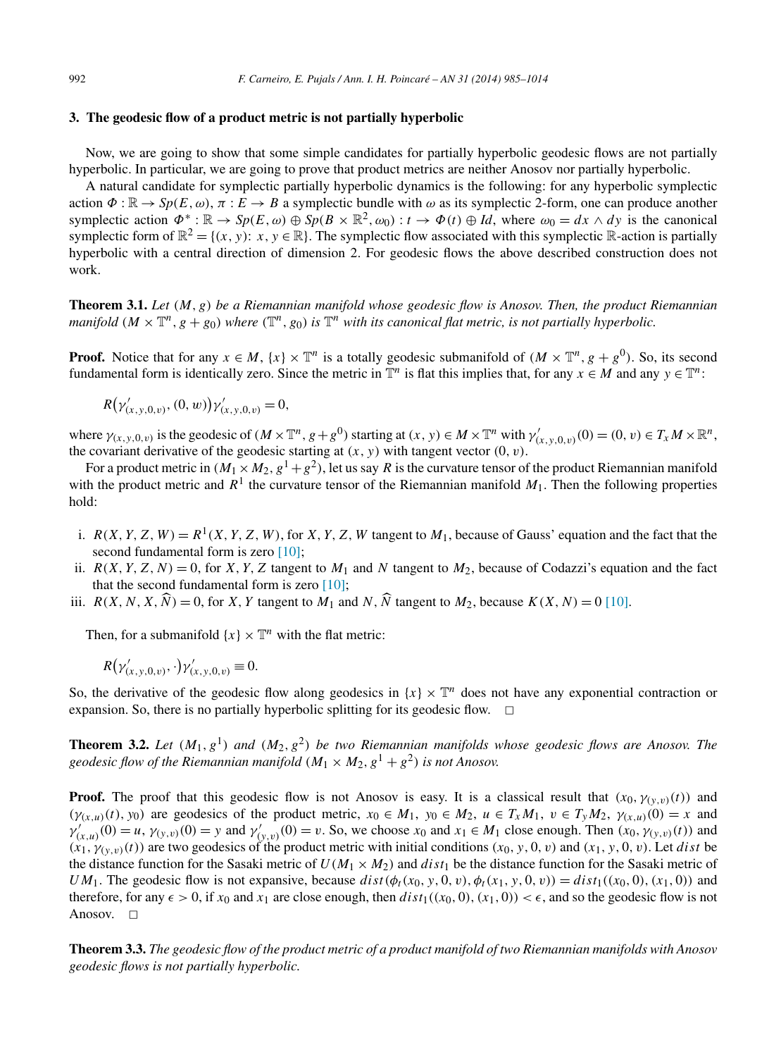## 3. The geodesic flow of a product metric is not partially hyperbolic

Now, we are going to show that some simple candidates for partially hyperbolic geodesic flows are not partially hyperbolic. In particular, we are going to prove that product metrics are neither Anosov nor partially hyperbolic.

A natural candidate for symplectic partially hyperbolic dynamics is the following: for any hyperbolic symplectic action $\Phi : \mathbb{R} \to Sp(E, \omega)$, $\pi : E \to B$ a symplectic bundle with $\omega$ as its symplectic 2-form, one can produce another symplectic action $\Phi^* : \mathbb{R} \to Sp(E, \omega) \oplus Sp(B \times \mathbb{R}^2, \omega_0) : t \to \Phi(t) \oplus Id$, where $\omega_0 = dx \wedge dy$ is the canonical symplectic form of $\mathbb{R}^2 = \{(x, y)\colon x, y \in \mathbb{R}\}$. The symplectic flow associated with this symplectic $\mathbb{R}$-action is partially hyperbolic with a central direction of dimension 2. For geodesic flows the above described construction does not work.

**Theorem 3.1.** *Let $(M, g)$ be a Riemannian manifold whose geodesic flow is Anosov. Then, the product Riemannian manifold $(M \times \mathbb{T}^n, g + g_0)$ where $(\mathbb{T}^n, g_0)$ is $\mathbb{T}^n$ with its canonical flat metric, is not partially hyperbolic.*

**Proof.** Notice that for any $x \in M$, $\{x\} \times \mathbb{T}^n$ is a totally geodesic submanifold of $(M \times \mathbb{T}^n, g + g^0)$. So, its second fundamental form is identically zero. Since the metric in $\mathbb{T}^n$ is flat this implies that, for any $x \in M$ and any $y \in \mathbb{T}^n$:

$$R\big(\gamma'_{(x,y,0,v)}, (0, w)\big)\gamma'_{(x,y,0,v)} = 0,$$

where $\gamma_{(x,y,0,v)}$ is the geodesic of $(M \times \mathbb{T}^n, g + g^0)$ starting at $(x, y) \in M \times \mathbb{T}^n$ with $\gamma'_{(x,y,0,v)}(0) = (0, v) \in T_x M \times \mathbb{R}^n$, the covariant derivative of the geodesic starting at $(x, y)$ with tangent vector $(0, v)$.

For a product metric in $(M_1 \times M_2, g^1 + g^2)$, let us say $R$ is the curvature tensor of the product Riemannian manifold with the product metric and $R^1$ the curvature tensor of the Riemannian manifold $M_1$. Then the following properties hold:

i. $R(X, Y, Z, W) = R^1(X, Y, Z, W)$, for $X, Y, Z, W$ tangent to $M_1$, because of Gauss' equation and the fact that the second fundamental form is zero [10];
ii. $R(X, Y, Z, N) = 0$, for $X, Y, Z$ tangent to $M_1$ and $N$ tangent to $M_2$, because of Codazzi's equation and the fact that the second fundamental form is zero [10];
iii. $R(X, N, X, \widehat{N}) = 0$, for $X, Y$ tangent to $M_1$ and $N, \widehat{N}$ tangent to $M_2$, because $K(X, N) = 0$ [10].

Then, for a submanifold $\{x\} \times \mathbb{T}^n$ with the flat metric:

$$R\big(\gamma'_{(x,y,0,v)}, \cdot\big)\gamma'_{(x,y,0,v)} \equiv 0.$$

So, the derivative of the geodesic flow along geodesics in $\{x\} \times \mathbb{T}^n$ does not have any exponential contraction or expansion. So, there is no partially hyperbolic splitting for its geodesic flow. $\square$

**Theorem 3.2.** *Let $(M_1, g^1)$ and $(M_2, g^2)$ be two Riemannian manifolds whose geodesic flows are Anosov. The geodesic flow of the Riemannian manifold $(M_1 \times M_2, g^1 + g^2)$ is not Anosov.*

**Proof.** The proof that this geodesic flow is not Anosov is easy. It is a classical result that $(x_0, \gamma_{(y,v)}(t))$ and $(\gamma_{(x,u)}(t), y_0)$ are geodesics of the product metric, $x_0 \in M_1$, $y_0 \in M_2$, $u \in T_x M_1$, $v \in T_y M_2$, $\gamma_{(x,u)}(0) = x$ and $\gamma'_{(x,u)}(0) = u$, $\gamma_{(y,v)}(0) = y$ and $\gamma'_{(y,v)}(0) = v$. So, we choose $x_0$ and $x_1 \in M_1$ close enough. Then $(x_0, \gamma_{(y,v)}(t))$ and $(x_1, \gamma_{(y,v)}(t))$ are two geodesics of the product metric with initial conditions $(x_0, y, 0, v)$ and $(x_1, y, 0, v)$. Let $dist$ be the distance function for the Sasaki metric of $U(M_1 \times M_2)$ and $dist_1$ be the distance function for the Sasaki metric of $UM_1$. The geodesic flow is not expansive, because $dist(\phi_t(x_0, y, 0, v), \phi_t(x_1, y, 0, v)) = dist_1((x_0, 0), (x_1, 0))$ and therefore, for any $\epsilon > 0$, if $x_0$ and $x_1$ are close enough, then $dist_1((x_0, 0), (x_1, 0)) < \epsilon$, and so the geodesic flow is not Anosov. $\square$

**Theorem 3.3.** *The geodesic flow of the product metric of a product manifold of two Riemannian manifolds with Anosov geodesic flows is not partially hyperbolic.*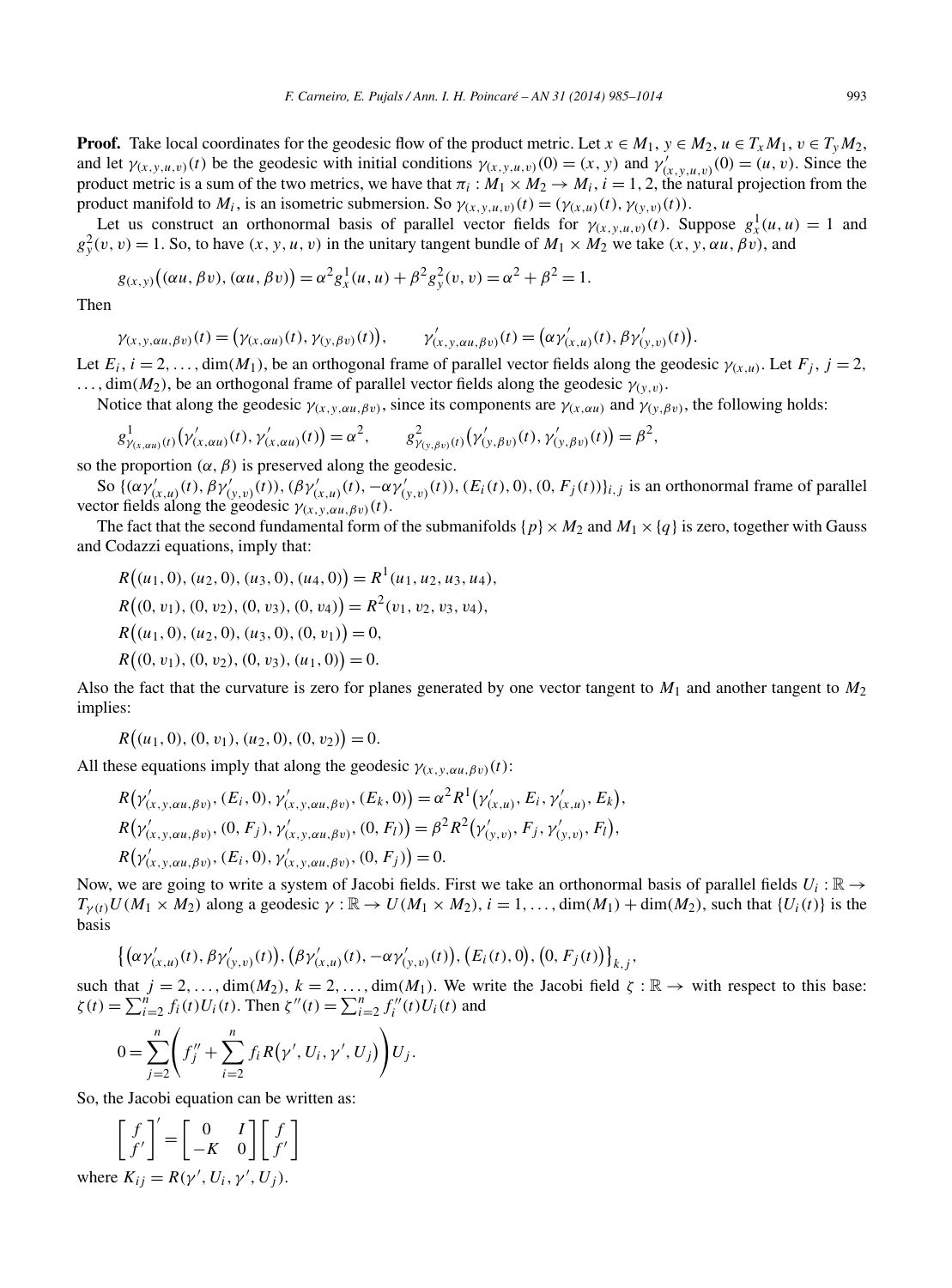**Proof.** Take local coordinates for the geodesic flow of the product metric. Let $x \in M_1$, $y \in M_2$, $u \in T_x M_1$, $v \in T_y M_2$, and let $\gamma_{(x,y,u,v)}(t)$ be the geodesic with initial conditions $\gamma_{(x,y,u,v)}(0) = (x, y)$ and $\gamma'_{(x,y,u,v)}(0) = (u, v)$. Since the product metric is a sum of the two metrics, we have that $\pi_i : M_1 \times M_2 \to M_i$, $i = 1, 2$, the natural projection from the product manifold to $M_i$, is an isometric submersion. So $\gamma_{(x,y,u,v)}(t) = (\gamma_{(x,u)}(t), \gamma_{(y,v)}(t))$.

Let us construct an orthonormal basis of parallel vector fields for $\gamma_{(x,y,u,v)}(t)$. Suppose $g^1_x(u, u) = 1$ and $g^2_y(v, v) = 1$. So, to have $(x, y, u, v)$ in the unitary tangent bundle of $M_1 \times M_2$ we take $(x, y, \alpha u, \beta v)$, and

$$g_{(x,y)}\big((\alpha u, \beta v), (\alpha u, \beta v)\big) = \alpha^2 g^1_x(u, u) + \beta^2 g^2_y(v, v) = \alpha^2 + \beta^2 = 1.$$

Then

$$\gamma_{(x,y,\alpha u,\beta v)}(t) = \big(\gamma_{(x,\alpha u)}(t), \gamma_{(y,\beta v)}(t)\big), \qquad \gamma'_{(x,y,\alpha u,\beta v)}(t) = \big(\alpha \gamma'_{(x,u)}(t), \beta \gamma'_{(y,v)}(t)\big).$$

Let $E_i$, $i = 2, \dots, \dim(M_1)$, be an orthogonal frame of parallel vector fields along the geodesic $\gamma_{(x,u)}$. Let $F_j$, $j = 2, \dots, \dim(M_2)$, be an orthogonal frame of parallel vector fields along the geodesic $\gamma_{(y,v)}$.

Notice that along the geodesic $\gamma_{(x,y,\alpha u,\beta v)}$, since its components are $\gamma_{(x,\alpha u)}$ and $\gamma_{(y,\beta v)}$, the following holds:

$$g^1_{\gamma_{(x,\alpha u)}(t)}\big(\gamma'_{(x,\alpha u)}(t), \gamma'_{(x,\alpha u)}(t)\big) = \alpha^2, \qquad g^2_{\gamma_{(y,\beta v)}(t)}\big(\gamma'_{(y,\beta v)}(t), \gamma'_{(y,\beta v)}(t)\big) = \beta^2,$$

so the proportion $(\alpha, \beta)$ is preserved along the geodesic.

So $\{(\alpha \gamma'_{(x,u)}(t), \beta \gamma'_{(y,v)}(t)), (\beta \gamma'_{(x,u)}(t), -\alpha \gamma'_{(y,v)}(t)), (E_i(t), 0), (0, F_j(t))\}_{i,j}$ is an orthonormal frame of parallel vector fields along the geodesic $\gamma_{(x,y,\alpha u,\beta v)}(t)$.

The fact that the second fundamental form of the submanifolds $\{p\} \times M_2$ and $M_1 \times \{q\}$ is zero, together with Gauss and Codazzi equations, imply that:

$$R\big((u_1, 0), (u_2, 0), (u_3, 0), (u_4, 0)\big) = R^1(u_1, u_2, u_3, u_4),$$
$$R\big((0, v_1), (0, v_2), (0, v_3), (0, v_4)\big) = R^2(v_1, v_2, v_3, v_4),$$
$$R\big((u_1, 0), (u_2, 0), (u_3, 0), (0, v_1)\big) = 0,$$
$$R\big((0, v_1), (0, v_2), (0, v_3), (u_1, 0)\big) = 0.$$

Also the fact that the curvature is zero for planes generated by one vector tangent to $M_1$ and another tangent to $M_2$ implies:

$$R\big((u_1, 0), (0, v_1), (u_2, 0), (0, v_2)\big) = 0.$$

All these equations imply that along the geodesic $\gamma_{(x,y,\alpha u,\beta v)}(t)$:

$$R\big(\gamma'_{(x,y,\alpha u,\beta v)}, (E_i, 0), \gamma'_{(x,y,\alpha u,\beta v)}, (E_k, 0)\big) = \alpha^2 R^1\big(\gamma'_{(x,u)}, E_i, \gamma'_{(x,u)}, E_k\big),$$
$$R\big(\gamma'_{(x,y,\alpha u,\beta v)}, (0, F_j), \gamma'_{(x,y,\alpha u,\beta v)}, (0, F_l)\big) = \beta^2 R^2\big(\gamma'_{(y,v)}, F_j, \gamma'_{(y,v)}, F_l\big),$$
$$R\big(\gamma'_{(x,y,\alpha u,\beta v)}, (E_i, 0), \gamma'_{(x,y,\alpha u,\beta v)}, (0, F_j)\big) = 0.$$

Now, we are going to write a system of Jacobi fields. First we take an orthonormal basis of parallel fields $U_i : \mathbb{R} \to T_{\gamma(t)} U(M_1 \times M_2)$ along a geodesic $\gamma : \mathbb{R} \to U(M_1 \times M_2)$, $i = 1, \dots, \dim(M_1) + \dim(M_2)$, such that $\{U_i(t)\}$ is the basis

$$\big\{\big(\alpha \gamma'_{(x,u)}(t), \beta \gamma'_{(y,v)}(t)\big), \big(\beta \gamma'_{(x,u)}(t), -\alpha \gamma'_{(y,v)}(t)\big), \big(E_i(t), 0\big), \big(0, F_j(t)\big)\big\}_{k,j},$$

such that $j = 2, \dots, \dim(M_2)$, $k = 2, \dots, \dim(M_1)$. We write the Jacobi field $\zeta : \mathbb{R} \to$ with respect to this base: $\zeta(t) = \sum_{i=2}^n f_i(t) U_i(t)$. Then $\zeta''(t) = \sum_{i=2}^n f''_i(t) U_i(t)$ and

$$0 = \sum_{j=2}^n \left( f''_j + \sum_{i=2}^n f_i R\big(\gamma', U_i, \gamma', U_j\big) \right) U_j.$$

So, the Jacobi equation can be written as:

$$\begin{bmatrix} f \\ f' \end{bmatrix}' = \begin{bmatrix} 0 & I \\ -K & 0 \end{bmatrix} \begin{bmatrix} f \\ f' \end{bmatrix}$$

where $K_{ij} = R(\gamma', U_i, \gamma', U_j)$.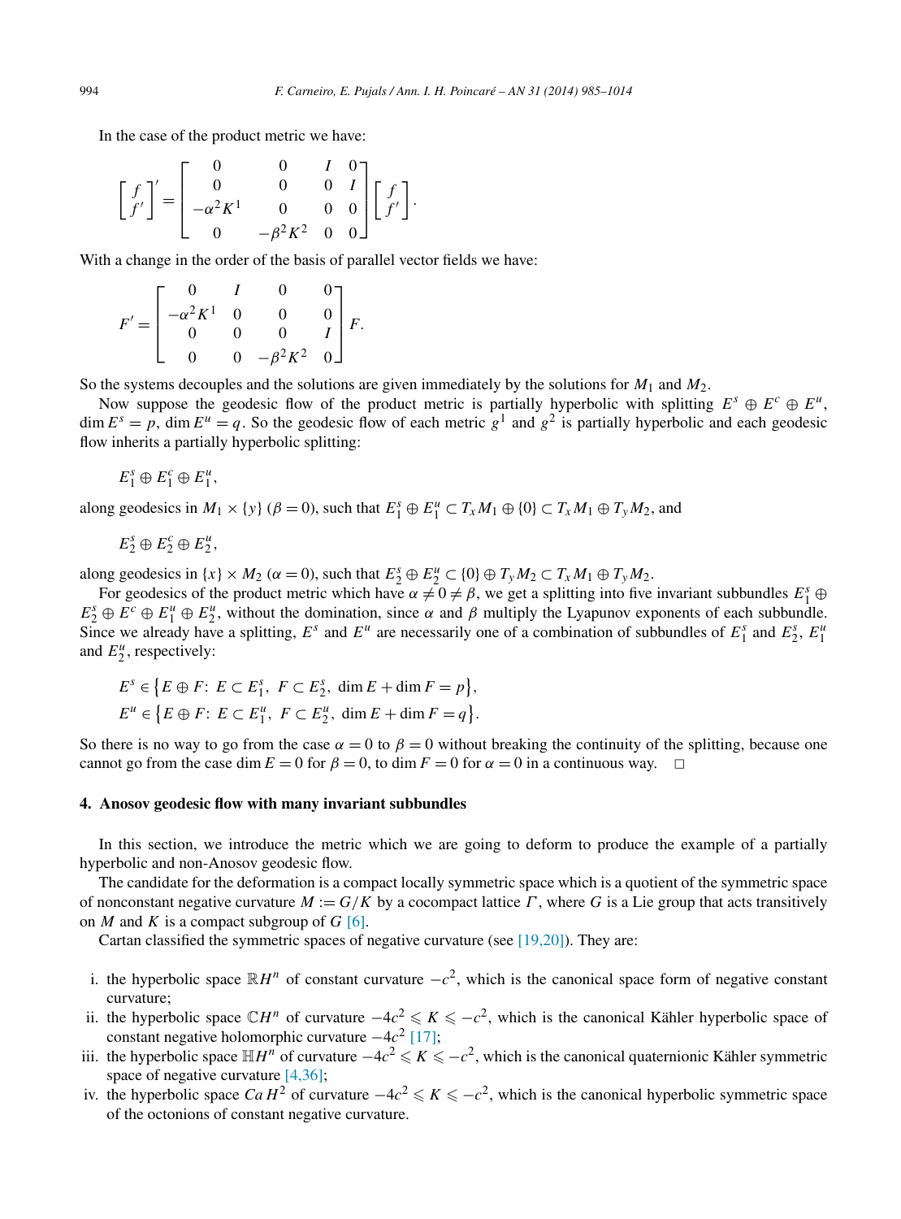In the case of the product metric we have:

$$\begin{bmatrix} f \\ f' \end{bmatrix}' = \begin{bmatrix} 0 & 0 & I & 0 \\ 0 & 0 & 0 & I \\ -\alpha^2 K^1 & 0 & 0 & 0 \\ 0 & -\beta^2 K^2 & 0 & 0 \end{bmatrix} \begin{bmatrix} f \\ f' \end{bmatrix}.$$

With a change in the order of the basis of parallel vector fields we have:

$$F' = \begin{bmatrix} 0 & I & 0 & 0 \\ -\alpha^2 K^1 & 0 & 0 & 0 \\ 0 & 0 & 0 & I \\ 0 & 0 & -\beta^2 K^2 & 0 \end{bmatrix} F.$$

So the systems decouples and the solutions are given immediately by the solutions for $M_1$ and $M_2$.

Now suppose the geodesic flow of the product metric is partially hyperbolic with splitting $E^s \oplus E^c \oplus E^u$, $\dim E^s = p$, $\dim E^u = q$. So the geodesic flow of each metric $g^1$ and $g^2$ is partially hyperbolic and each geodesic flow inherits a partially hyperbolic splitting:

$$E_1^s \oplus E_1^c \oplus E_1^u,$$

along geodesics in $M_1 \times \{y\}$ ($\beta = 0$), such that $E_1^s \oplus E_1^u \subset T_x M_1 \oplus \{0\} \subset T_x M_1 \oplus T_y M_2$, and

$$E_2^s \oplus E_2^c \oplus E_2^u,$$

along geodesics in $\{x\} \times M_2$ ($\alpha = 0$), such that $E_2^s \oplus E_2^u \subset \{0\} \oplus T_y M_2 \subset T_x M_1 \oplus T_y M_2$.

For geodesics of the product metric which have $\alpha \neq 0 \neq \beta$, we get a splitting into five invariant subbundles $E_1^s \oplus E_2^s \oplus E^c \oplus E_1^u \oplus E_2^u$, without the domination, since $\alpha$ and $\beta$ multiply the Lyapunov exponents of each subbundle. Since we already have a splitting, $E^s$ and $E^u$ are necessarily one of a combination of subbundles of $E_1^s$ and $E_2^s$, $E_1^u$ and $E_2^u$, respectively:

$$E^s \in \{E \oplus F\colon\ E \subset E_1^s,\ F \subset E_2^s,\ \dim E + \dim F = p\},$$
$$E^u \in \{E \oplus F\colon\ E \subset E_1^u,\ F \subset E_2^u,\ \dim E + \dim F = q\}.$$

So there is no way to go from the case $\alpha = 0$ to $\beta = 0$ without breaking the continuity of the splitting, because one cannot go from the case $\dim E = 0$ for $\beta = 0$, to $\dim F = 0$ for $\alpha = 0$ in a continuous way. □

## 4. Anosov geodesic flow with many invariant subbundles

In this section, we introduce the metric which we are going to deform to produce the example of a partially hyperbolic and non-Anosov geodesic flow.

The candidate for the deformation is a compact locally symmetric space which is a quotient of the symmetric space of nonconstant negative curvature $M := G/K$ by a cocompact lattice $\Gamma$, where $G$ is a Lie group that acts transitively on $M$ and $K$ is a compact subgroup of $G$ [6].

Cartan classified the symmetric spaces of negative curvature (see [19,20]). They are:

i. the hyperbolic space $\mathbb{R}H^n$ of constant curvature $-c^2$, which is the canonical space form of negative constant curvature;
ii. the hyperbolic space $\mathbb{C}H^n$ of curvature $-4c^2 \leqslant K \leqslant -c^2$, which is the canonical Kähler hyperbolic space of constant negative holomorphic curvature $-4c^2$ [17];
iii. the hyperbolic space $\mathbb{H}H^n$ of curvature $-4c^2 \leqslant K \leqslant -c^2$, which is the canonical quaternionic Kähler symmetric space of negative curvature [4,36];
iv. the hyperbolic space $Ca\,H^2$ of curvature $-4c^2 \leqslant K \leqslant -c^2$, which is the canonical hyperbolic symmetric space of the octonions of constant negative curvature.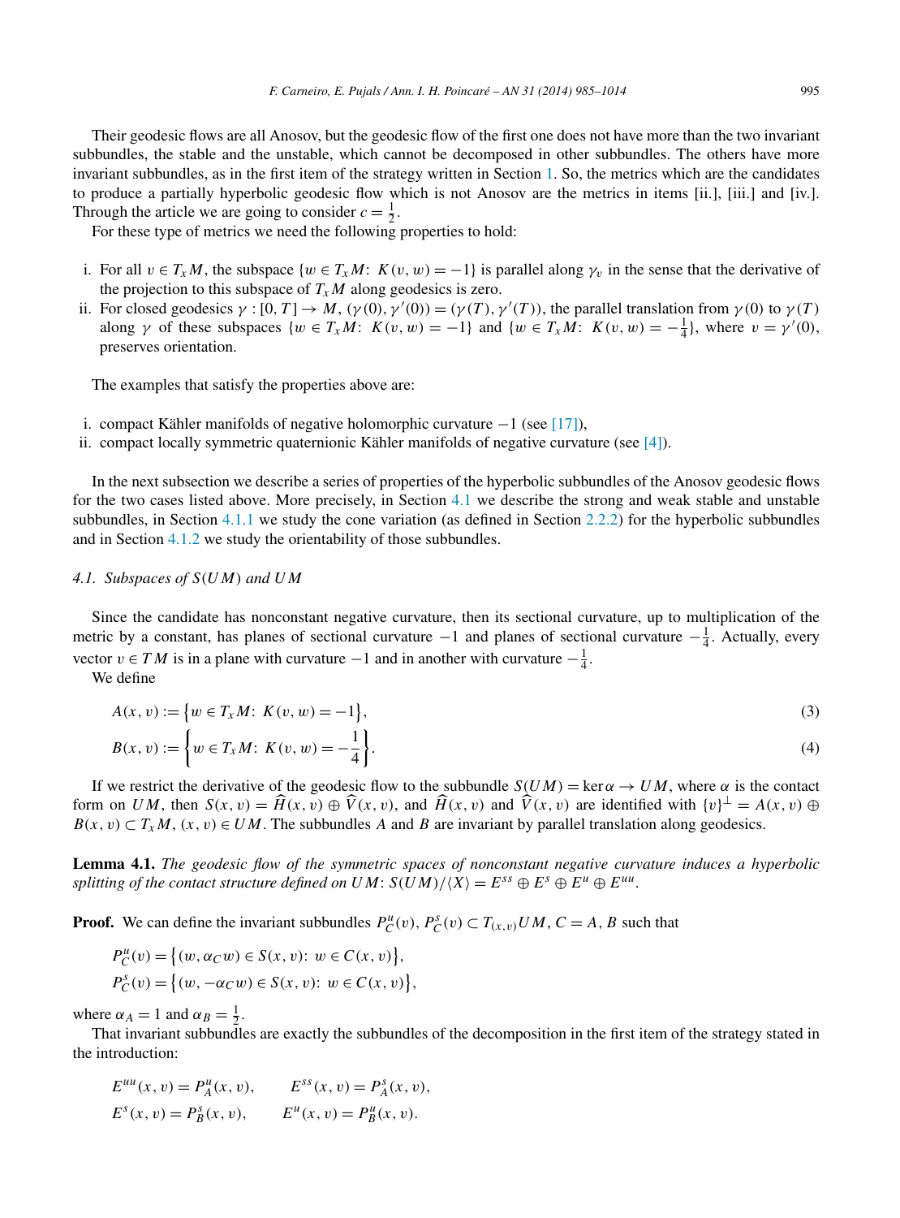Their geodesic flows are all Anosov, but the geodesic flow of the first one does not have more than the two invariant subbundles, the stable and the unstable, which cannot be decomposed in other subbundles. The others have more invariant subbundles, as in the first item of the strategy written in Section 1. So, the metrics which are the candidates to produce a partially hyperbolic geodesic flow which is not Anosov are the metrics in items [ii.], [iii.] and [iv.]. Through the article we are going to consider $c = \frac{1}{2}$.

For these type of metrics we need the following properties to hold:

i. For all $v \in T_xM$, the subspace $\{w \in T_xM\colon\ K(v,w) = -1\}$ is parallel along $\gamma_v$ in the sense that the derivative of the projection to this subspace of $T_xM$ along geodesics is zero.
ii. For closed geodesics $\gamma : [0,T] \to M$, $(\gamma(0), \gamma'(0)) = (\gamma(T), \gamma'(T))$, the parallel translation from $\gamma(0)$ to $\gamma(T)$ along $\gamma$ of these subspaces $\{w \in T_xM\colon\ K(v,w) = -1\}$ and $\{w \in T_xM\colon\ K(v,w) = -\frac{1}{4}\}$, where $v = \gamma'(0)$, preserves orientation.

The examples that satisfy the properties above are:

i. compact Kähler manifolds of negative holomorphic curvature $-1$ (see [17]),
ii. compact locally symmetric quaternionic Kähler manifolds of negative curvature (see [4]).

In the next subsection we describe a series of properties of the hyperbolic subbundles of the Anosov geodesic flows for the two cases listed above. More precisely, in Section 4.1 we describe the strong and weak stable and unstable subbundles, in Section 4.1.1 we study the cone variation (as defined in Section 2.2.2) for the hyperbolic subbundles and in Section 4.1.2 we study the orientability of those subbundles.

### *4.1. Subspaces of $S(UM)$ and $UM$*

Since the candidate has nonconstant negative curvature, then its sectional curvature, up to multiplication of the metric by a constant, has planes of sectional curvature $-1$ and planes of sectional curvature $-\frac{1}{4}$. Actually, every vector $v \in TM$ is in a plane with curvature $-1$ and in another with curvature $-\frac{1}{4}$.

We define

$$A(x,v) := \{w \in T_xM\colon\ K(v,w) = -1\}, \tag{3}$$

$$B(x,v) := \left\{w \in T_xM\colon\ K(v,w) = -\frac{1}{4}\right\}. \tag{4}$$

If we restrict the derivative of the geodesic flow to the subbundle $S(UM) = \ker\alpha \to UM$, where $\alpha$ is the contact form on $UM$, then $S(x,v) = \widehat{H}(x,v) \oplus \widehat{V}(x,v)$, and $\widehat{H}(x,v)$ and $\widehat{V}(x,v)$ are identified with $\{v\}^\perp = A(x,v) \oplus B(x,v) \subset T_xM$, $(x,v) \in UM$. The subbundles $A$ and $B$ are invariant by parallel translation along geodesics.

**Lemma 4.1.** *The geodesic flow of the symmetric spaces of nonconstant negative curvature induces a hyperbolic splitting of the contact structure defined on $UM$: $S(UM)/\langle X\rangle = E^{ss} \oplus E^s \oplus E^u \oplus E^{uu}$.*

**Proof.** We can define the invariant subbundles $P_C^u(v), P_C^s(v) \subset T_{(x,v)}UM$, $C = A, B$ such that

$$P_C^u(v) = \{(w, \alpha_C w) \in S(x,v)\colon\ w \in C(x,v)\},$$
$$P_C^s(v) = \{(w, -\alpha_C w) \in S(x,v)\colon\ w \in C(x,v)\},$$

where $\alpha_A = 1$ and $\alpha_B = \frac{1}{2}$.

That invariant subbundles are exactly the subbundles of the decomposition in the first item of the strategy stated in the introduction:

$$E^{uu}(x,v) = P_A^u(x,v), \qquad E^{ss}(x,v) = P_A^s(x,v),$$
$$E^s(x,v) = P_B^s(x,v), \qquad E^u(x,v) = P_B^u(x,v).$$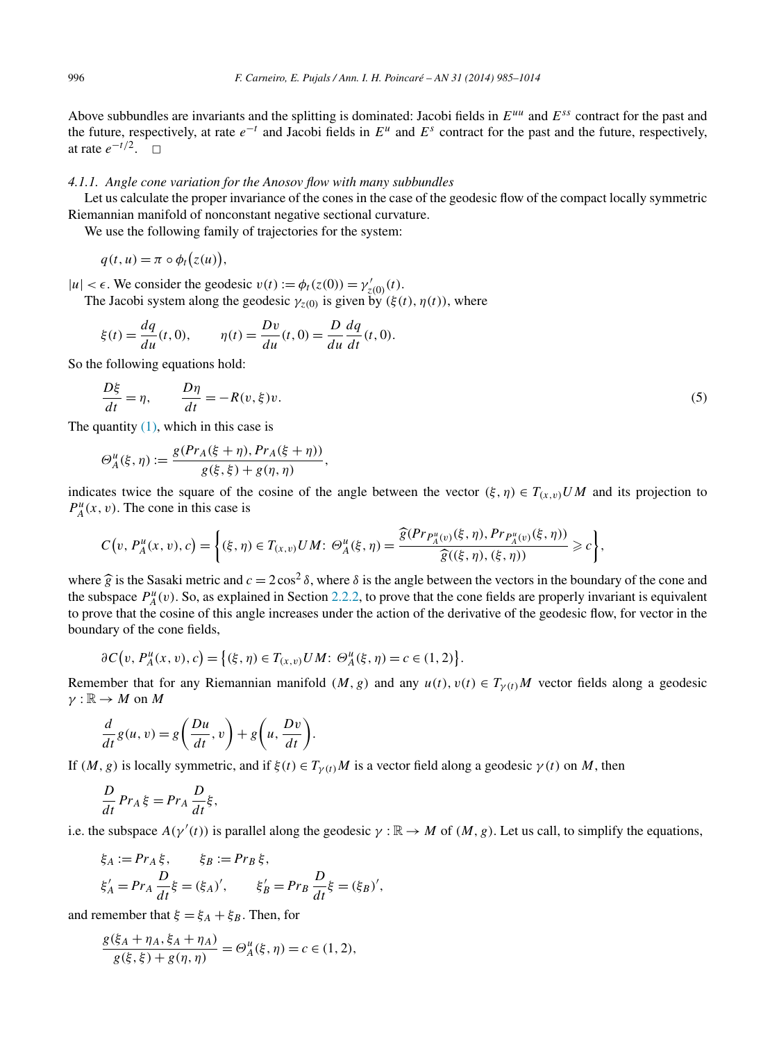Above subbundles are invariants and the splitting is dominated: Jacobi fields in $E^{uu}$ and $E^{ss}$ contract for the past and the future, respectively, at rate $e^{-t}$ and Jacobi fields in $E^{u}$ and $E^{s}$ contract for the past and the future, respectively, at rate $e^{-t/2}$. $\square$

#### 4.1.1. Angle cone variation for the Anosov flow with many subbundles

Let us calculate the proper invariance of the cones in the case of the geodesic flow of the compact locally symmetric Riemannian manifold of nonconstant negative sectional curvature.

We use the following family of trajectories for the system:

$$q(t,u) = \pi \circ \phi_t\big(z(u)\big),$$

$|u| < \epsilon$. We consider the geodesic $v(t) := \phi_t(z(0)) = \gamma'_{z(0)}(t)$.

The Jacobi system along the geodesic $\gamma_{z(0)}$ is given by $(\xi(t), \eta(t))$, where

$$\xi(t) = \frac{dq}{du}(t,0), \qquad \eta(t) = \frac{Dv}{du}(t,0) = \frac{D}{du}\frac{dq}{dt}(t,0).$$

So the following equations hold:

$$\frac{D\xi}{dt} = \eta, \qquad \frac{D\eta}{dt} = -R(v,\xi)v. \tag{5}$$

The quantity (1), which in this case is

$$\Theta^u_A(\xi,\eta) := \frac{g(Pr_A(\xi+\eta), Pr_A(\xi+\eta))}{g(\xi,\xi)+g(\eta,\eta)},$$

indicates twice the square of the cosine of the angle between the vector $(\xi,\eta) \in T_{(x,v)}UM$ and its projection to $P^u_A(x,v)$. The cone in this case is

$$C\big(v, P^u_A(x,v), c\big) = \left\{(\xi,\eta) \in T_{(x,v)}UM\colon\ \Theta^u_A(\xi,\eta) = \frac{\widehat{g}(Pr_{P^u_A(v)}(\xi,\eta), Pr_{P^u_A(v)}(\xi,\eta))}{\widehat{g}((\xi,\eta),(\xi,\eta))} \geqslant c\right\},$$

where $\widehat{g}$ is the Sasaki metric and $c = 2\cos^2\delta$, where $\delta$ is the angle between the vectors in the boundary of the cone and the subspace $P^u_A(v)$. So, as explained in Section 2.2.2, to prove that the cone fields are properly invariant is equivalent to prove that the cosine of this angle increases under the action of the derivative of the geodesic flow, for vector in the boundary of the cone fields,

$$\partial C\big(v, P^u_A(x,v), c\big) = \big\{(\xi,\eta) \in T_{(x,v)}UM\colon\ \Theta^u_A(\xi,\eta) = c \in (1,2)\big\}.$$

Remember that for any Riemannian manifold $(M,g)$ and any $u(t), v(t) \in T_{\gamma(t)}M$ vector fields along a geodesic $\gamma: \mathbb{R} \to M$ on $M$

$$\frac{d}{dt}g(u,v) = g\left(\frac{Du}{dt}, v\right) + g\left(u, \frac{Dv}{dt}\right).$$

If $(M,g)$ is locally symmetric, and if $\xi(t) \in T_{\gamma(t)}M$ is a vector field along a geodesic $\gamma(t)$ on $M$, then

$$\frac{D}{dt}Pr_A\,\xi = Pr_A\frac{D}{dt}\xi,$$

i.e. the subspace $A(\gamma'(t))$ is parallel along the geodesic $\gamma: \mathbb{R} \to M$ of $(M,g)$. Let us call, to simplify the equations,

$$\xi_A := Pr_A\,\xi, \qquad \xi_B := Pr_B\,\xi,$$

$$\xi'_A = Pr_A\frac{D}{dt}\xi = (\xi_A)', \qquad \xi'_B = Pr_B\frac{D}{dt}\xi = (\xi_B)',$$

and remember that $\xi = \xi_A + \xi_B$. Then, for

$$\frac{g(\xi_A+\eta_A, \xi_A+\eta_A)}{g(\xi,\xi)+g(\eta,\eta)} = \Theta^u_A(\xi,\eta) = c \in (1,2),$$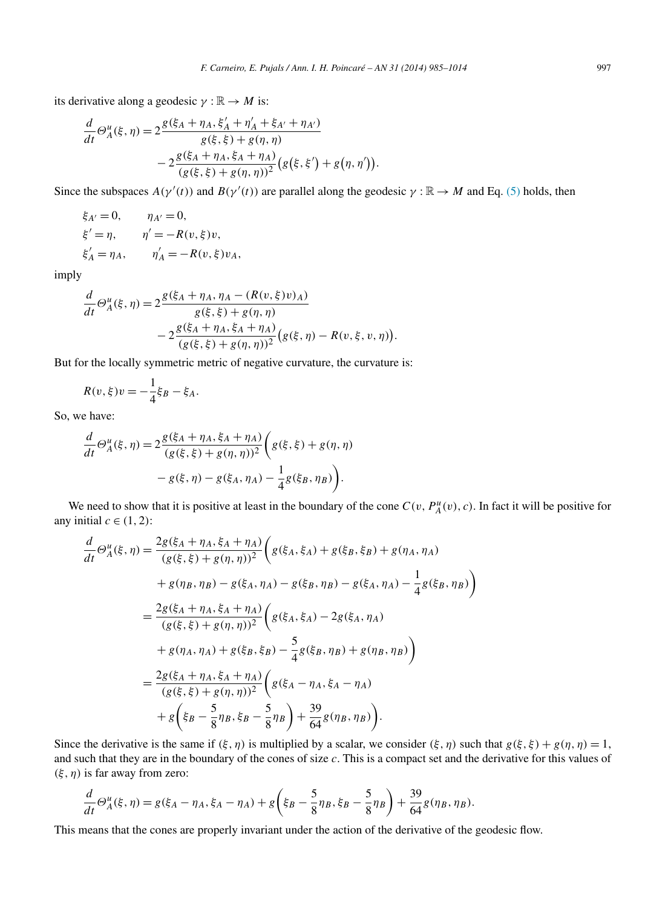its derivative along a geodesic $\gamma : \mathbb{R} \to M$ is:

$$\frac{d}{dt}\Theta^u_A(\xi,\eta) = 2\frac{g(\xi_A+\eta_A, \xi'_A+\eta'_A+\xi_{A'}+\eta_{A'})}{g(\xi,\xi)+g(\eta,\eta)} - 2\frac{g(\xi_A+\eta_A,\xi_A+\eta_A)}{(g(\xi,\xi)+g(\eta,\eta))^2}\big(g\big(\xi,\xi'\big)+g\big(\eta,\eta'\big)\big).$$

Since the subspaces $A(\gamma'(t))$ and $B(\gamma'(t))$ are parallel along the geodesic $\gamma : \mathbb{R} \to M$ and Eq. (5) holds, then

$$\begin{aligned}
&\xi_{A'} = 0, \qquad \eta_{A'} = 0,\\
&\xi' = \eta, \qquad \eta' = -R(v,\xi)v,\\
&\xi'_A = \eta_A, \qquad \eta'_A = -R(v,\xi)v_A,
\end{aligned}$$

imply

$$\frac{d}{dt}\Theta^u_A(\xi,\eta) = 2\frac{g(\xi_A+\eta_A, \eta_A-(R(v,\xi)v)_A)}{g(\xi,\xi)+g(\eta,\eta)} - 2\frac{g(\xi_A+\eta_A,\xi_A+\eta_A)}{(g(\xi,\xi)+g(\eta,\eta))^2}\big(g(\xi,\eta)-R(v,\xi,v,\eta)\big).$$

But for the locally symmetric metric of negative curvature, the curvature is:

$$R(v,\xi)v = -\frac{1}{4}\xi_B - \xi_A.$$

So, we have:

$$\frac{d}{dt}\Theta^u_A(\xi,\eta) = 2\frac{g(\xi_A+\eta_A,\xi_A+\eta_A)}{(g(\xi,\xi)+g(\eta,\eta))^2}\bigg(g(\xi,\xi)+g(\eta,\eta) - g(\xi,\eta)-g(\xi_A,\eta_A)-\frac{1}{4}g(\xi_B,\eta_B)\bigg).$$

We need to show that it is positive at least in the boundary of the cone $C(v, P^u_A(v), c)$. In fact it will be positive for any initial $c \in (1,2)$:

$$\begin{aligned}
\frac{d}{dt}\Theta^u_A(\xi,\eta) &= \frac{2g(\xi_A+\eta_A,\xi_A+\eta_A)}{(g(\xi,\xi)+g(\eta,\eta))^2}\bigg(g(\xi_A,\xi_A)+g(\xi_B,\xi_B)+g(\eta_A,\eta_A)\\
&\quad + g(\eta_B,\eta_B) - g(\xi_A,\eta_A) - g(\xi_B,\eta_B) - g(\xi_A,\eta_A) - \frac{1}{4}g(\xi_B,\eta_B)\bigg)\\
&= \frac{2g(\xi_A+\eta_A,\xi_A+\eta_A)}{(g(\xi,\xi)+g(\eta,\eta))^2}\bigg(g(\xi_A,\xi_A)-2g(\xi_A,\eta_A)\\
&\quad + g(\eta_A,\eta_A)+g(\xi_B,\xi_B)-\frac{5}{4}g(\xi_B,\eta_B)+g(\eta_B,\eta_B)\bigg)\\
&= \frac{2g(\xi_A+\eta_A,\xi_A+\eta_A)}{(g(\xi,\xi)+g(\eta,\eta))^2}\bigg(g(\xi_A-\eta_A,\xi_A-\eta_A)\\
&\quad + g\bigg(\xi_B-\frac{5}{8}\eta_B,\xi_B-\frac{5}{8}\eta_B\bigg)+\frac{39}{64}g(\eta_B,\eta_B)\bigg).
\end{aligned}$$

Since the derivative is the same if $(\xi,\eta)$ is multiplied by a scalar, we consider $(\xi,\eta)$ such that $g(\xi,\xi)+g(\eta,\eta)=1$, and such that they are in the boundary of the cones of size $c$. This is a compact set and the derivative for this values of $(\xi,\eta)$ is far away from zero:

$$\frac{d}{dt}\Theta^u_A(\xi,\eta) = g(\xi_A-\eta_A,\xi_A-\eta_A)+g\bigg(\xi_B-\frac{5}{8}\eta_B,\xi_B-\frac{5}{8}\eta_B\bigg)+\frac{39}{64}g(\eta_B,\eta_B).$$

This means that the cones are properly invariant under the action of the derivative of the geodesic flow.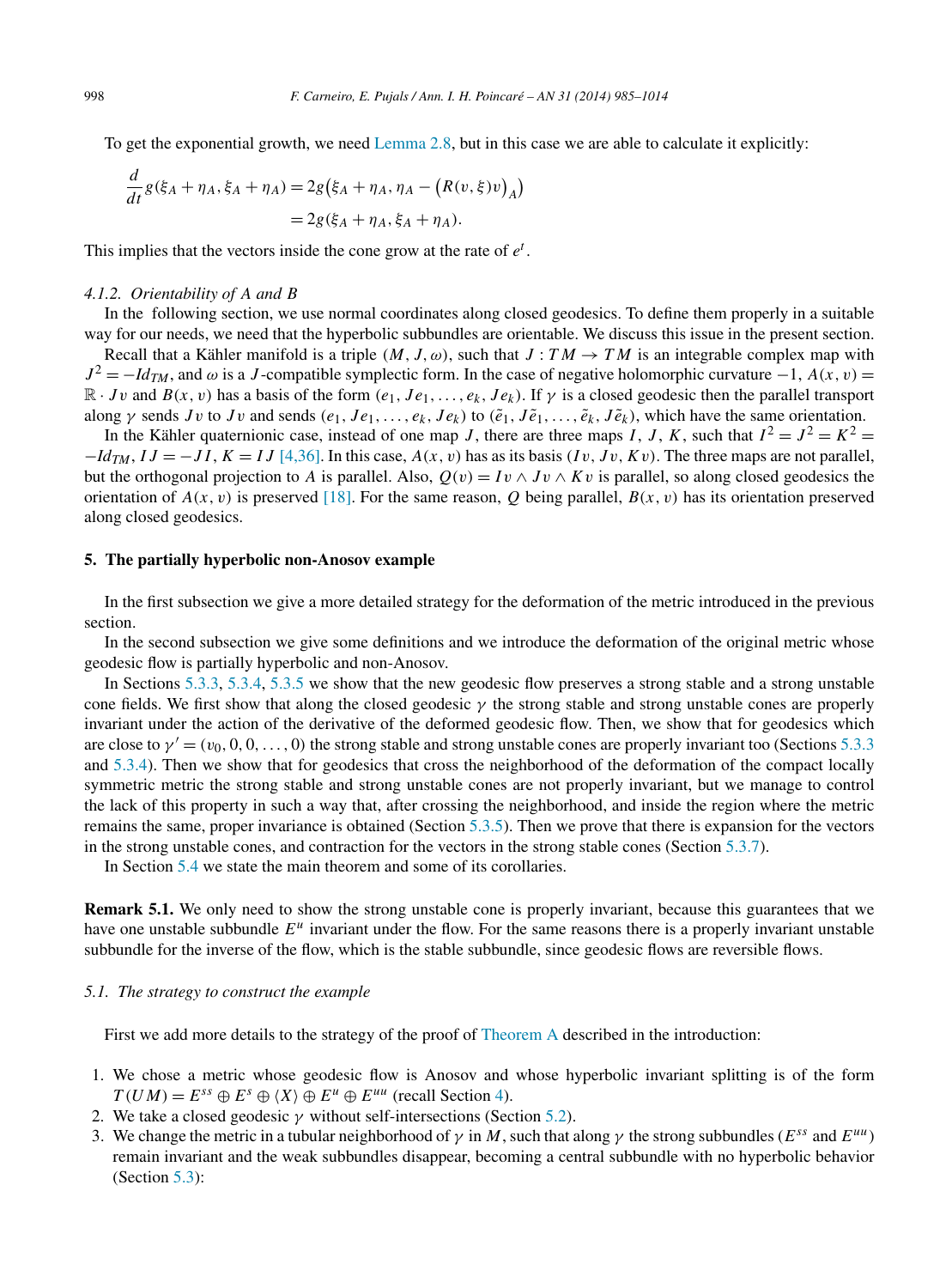To get the exponential growth, we need Lemma 2.8, but in this case we are able to calculate it explicitly:

$$
\begin{aligned}
\frac{d}{dt} g(\xi_A + \eta_A, \xi_A + \eta_A) &= 2g\big(\xi_A + \eta_A, \eta_A - \big(R(v,\xi)v\big)_A\big) \\
&= 2g(\xi_A + \eta_A, \xi_A + \eta_A).
\end{aligned}
$$

This implies that the vectors inside the cone grow at the rate of $e^t$.

#### 4.1.2. *Orientability of A and B*

In the following section, we use normal coordinates along closed geodesics. To define them properly in a suitable way for our needs, we need that the hyperbolic subbundles are orientable. We discuss this issue in the present section.

Recall that a Kähler manifold is a triple $(M, J, \omega)$, such that $J : TM \to TM$ is an integrable complex map with $J^2 = -Id_{TM}$, and $\omega$ is a $J$-compatible symplectic form. In the case of negative holomorphic curvature $-1$, $A(x, v) = \mathbb{R} \cdot Jv$ and $B(x, v)$ has a basis of the form $(e_1, Je_1, \ldots, e_k, Je_k)$. If $\gamma$ is a closed geodesic then the parallel transport along $\gamma$ sends $Jv$ to $Jv$ and sends $(e_1, Je_1, \ldots, e_k, Je_k)$ to $(\tilde{e}_1, J\tilde{e}_1, \ldots, \tilde{e}_k, J\tilde{e}_k)$, which have the same orientation.

In the Kähler quaternionic case, instead of one map $J$, there are three maps $I$, $J$, $K$, such that $I^2 = J^2 = K^2 = -Id_{TM}$, $IJ = -JI$, $K = IJ$ [4,36]. In this case, $A(x, v)$ has as its basis $(Iv, Jv, Kv)$. The three maps are not parallel, but the orthogonal projection to $A$ is parallel. Also, $Q(v) = Iv \wedge Jv \wedge Kv$ is parallel, so along closed geodesics the orientation of $A(x, v)$ is preserved [18]. For the same reason, $Q$ being parallel, $B(x, v)$ has its orientation preserved along closed geodesics.

## 5. The partially hyperbolic non-Anosov example

In the first subsection we give a more detailed strategy for the deformation of the metric introduced in the previous section.

In the second subsection we give some definitions and we introduce the deformation of the original metric whose geodesic flow is partially hyperbolic and non-Anosov.

In Sections 5.3.3, 5.3.4, 5.3.5 we show that the new geodesic flow preserves a strong stable and a strong unstable cone fields. We first show that along the closed geodesic $\gamma$ the strong stable and strong unstable cones are properly invariant under the action of the derivative of the deformed geodesic flow. Then, we show that for geodesics which are close to $\gamma' = (v_0, 0, 0, \ldots, 0)$ the strong stable and strong unstable cones are properly invariant too (Sections 5.3.3 and 5.3.4). Then we show that for geodesics that cross the neighborhood of the deformation of the compact locally symmetric metric the strong stable and strong unstable cones are not properly invariant, but we manage to control the lack of this property in such a way that, after crossing the neighborhood, and inside the region where the metric remains the same, proper invariance is obtained (Section 5.3.5). Then we prove that there is expansion for the vectors in the strong unstable cones, and contraction for the vectors in the strong stable cones (Section 5.3.7).

In Section 5.4 we state the main theorem and some of its corollaries.

**Remark 5.1.** We only need to show the strong unstable cone is properly invariant, because this guarantees that we have one unstable subbundle $E^u$ invariant under the flow. For the same reasons there is a properly invariant unstable subbundle for the inverse of the flow, which is the stable subbundle, since geodesic flows are reversible flows.

### 5.1. *The strategy to construct the example*

First we add more details to the strategy of the proof of Theorem A described in the introduction:

1. We chose a metric whose geodesic flow is Anosov and whose hyperbolic invariant splitting is of the form $T(UM) = E^{ss} \oplus E^s \oplus \langle X \rangle \oplus E^u \oplus E^{uu}$ (recall Section 4).
2. We take a closed geodesic $\gamma$ without self-intersections (Section 5.2).
3. We change the metric in a tubular neighborhood of $\gamma$ in $M$, such that along $\gamma$ the strong subbundles ($E^{ss}$ and $E^{uu}$) remain invariant and the weak subbundles disappear, becoming a central subbundle with no hyperbolic behavior (Section 5.3):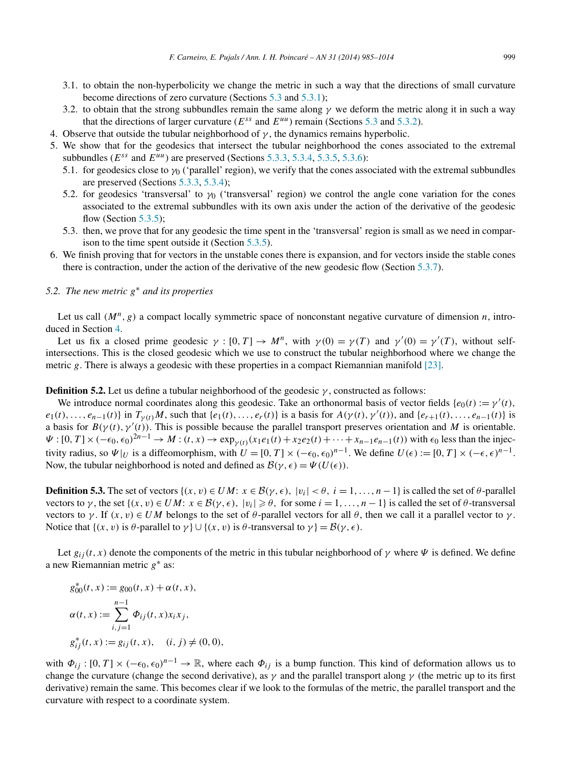3.1. to obtain the non-hyperbolicity we change the metric in such a way that the directions of small curvature become directions of zero curvature (Sections 5.3 and 5.3.1);
   3.2. to obtain that the strong subbundles remain the same along $\gamma$ we deform the metric along it in such a way that the directions of larger curvature ($E^{ss}$ and $E^{uu}$) remain (Sections 5.3 and 5.3.2).
4. Observe that outside the tubular neighborhood of $\gamma$, the dynamics remains hyperbolic.
5. We show that for the geodesics that intersect the tubular neighborhood the cones associated to the extremal subbundles ($E^{ss}$ and $E^{uu}$) are preserved (Sections 5.3.3, 5.3.4, 5.3.5, 5.3.6):
   5.1. for geodesics close to $\gamma_0$ ('parallel' region), we verify that the cones associated with the extremal subbundles are preserved (Sections 5.3.3, 5.3.4);
   5.2. for geodesics 'transversal' to $\gamma_0$ ('transversal' region) we control the angle cone variation for the cones associated to the extremal subbundles with its own axis under the action of the derivative of the geodesic flow (Section 5.3.5);
   5.3. then, we prove that for any geodesic the time spent in the 'transversal' region is small as we need in comparison to the time spent outside it (Section 5.3.5).
6. We finish proving that for vectors in the unstable cones there is expansion, and for vectors inside the stable cones there is contraction, under the action of the derivative of the new geodesic flow (Section 5.3.7).

## 5.2. The new metric $g^*$ and its properties

Let us call $(M^n, g)$ a compact locally symmetric space of nonconstant negative curvature of dimension $n$, introduced in Section 4.

Let us fix a closed prime geodesic $\gamma : [0, T] \to M^n$, with $\gamma(0) = \gamma(T)$ and $\gamma'(0) = \gamma'(T)$, without self-intersections. This is the closed geodesic which we use to construct the tubular neighborhood where we change the metric $g$. There is always a geodesic with these properties in a compact Riemannian manifold [23].

**Definition 5.2.** Let us define a tubular neighborhood of the geodesic $\gamma$, constructed as follows:

We introduce normal coordinates along this geodesic. Take an orthonormal basis of vector fields $\{e_0(t) := \gamma'(t), e_1(t), \dots, e_{n-1}(t)\}$ in $T_{\gamma(t)}M$, such that $\{e_1(t), \dots, e_r(t)\}$ is a basis for $A(\gamma(t), \gamma'(t))$, and $\{e_{r+1}(t), \dots, e_{n-1}(t)\}$ is a basis for $B(\gamma(t), \gamma'(t))$. This is possible because the parallel transport preserves orientation and $M$ is orientable. $\Psi : [0, T] \times (-\epsilon_0, \epsilon_0)^{2n-1} \to M : (t, x) \to \exp_{\gamma(t)}(x_1 e_1(t) + x_2 e_2(t) + \dots + x_{n-1} e_{n-1}(t))$ with $\epsilon_0$ less than the injectivity radius, so $\Psi|_U$ is a diffeomorphism, with $U = [0, T] \times (-\epsilon_0, \epsilon_0)^{n-1}$. We define $U(\epsilon) := [0, T] \times (-\epsilon, \epsilon)^{n-1}$. Now, the tubular neighborhood is noted and defined as $\mathcal{B}(\gamma, \epsilon) = \Psi(U(\epsilon))$.

**Definition 5.3.** The set of vectors $\{(x, v) \in UM\colon x \in \mathcal{B}(\gamma, \epsilon),\ |v_i| < \theta,\ i = 1, \dots, n-1\}$ is called the set of $\theta$-parallel vectors to $\gamma$, the set $\{(x, v) \in UM\colon x \in \mathcal{B}(\gamma, \epsilon),\ |v_i| \geqslant \theta,\ \text{for some } i = 1, \dots, n-1\}$ is called the set of $\theta$-transversal vectors to $\gamma$. If $(x, v) \in UM$ belongs to the set of $\theta$-parallel vectors for all $\theta$, then we call it a parallel vector to $\gamma$. Notice that $\{(x, v) \text{ is } \theta\text{-parallel to } \gamma\} \cup \{(x, v) \text{ is } \theta\text{-transversal to } \gamma\} = \mathcal{B}(\gamma, \epsilon)$.

Let $g_{ij}(t, x)$ denote the components of the metric in this tubular neighborhood of $\gamma$ where $\Psi$ is defined. We define a new Riemannian metric $g^*$ as:

$$g^*_{00}(t, x) := g_{00}(t, x) + \alpha(t, x),$$

$$\alpha(t, x) := \sum_{i,j=1}^{n-1} \Phi_{ij}(t, x) x_i x_j,$$

$$g^*_{ij}(t, x) := g_{ij}(t, x), \quad (i, j) \neq (0, 0),$$

with $\Phi_{ij} : [0, T] \times (-\epsilon_0, \epsilon_0)^{n-1} \to \mathbb{R}$, where each $\Phi_{ij}$ is a bump function. This kind of deformation allows us to change the curvature (change the second derivative), as $\gamma$ and the parallel transport along $\gamma$ (the metric up to its first derivative) remain the same. This becomes clear if we look to the formulas of the metric, the parallel transport and the curvature with respect to a coordinate system.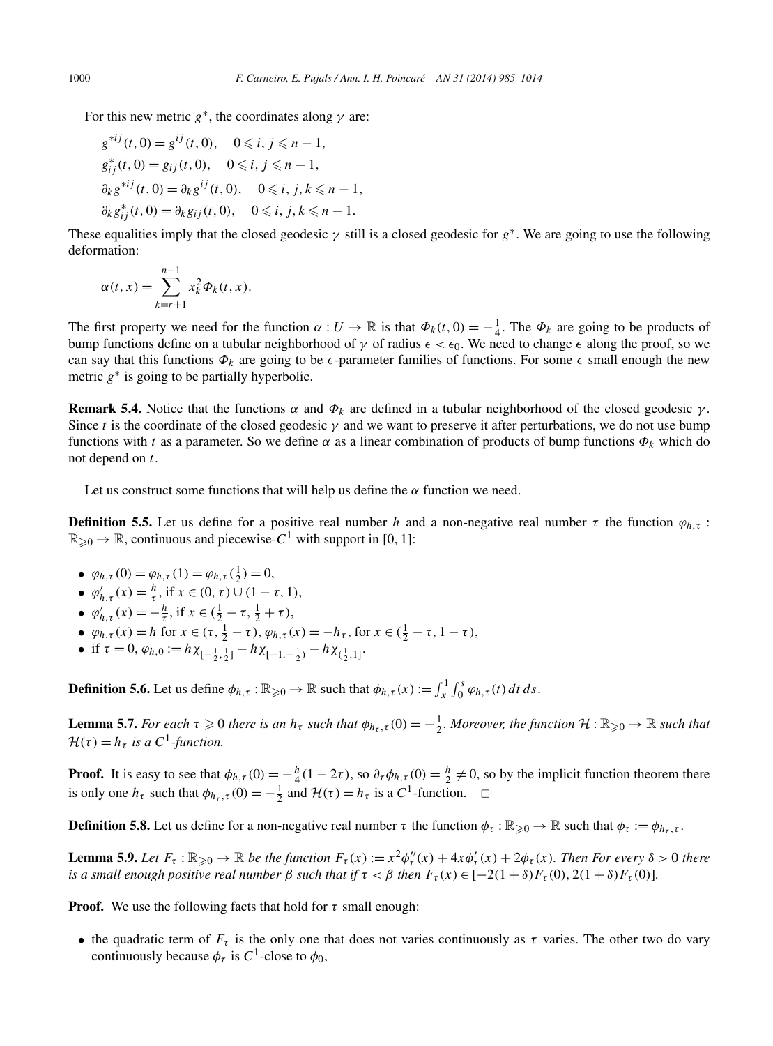For this new metric $g^*$, the coordinates along $\gamma$ are:

$$g^{*ij}(t,0) = g^{ij}(t,0), \quad 0 \leqslant i, j \leqslant n-1,$$
$$g^*_{ij}(t,0) = g_{ij}(t,0), \quad 0 \leqslant i, j \leqslant n-1,$$
$$\partial_k g^{*ij}(t,0) = \partial_k g^{ij}(t,0), \quad 0 \leqslant i, j, k \leqslant n-1,$$
$$\partial_k g^*_{ij}(t,0) = \partial_k g_{ij}(t,0), \quad 0 \leqslant i, j, k \leqslant n-1.$$

These equalities imply that the closed geodesic $\gamma$ still is a closed geodesic for $g^*$. We are going to use the following deformation:

$$\alpha(t,x) = \sum_{k=r+1}^{n-1} x_k^2 \Phi_k(t,x).$$

The first property we need for the function $\alpha : U \to \mathbb{R}$ is that $\Phi_k(t,0) = -\frac{1}{4}$. The $\Phi_k$ are going to be products of bump functions define on a tubular neighborhood of $\gamma$ of radius $\epsilon < \epsilon_0$. We need to change $\epsilon$ along the proof, so we can say that this functions $\Phi_k$ are going to be $\epsilon$-parameter families of functions. For some $\epsilon$ small enough the new metric $g^*$ is going to be partially hyperbolic.

**Remark 5.4.** Notice that the functions $\alpha$ and $\Phi_k$ are defined in a tubular neighborhood of the closed geodesic $\gamma$. Since $t$ is the coordinate of the closed geodesic $\gamma$ and we want to preserve it after perturbations, we do not use bump functions with $t$ as a parameter. So we define $\alpha$ as a linear combination of products of bump functions $\Phi_k$ which do not depend on $t$.

Let us construct some functions that will help us define the $\alpha$ function we need.

**Definition 5.5.** Let us define for a positive real number $h$ and a non-negative real number $\tau$ the function $\varphi_{h,\tau} : \mathbb{R}_{\geqslant 0} \to \mathbb{R}$, continuous and piecewise-$C^1$ with support in $[0,1]$:

- $\varphi_{h,\tau}(0) = \varphi_{h,\tau}(1) = \varphi_{h,\tau}(\frac{1}{2}) = 0$,
- $\varphi'_{h,\tau}(x) = \frac{h}{\tau}$, if $x \in (0,\tau) \cup (1-\tau, 1)$,
- $\varphi'_{h,\tau}(x) = -\frac{h}{\tau}$, if $x \in (\frac{1}{2}-\tau, \frac{1}{2}+\tau)$,
- $\varphi_{h,\tau}(x) = h$ for $x \in (\tau, \frac{1}{2}-\tau)$, $\varphi_{h,\tau}(x) = -h_\tau$, for $x \in (\frac{1}{2}-\tau, 1-\tau)$,
- if $\tau = 0$, $\varphi_{h,0} := h\chi_{[-\frac{1}{2},\frac{1}{2}]} - h\chi_{[-1,-\frac{1}{2})} - h\chi_{(\frac{1}{2},1]}$.

**Definition 5.6.** Let us define $\phi_{h,\tau} : \mathbb{R}_{\geqslant 0} \to \mathbb{R}$ such that $\phi_{h,\tau}(x) := \int_x^1 \int_0^s \varphi_{h,\tau}(t)\,dt\,ds$.

**Lemma 5.7.** *For each $\tau \geqslant 0$ there is an $h_\tau$ such that $\phi_{h_\tau,\tau}(0) = -\frac{1}{2}$. Moreover, the function $\mathcal{H} : \mathbb{R}_{\geqslant 0} \to \mathbb{R}$ such that $\mathcal{H}(\tau) = h_\tau$ is a $C^1$-function.*

**Proof.** It is easy to see that $\phi_{h,\tau}(0) = -\frac{h}{4}(1-2\tau)$, so $\partial_\tau \phi_{h,\tau}(0) = \frac{h}{2} \neq 0$, so by the implicit function theorem there is only one $h_\tau$ such that $\phi_{h_\tau,\tau}(0) = -\frac{1}{2}$ and $\mathcal{H}(\tau) = h_\tau$ is a $C^1$-function. $\square$

**Definition 5.8.** Let us define for a non-negative real number $\tau$ the function $\phi_\tau : \mathbb{R}_{\geqslant 0} \to \mathbb{R}$ such that $\phi_\tau := \phi_{h_\tau,\tau}$.

**Lemma 5.9.** *Let $F_\tau : \mathbb{R}_{\geqslant 0} \to \mathbb{R}$ be the function $F_\tau(x) := x^2\phi''_\tau(x) + 4x\phi'_\tau(x) + 2\phi_\tau(x)$. Then For every $\delta > 0$ there is a small enough positive real number $\beta$ such that if $\tau < \beta$ then $F_\tau(x) \in [-2(1+\delta)F_\tau(0), 2(1+\delta)F_\tau(0)]$.*

**Proof.** We use the following facts that hold for $\tau$ small enough:

- the quadratic term of $F_\tau$ is the only one that does not varies continuously as $\tau$ varies. The other two do vary continuously because $\phi_\tau$ is $C^1$-close to $\phi_0$,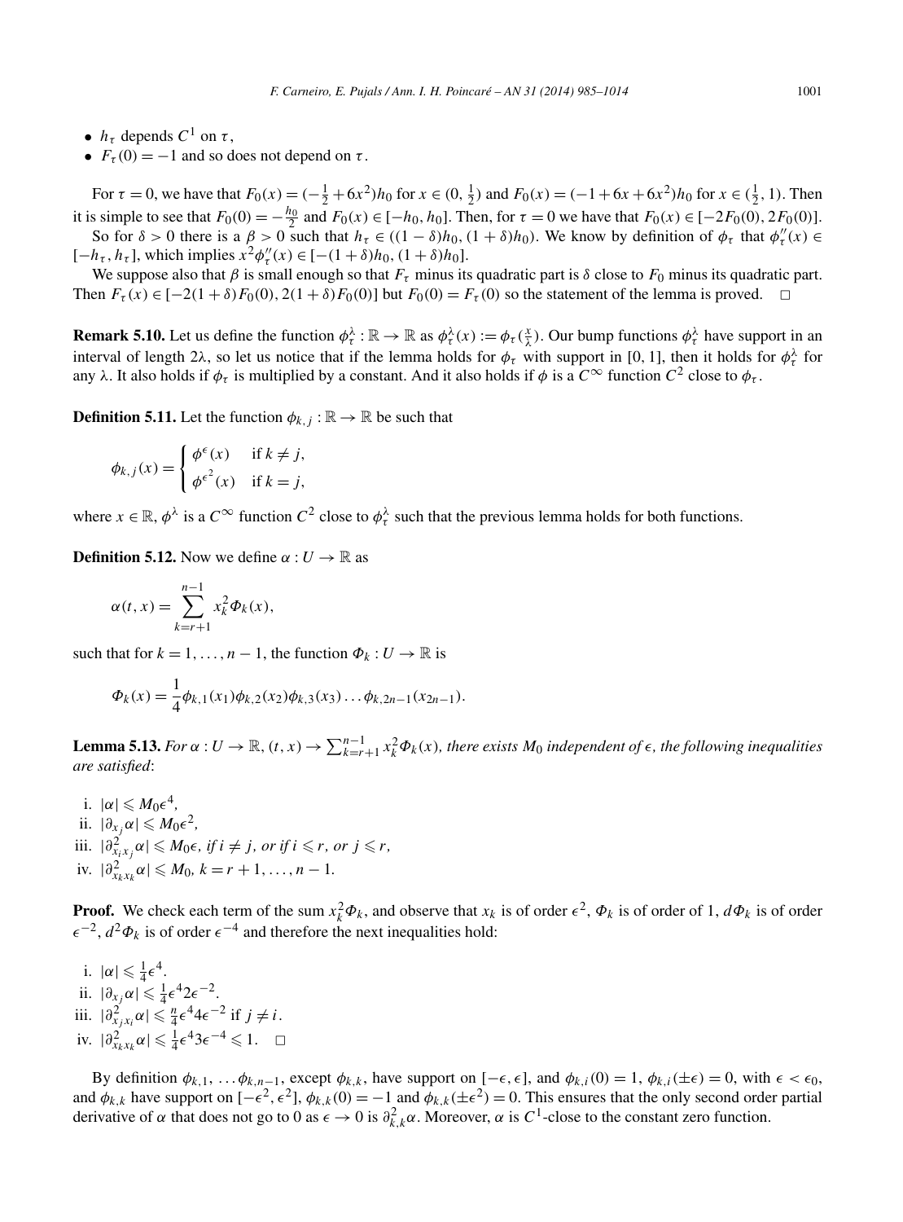- $h_\tau$ depends $C^1$ on $\tau$,
- $F_\tau(0) = -1$ and so does not depend on $\tau$.

For $\tau = 0$, we have that $F_0(x) = (-\frac{1}{2} + 6x^2)h_0$ for $x \in (0, \frac{1}{2})$ and $F_0(x) = (-1 + 6x + 6x^2)h_0$ for $x \in (\frac{1}{2}, 1)$. Then it is simple to see that $F_0(0) = -\frac{h_0}{2}$ and $F_0(x) \in [-h_0, h_0]$. Then, for $\tau = 0$ we have that $F_0(x) \in [-2F_0(0), 2F_0(0)]$.

So for $\delta > 0$ there is a $\beta > 0$ such that $h_\tau \in ((1-\delta)h_0, (1+\delta)h_0)$. We know by definition of $\phi_\tau$ that $\phi''_\tau(x) \in [-h_\tau, h_\tau]$, which implies $x^2\phi''_\tau(x) \in [-(1+\delta)h_0, (1+\delta)h_0]$.

We suppose also that $\beta$ is small enough so that $F_\tau$ minus its quadratic part is $\delta$ close to $F_0$ minus its quadratic part. Then $F_\tau(x) \in [-2(1+\delta)F_0(0), 2(1+\delta)F_0(0)]$ but $F_0(0) = F_\tau(0)$ so the statement of the lemma is proved. □

**Remark 5.10.** Let us define the function $\phi^\lambda_\tau : \mathbb{R} \to \mathbb{R}$ as $\phi^\lambda_\tau(x) := \phi_\tau(\frac{x}{\lambda})$. Our bump functions $\phi^\lambda_\tau$ have support in an interval of length $2\lambda$, so let us notice that if the lemma holds for $\phi_\tau$ with support in $[0, 1]$, then it holds for $\phi^\lambda_\tau$ for any $\lambda$. It also holds if $\phi_\tau$ is multiplied by a constant. And it also holds if $\phi$ is a $C^\infty$ function $C^2$ close to $\phi_\tau$.

**Definition 5.11.** Let the function $\phi_{k,j} : \mathbb{R} \to \mathbb{R}$ be such that

$$\phi_{k,j}(x) = \begin{cases} \phi^\epsilon(x) & \text{if } k \neq j, \\ \phi^{\epsilon^2}(x) & \text{if } k = j, \end{cases}$$

where $x \in \mathbb{R}$, $\phi^\lambda$ is a $C^\infty$ function $C^2$ close to $\phi^\lambda_\tau$ such that the previous lemma holds for both functions.

**Definition 5.12.** Now we define $\alpha : U \to \mathbb{R}$ as

$$\alpha(t, x) = \sum_{k=r+1}^{n-1} x_k^2 \Phi_k(x),$$

such that for $k = 1, \ldots, n-1$, the function $\Phi_k : U \to \mathbb{R}$ is

$$\Phi_k(x) = \frac{1}{4}\phi_{k,1}(x_1)\phi_{k,2}(x_2)\phi_{k,3}(x_3)\ldots\phi_{k,2n-1}(x_{2n-1}).$$

**Lemma 5.13.** *For $\alpha : U \to \mathbb{R}$, $(t, x) \to \sum_{k=r+1}^{n-1} x_k^2 \Phi_k(x)$, there exists $M_0$ independent of $\epsilon$, the following inequalities are satisfied*:

i. $|\alpha| \leqslant M_0\epsilon^4$,
ii. $|\partial_{x_j}\alpha| \leqslant M_0\epsilon^2$,
iii. $|\partial^2_{x_i x_j}\alpha| \leqslant M_0\epsilon$, *if $i \neq j$, or if $i \leqslant r$, or $j \leqslant r$,*
iv. $|\partial^2_{x_k x_k}\alpha| \leqslant M_0$, $k = r+1, \ldots, n-1$.

**Proof.** We check each term of the sum $x_k^2\Phi_k$, and observe that $x_k$ is of order $\epsilon^2$, $\Phi_k$ is of order of 1, $d\Phi_k$ is of order $\epsilon^{-2}$, $d^2\Phi_k$ is of order $\epsilon^{-4}$ and therefore the next inequalities hold:

i. $|\alpha| \leqslant \frac{1}{4}\epsilon^4$.
ii. $|\partial_{x_j}\alpha| \leqslant \frac{1}{4}\epsilon^4 2\epsilon^{-2}$.
iii. $|\partial^2_{x_j x_i}\alpha| \leqslant \frac{n}{4}\epsilon^4 4\epsilon^{-2}$ if $j \neq i$.
iv. $|\partial^2_{x_k x_k}\alpha| \leqslant \frac{1}{4}\epsilon^4 3\epsilon^{-4} \leqslant 1$. □

By definition $\phi_{k,1}, \ldots \phi_{k,n-1}$, except $\phi_{k,k}$, have support on $[-\epsilon, \epsilon]$, and $\phi_{k,i}(0) = 1$, $\phi_{k,i}(\pm\epsilon) = 0$, with $\epsilon < \epsilon_0$, and $\phi_{k,k}$ have support on $[-\epsilon^2, \epsilon^2]$, $\phi_{k,k}(0) = -1$ and $\phi_{k,k}(\pm\epsilon^2) = 0$. This ensures that the only second order partial derivative of $\alpha$ that does not go to 0 as $\epsilon \to 0$ is $\partial^2_{k,k}\alpha$. Moreover, $\alpha$ is $C^1$-close to the constant zero function.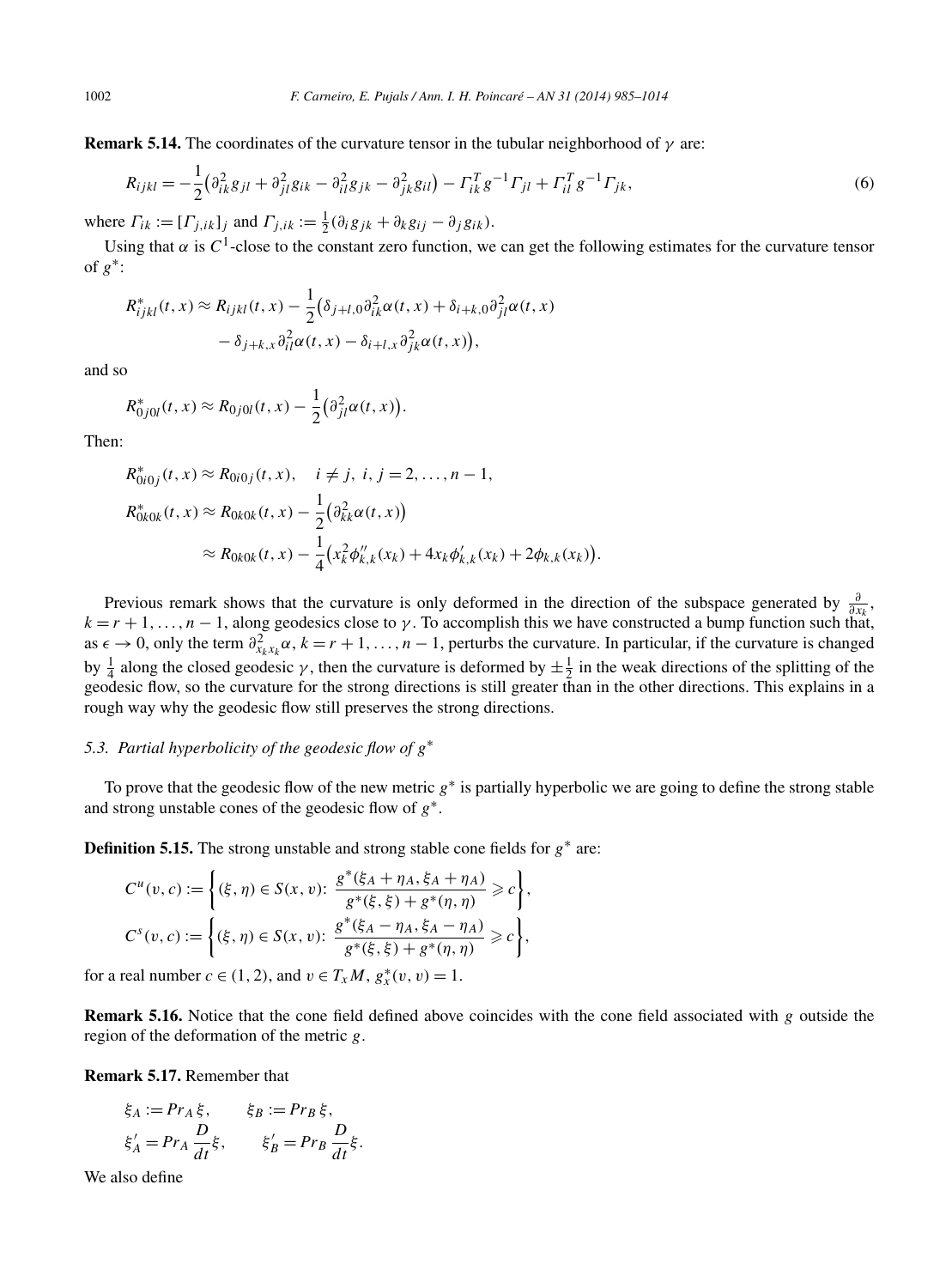**Remark 5.14.** The coordinates of the curvature tensor in the tubular neighborhood of $\gamma$ are:

$$R_{ijkl} = -\frac{1}{2}\left(\partial^2_{ik} g_{jl} + \partial^2_{jl} g_{ik} - \partial^2_{il} g_{jk} - \partial^2_{jk} g_{il}\right) - \Gamma^T_{ik} g^{-1} \Gamma_{jl} + \Gamma^T_{il} g^{-1} \Gamma_{jk}, \tag{6}$$

where $\Gamma_{ik} := [\Gamma_{j,ik}]_j$ and $\Gamma_{j,ik} := \frac{1}{2}(\partial_i g_{jk} + \partial_k g_{ij} - \partial_j g_{ik})$.

Using that $\alpha$ is $C^1$-close to the constant zero function, we can get the following estimates for the curvature tensor of $g^*$:

$$\begin{aligned}
R^*_{ijkl}(t,x) \approx R_{ijkl}(t,x) &- \frac{1}{2}\big(\delta_{j+l,0}\partial^2_{ik}\alpha(t,x) + \delta_{i+k,0}\partial^2_{jl}\alpha(t,x) \\
&- \delta_{j+k,x}\partial^2_{il}\alpha(t,x) - \delta_{i+l,x}\partial^2_{jk}\alpha(t,x)\big),
\end{aligned}$$

and so

$$R^*_{0j0l}(t,x) \approx R_{0j0l}(t,x) - \frac{1}{2}\left(\partial^2_{jl}\alpha(t,x)\right).$$

Then:

$$\begin{aligned}
R^*_{0i0j}(t,x) &\approx R_{0i0j}(t,x), \quad i \neq j,\ i,j = 2,\dots,n-1, \\
R^*_{0k0k}(t,x) &\approx R_{0k0k}(t,x) - \frac{1}{2}\left(\partial^2_{kk}\alpha(t,x)\right) \\
&\approx R_{0k0k}(t,x) - \frac{1}{4}\left(x_k^2\phi''_{k,k}(x_k) + 4x_k\phi'_{k,k}(x_k) + 2\phi_{k,k}(x_k)\right).
\end{aligned}$$

Previous remark shows that the curvature is only deformed in the direction of the subspace generated by $\frac{\partial}{\partial x_k}$, $k = r+1,\dots,n-1$, along geodesics close to $\gamma$. To accomplish this we have constructed a bump function such that, as $\epsilon \to 0$, only the term $\partial^2_{x_k x_k}\alpha$, $k = r+1,\dots,n-1$, perturbs the curvature. In particular, if the curvature is changed by $\frac{1}{4}$ along the closed geodesic $\gamma$, then the curvature is deformed by $\pm\frac{1}{2}$ in the weak directions of the splitting of the geodesic flow, so the curvature for the strong directions is still greater than in the other directions. This explains in a rough way why the geodesic flow still preserves the strong directions.

### *5.3. Partial hyperbolicity of the geodesic flow of $g^*$*

To prove that the geodesic flow of the new metric $g^*$ is partially hyperbolic we are going to define the strong stable and strong unstable cones of the geodesic flow of $g^*$.

**Definition 5.15.** The strong unstable and strong stable cone fields for $g^*$ are:

$$\begin{aligned}
C^u(v,c) &:= \left\{(\xi,\eta) \in S(x,v):\ \frac{g^*(\xi_A + \eta_A, \xi_A + \eta_A)}{g^*(\xi,\xi) + g^*(\eta,\eta)} \geqslant c\right\}, \\
C^s(v,c) &:= \left\{(\xi,\eta) \in S(x,v):\ \frac{g^*(\xi_A - \eta_A, \xi_A - \eta_A)}{g^*(\xi,\xi) + g^*(\eta,\eta)} \geqslant c\right\},
\end{aligned}$$

for a real number $c \in (1,2)$, and $v \in T_x M$, $g^*_x(v,v) = 1$.

**Remark 5.16.** Notice that the cone field defined above coincides with the cone field associated with $g$ outside the region of the deformation of the metric $g$.

**Remark 5.17.** Remember that

$$\begin{aligned}
\xi_A &:= Pr_A\,\xi, & \xi_B &:= Pr_B\,\xi, \\
\xi'_A &= Pr_A \frac{D}{dt}\xi, & \xi'_B &= Pr_B \frac{D}{dt}\xi.
\end{aligned}$$

We also define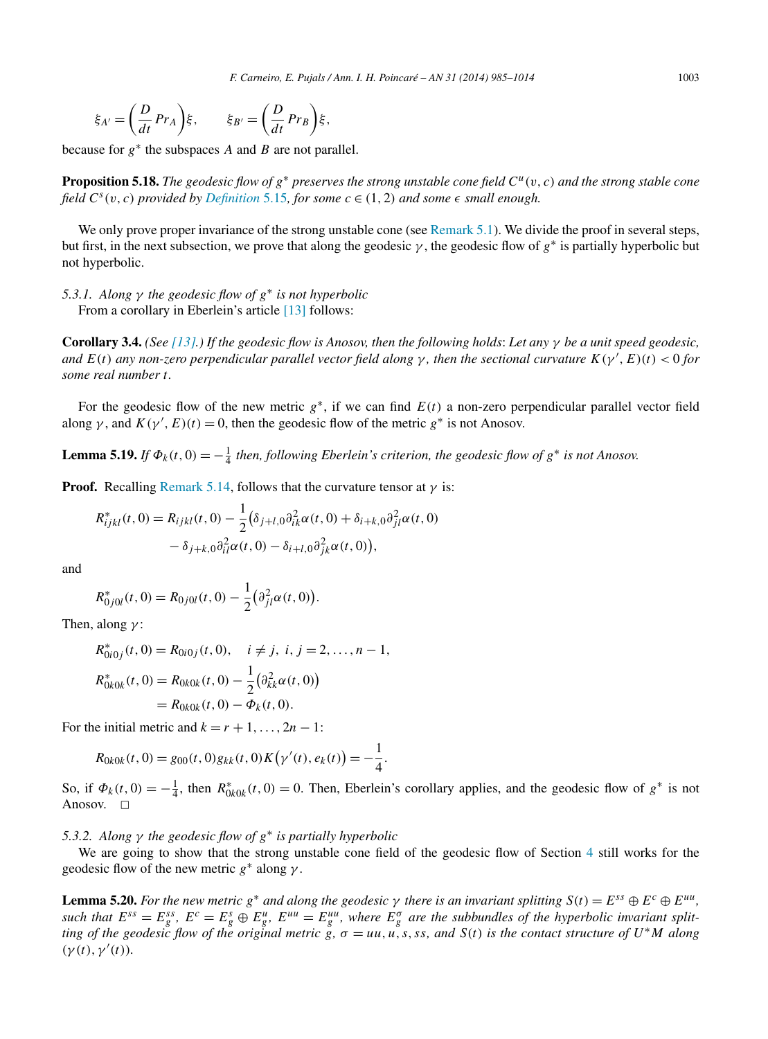$$\xi_{A'} = \left(\frac{D}{dt} Pr_A\right)\xi, \qquad \xi_{B'} = \left(\frac{D}{dt} Pr_B\right)\xi,$$

because for $g^*$ the subspaces $A$ and $B$ are not parallel.

**Proposition 5.18.** *The geodesic flow of $g^*$ preserves the strong unstable cone field $C^u(v,c)$ and the strong stable cone field $C^s(v,c)$ provided by Definition 5.15, for some $c \in (1,2)$ and some $\epsilon$ small enough.*

We only prove proper invariance of the strong unstable cone (see Remark 5.1). We divide the proof in several steps, but first, in the next subsection, we prove that along the geodesic $\gamma$, the geodesic flow of $g^*$ is partially hyperbolic but not hyperbolic.

*5.3.1. Along $\gamma$ the geodesic flow of $g^*$ is not hyperbolic*

From a corollary in Eberlein's article [13] follows:

**Corollary 3.4.** *(See [13].) If the geodesic flow is Anosov, then the following holds: Let any $\gamma$ be a unit speed geodesic, and $E(t)$ any non-zero perpendicular parallel vector field along $\gamma$, then the sectional curvature $K(\gamma', E)(t) < 0$ for some real number $t$.*

For the geodesic flow of the new metric $g^*$, if we can find $E(t)$ a non-zero perpendicular parallel vector field along $\gamma$, and $K(\gamma', E)(t) = 0$, then the geodesic flow of the metric $g^*$ is not Anosov.

**Lemma 5.19.** *If $\Phi_k(t,0) = -\frac{1}{4}$ then, following Eberlein's criterion, the geodesic flow of $g^*$ is not Anosov.*

**Proof.** Recalling Remark 5.14, follows that the curvature tensor at $\gamma$ is:

$$\begin{aligned}
R^*_{ijkl}(t,0) = R_{ijkl}(t,0) - \frac{1}{2}\big(&\delta_{j+l,0}\partial^2_{ik}\alpha(t,0) + \delta_{i+k,0}\partial^2_{jl}\alpha(t,0) \\
&- \delta_{j+k,0}\partial^2_{il}\alpha(t,0) - \delta_{i+l,0}\partial^2_{jk}\alpha(t,0)\big),
\end{aligned}$$

and

$$R^*_{0j0l}(t,0) = R_{0j0l}(t,0) - \frac{1}{2}\big(\partial^2_{jl}\alpha(t,0)\big).$$

Then, along $\gamma$:

$$\begin{aligned}
R^*_{0i0j}(t,0) &= R_{0i0j}(t,0), \quad i \neq j,\ i,j = 2,\dots,n-1, \\
R^*_{0k0k}(t,0) &= R_{0k0k}(t,0) - \frac{1}{2}\big(\partial^2_{kk}\alpha(t,0)\big) \\
&= R_{0k0k}(t,0) - \Phi_k(t,0).
\end{aligned}$$

For the initial metric and $k = r+1,\dots,2n-1$:

$$R_{0k0k}(t,0) = g_{00}(t,0)g_{kk}(t,0)K\big(\gamma'(t), e_k(t)\big) = -\frac{1}{4}.$$

So, if $\Phi_k(t,0) = -\frac{1}{4}$, then $R^*_{0k0k}(t,0) = 0$. Then, Eberlein's corollary applies, and the geodesic flow of $g^*$ is not Anosov. $\square$

*5.3.2. Along $\gamma$ the geodesic flow of $g^*$ is partially hyperbolic*

We are going to show that the strong unstable cone field of the geodesic flow of Section 4 still works for the geodesic flow of the new metric $g^*$ along $\gamma$.

**Lemma 5.20.** *For the new metric $g^*$ and along the geodesic $\gamma$ there is an invariant splitting $S(t) = E^{ss} \oplus E^c \oplus E^{uu}$, such that $E^{ss} = E^{ss}_g$, $E^c = E^s_g \oplus E^u_g$, $E^{uu} = E^{uu}_g$, where $E^\sigma_g$ are the subbundles of the hyperbolic invariant splitting of the geodesic flow of the original metric $g$, $\sigma = uu, u, s, ss$, and $S(t)$ is the contact structure of $U^*M$ along $(\gamma(t), \gamma'(t))$.*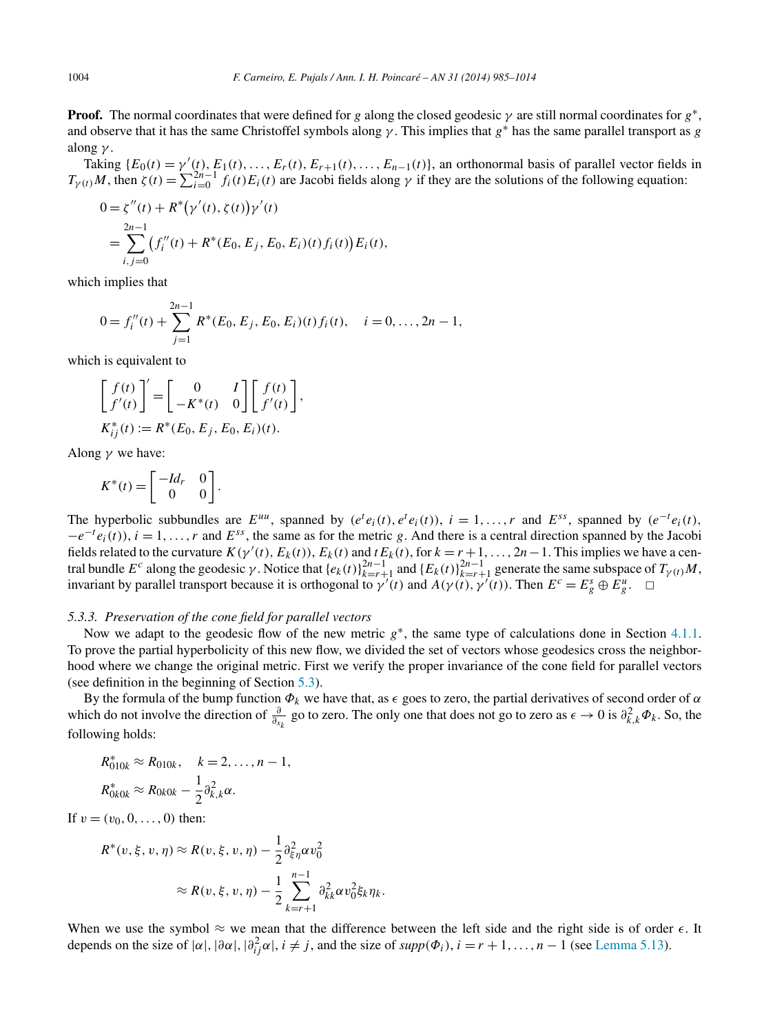**Proof.** The normal coordinates that were defined for $g$ along the closed geodesic $\gamma$ are still normal coordinates for $g^*$, and observe that it has the same Christoffel symbols along $\gamma$. This implies that $g^*$ has the same parallel transport as $g$ along $\gamma$.

Taking $\{E_0(t) = \gamma'(t), E_1(t), \dots, E_r(t), E_{r+1}(t), \dots, E_{n-1}(t)\}$, an orthonormal basis of parallel vector fields in $T_{\gamma(t)}M$, then $\zeta(t) = \sum_{i=0}^{2n-1} f_i(t)E_i(t)$ are Jacobi fields along $\gamma$ if they are the solutions of the following equation:

$$
\begin{aligned}
0 &= \zeta''(t) + R^*\big(\gamma'(t), \zeta(t)\big)\gamma'(t) \\
&= \sum_{i,j=0}^{2n-1} \big(f_i''(t) + R^*(E_0, E_j, E_0, E_i)(t) f_i(t)\big) E_i(t),
\end{aligned}
$$

which implies that

$$
0 = f_i''(t) + \sum_{j=1}^{2n-1} R^*(E_0, E_j, E_0, E_i)(t) f_i(t), \quad i = 0, \dots, 2n-1,
$$

which is equivalent to

$$
\begin{aligned}
&\begin{bmatrix} f(t) \\ f'(t) \end{bmatrix}' = \begin{bmatrix} 0 & I \\ -K^*(t) & 0 \end{bmatrix} \begin{bmatrix} f(t) \\ f'(t) \end{bmatrix}, \\
&K^*_{ij}(t) := R^*(E_0, E_j, E_0, E_i)(t).
\end{aligned}
$$

Along $\gamma$ we have:

$$
K^*(t) = \begin{bmatrix} -Id_r & 0 \\ 0 & 0 \end{bmatrix}.
$$

The hyperbolic subbundles are $E^{uu}$, spanned by $(e^t e_i(t), e^t e_i(t))$, $i = 1, \dots, r$ and $E^{ss}$, spanned by $(e^{-t} e_i(t), -e^{-t} e_i(t))$, $i = 1, \dots, r$ and $E^{ss}$, the same as for the metric $g$. And there is a central direction spanned by the Jacobi fields related to the curvature $K(\gamma'(t), E_k(t))$, $E_k(t)$ and $tE_k(t)$, for $k = r+1, \dots, 2n-1$. This implies we have a central bundle $E^c$ along the geodesic $\gamma$. Notice that $\{e_k(t)\}_{k=r+1}^{2n-1}$ and $\{E_k(t)\}_{k=r+1}^{2n-1}$ generate the same subspace of $T_{\gamma(t)}M$, invariant by parallel transport because it is orthogonal to $\gamma'(t)$ and $A(\gamma(t), \gamma'(t))$. Then $E^c = E^s_g \oplus E^u_g$. $\square$

#### 5.3.3. *Preservation of the cone field for parallel vectors*

Now we adapt to the geodesic flow of the new metric $g^*$, the same type of calculations done in Section 4.1.1. To prove the partial hyperbolicity of this new flow, we divided the set of vectors whose geodesics cross the neighborhood where we change the original metric. First we verify the proper invariance of the cone field for parallel vectors (see definition in the beginning of Section 5.3).

By the formula of the bump function $\Phi_k$ we have that, as $\epsilon$ goes to zero, the partial derivatives of second order of $\alpha$ which do not involve the direction of $\frac{\partial}{\partial_{x_k}}$ go to zero. The only one that does not go to zero as $\epsilon \to 0$ is $\partial^2_{k,k}\Phi_k$. So, the following holds:

$$
\begin{aligned}
&R^*_{010k} \approx R_{010k}, \quad k = 2, \dots, n-1, \\
&R^*_{0k0k} \approx R_{0k0k} - \frac{1}{2}\partial^2_{k,k}\alpha.
\end{aligned}
$$

If $v = (v_0, 0, \dots, 0)$ then:

$$
\begin{aligned}
R^*(v, \xi, v, \eta) &\approx R(v, \xi, v, \eta) - \frac{1}{2}\partial^2_{\xi\eta}\alpha v_0^2 \\
&\approx R(v, \xi, v, \eta) - \frac{1}{2}\sum_{k=r+1}^{n-1} \partial^2_{kk}\alpha v_0^2 \xi_k \eta_k.
\end{aligned}
$$

When we use the symbol $\approx$ we mean that the difference between the left side and the right side is of order $\epsilon$. It depends on the size of $|\alpha|$, $|\partial\alpha|$, $|\partial^2_{ij}\alpha|$, $i \neq j$, and the size of $supp(\Phi_i)$, $i = r+1, \dots, n-1$ (see Lemma 5.13).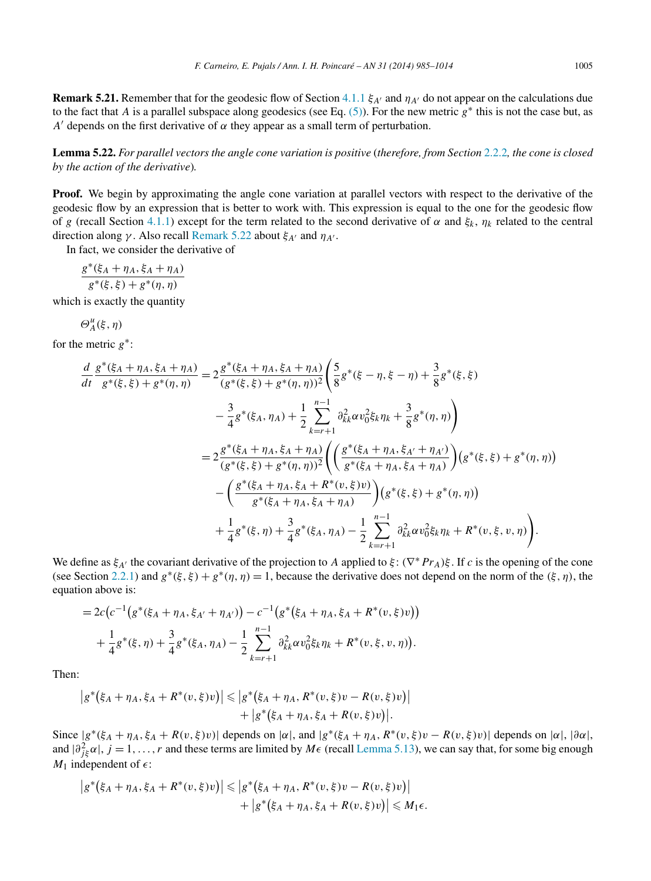**Remark 5.21.** Remember that for the geodesic flow of Section 4.1.1 $\xi_{A'}$ and $\eta_{A'}$ do not appear on the calculations due to the fact that $A$ is a parallel subspace along geodesics (see Eq. (5)). For the new metric $g^*$ this is not the case but, as $A'$ depends on the first derivative of $\alpha$ they appear as a small term of perturbation.

**Lemma 5.22.** *For parallel vectors the angle cone variation is positive (therefore, from Section 2.2.2, the cone is closed by the action of the derivative).*

**Proof.** We begin by approximating the angle cone variation at parallel vectors with respect to the derivative of the geodesic flow by an expression that is better to work with. This expression is equal to the one for the geodesic flow of $g$ (recall Section 4.1.1) except for the term related to the second derivative of $\alpha$ and $\xi_k$, $\eta_k$ related to the central direction along $\gamma$. Also recall Remark 5.22 about $\xi_{A'}$ and $\eta_{A'}$.

In fact, we consider the derivative of

$$\frac{g^*(\xi_A + \eta_A, \xi_A + \eta_A)}{g^*(\xi, \xi) + g^*(\eta, \eta)}$$

which is exactly the quantity

$$\Theta_A^u(\xi, \eta)$$

for the metric $g^*$:

$$\begin{aligned}
\frac{d}{dt}\frac{g^*(\xi_A + \eta_A, \xi_A + \eta_A)}{g^*(\xi, \xi) + g^*(\eta, \eta)} &= 2\frac{g^*(\xi_A + \eta_A, \xi_A + \eta_A)}{(g^*(\xi, \xi) + g^*(\eta, \eta))^2}\Bigg(\frac{5}{8}g^*(\xi - \eta, \xi - \eta) + \frac{3}{8}g^*(\xi, \xi) \\
&\quad - \frac{3}{4}g^*(\xi_A, \eta_A) + \frac{1}{2}\sum_{k=r+1}^{n-1}\partial^2_{kk}\alpha v_0^2\xi_k\eta_k + \frac{3}{8}g^*(\eta, \eta)\Bigg) \\
&= 2\frac{g^*(\xi_A + \eta_A, \xi_A + \eta_A)}{(g^*(\xi, \xi) + g^*(\eta, \eta))^2}\Bigg(\left(\frac{g^*(\xi_A + \eta_A, \xi_{A'} + \eta_{A'})}{g^*(\xi_A + \eta_A, \xi_A + \eta_A)}\right)\left(g^*(\xi, \xi) + g^*(\eta, \eta)\right) \\
&\quad - \left(\frac{g^*(\xi_A + \eta_A, \xi_A + R^*(v, \xi)v)}{g^*(\xi_A + \eta_A, \xi_A + \eta_A)}\right)\left(g^*(\xi, \xi) + g^*(\eta, \eta)\right) \\
&\quad + \frac{1}{4}g^*(\xi, \eta) + \frac{3}{4}g^*(\xi_A, \eta_A) - \frac{1}{2}\sum_{k=r+1}^{n-1}\partial^2_{kk}\alpha v_0^2\xi_k\eta_k + R^*(v, \xi, v, \eta)\Bigg).
\end{aligned}$$

We define as $\xi_{A'}$ the covariant derivative of the projection to $A$ applied to $\xi$: $(\nabla^* Pr_A)\xi$. If $c$ is the opening of the cone (see Section 2.2.1) and $g^*(\xi, \xi) + g^*(\eta, \eta) = 1$, because the derivative does not depend on the norm of the $(\xi, \eta)$, the equation above is:

$$\begin{aligned}
&= 2c\big(c^{-1}\big(g^*(\xi_A + \eta_A, \xi_{A'} + \eta_{A'})\big) - c^{-1}\big(g^*\big(\xi_A + \eta_A, \xi_A + R^*(v, \xi)v\big)\big) \\
&\quad + \frac{1}{4}g^*(\xi, \eta) + \frac{3}{4}g^*(\xi_A, \eta_A) - \frac{1}{2}\sum_{k=r+1}^{n-1}\partial^2_{kk}\alpha v_0^2\xi_k\eta_k + R^*(v, \xi, v, \eta)\big).
\end{aligned}$$

Then:

$$\begin{aligned}
\big|g^*\big(\xi_A + \eta_A, \xi_A + R^*(v, \xi)v\big)\big| &\leqslant \big|g^*\big(\xi_A + \eta_A, R^*(v, \xi)v - R(v, \xi)v\big)\big| \\
&\quad + \big|g^*\big(\xi_A + \eta_A, \xi_A + R(v, \xi)v\big)\big|.
\end{aligned}$$

Since $|g^*(\xi_A + \eta_A, \xi_A + R(v, \xi)v)|$ depends on $|\alpha|$, and $|g^*(\xi_A + \eta_A, R^*(v, \xi)v - R(v, \xi)v)|$ depends on $|\alpha|$, $|\partial\alpha|$, and $|\partial^2_{j\xi}\alpha|$, $j = 1, \ldots, r$ and these terms are limited by $M\epsilon$ (recall Lemma 5.13), we can say that, for some big enough $M_1$ independent of $\epsilon$:

$$\begin{aligned}
\big|g^*\big(\xi_A + \eta_A, \xi_A + R^*(v, \xi)v\big)\big| &\leqslant \big|g^*\big(\xi_A + \eta_A, R^*(v, \xi)v - R(v, \xi)v\big)\big| \\
&\quad + \big|g^*\big(\xi_A + \eta_A, \xi_A + R(v, \xi)v\big)\big| \leqslant M_1\epsilon.
\end{aligned}$$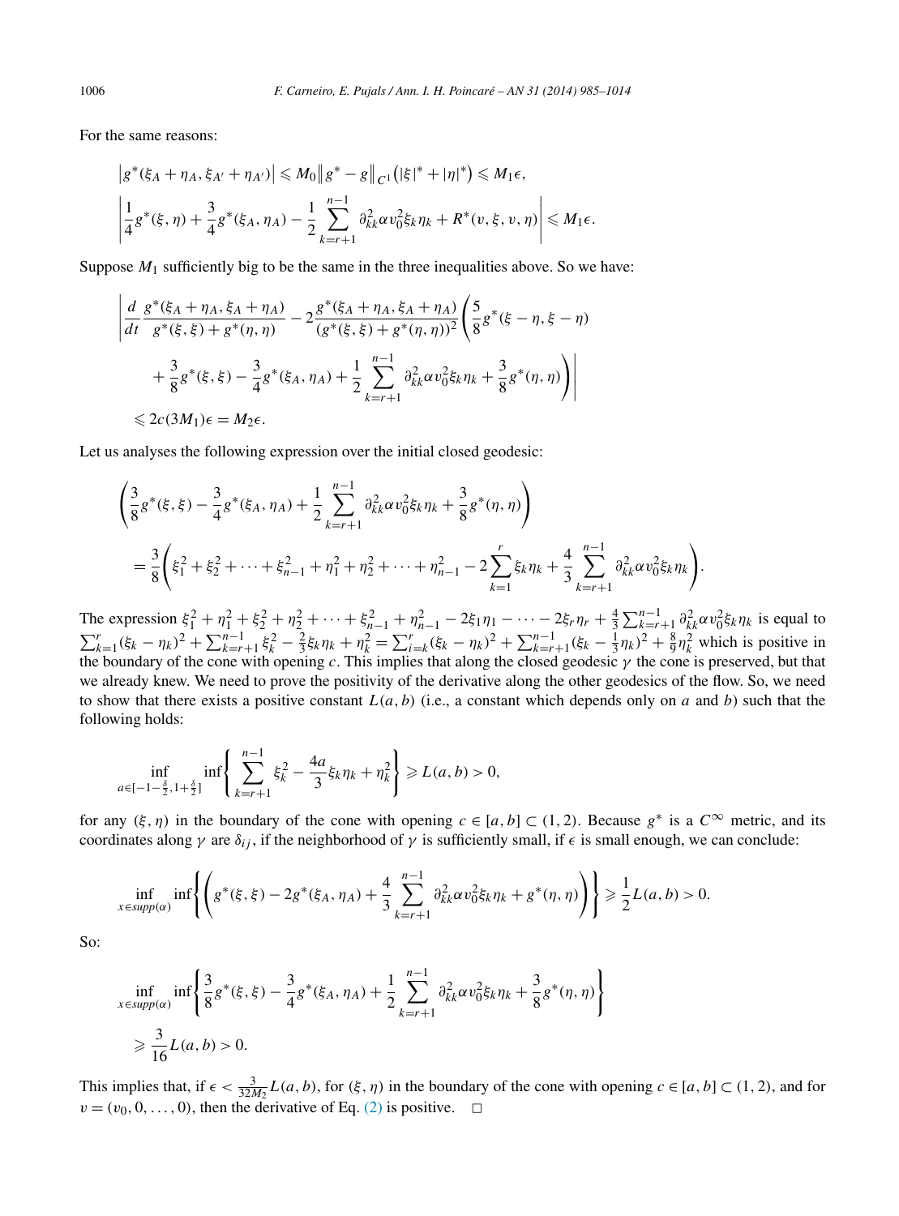For the same reasons:

$$\left| g^*(\xi_A + \eta_A, \xi_{A'} + \eta_{A'}) \right| \leqslant M_0 \left\| g^* - g \right\|_{C^1} \left( |\xi|^* + |\eta|^* \right) \leqslant M_1 \epsilon,$$

$$\left| \frac{1}{4} g^*(\xi, \eta) + \frac{3}{4} g^*(\xi_A, \eta_A) - \frac{1}{2} \sum_{k=r+1}^{n-1} \partial^2_{kk} \alpha v_0^2 \xi_k \eta_k + R^*(v, \xi, v, \eta) \right| \leqslant M_1 \epsilon.$$

Suppose $M_1$ sufficiently big to be the same in the three inequalities above. So we have:

$$\left| \frac{d}{dt} \frac{g^*(\xi_A + \eta_A, \xi_A + \eta_A)}{g^*(\xi, \xi) + g^*(\eta, \eta)} - 2 \frac{g^*(\xi_A + \eta_A, \xi_A + \eta_A)}{(g^*(\xi, \xi) + g^*(\eta, \eta))^2} \left( \frac{5}{8} g^*(\xi - \eta, \xi - \eta) \right. \right.$$
$$\left. \left. + \frac{3}{8} g^*(\xi, \xi) - \frac{3}{4} g^*(\xi_A, \eta_A) + \frac{1}{2} \sum_{k=r+1}^{n-1} \partial^2_{kk} \alpha v_0^2 \xi_k \eta_k + \frac{3}{8} g^*(\eta, \eta) \right) \right|$$
$$\leqslant 2c(3M_1)\epsilon = M_2 \epsilon.$$

Let us analyses the following expression over the initial closed geodesic:

$$\left( \frac{3}{8} g^*(\xi, \xi) - \frac{3}{4} g^*(\xi_A, \eta_A) + \frac{1}{2} \sum_{k=r+1}^{n-1} \partial^2_{kk} \alpha v_0^2 \xi_k \eta_k + \frac{3}{8} g^*(\eta, \eta) \right)$$
$$= \frac{3}{8} \left( \xi_1^2 + \xi_2^2 + \cdots + \xi_{n-1}^2 + \eta_1^2 + \eta_2^2 + \cdots + \eta_{n-1}^2 - 2 \sum_{k=1}^{r} \xi_k \eta_k + \frac{4}{3} \sum_{k=r+1}^{n-1} \partial^2_{kk} \alpha v_0^2 \xi_k \eta_k \right).$$

The expression $\xi_1^2 + \eta_1^2 + \xi_2^2 + \eta_2^2 + \cdots + \xi_{n-1}^2 + \eta_{n-1}^2 - 2\xi_1\eta_1 - \cdots - 2\xi_r\eta_r + \frac{4}{3} \sum_{k=r+1}^{n-1} \partial^2_{kk} \alpha v_0^2 \xi_k \eta_k$ is equal to $\sum_{k=1}^{r} (\xi_k - \eta_k)^2 + \sum_{k=r+1}^{n-1} \xi_k^2 - \frac{2}{3} \xi_k \eta_k + \eta_k^2 = \sum_{i=k}^{r} (\xi_k - \eta_k)^2 + \sum_{k=r+1}^{n-1} (\xi_k - \frac{1}{3}\eta_k)^2 + \frac{8}{9} \eta_k^2$ which is positive in the boundary of the cone with opening $c$. This implies that along the closed geodesic $\gamma$ the cone is preserved, but that we already knew. We need to prove the positivity of the derivative along the other geodesics of the flow. So, we need to show that there exists a positive constant $L(a, b)$ (i.e., a constant which depends only on $a$ and $b$) such that the following holds:

$$\inf_{a \in [-1 - \frac{\delta}{2}, 1 + \frac{\delta}{2}]} \inf \left\{ \sum_{k=r+1}^{n-1} \xi_k^2 - \frac{4a}{3} \xi_k \eta_k + \eta_k^2 \right\} \geqslant L(a, b) > 0,$$

for any $(\xi, \eta)$ in the boundary of the cone with opening $c \in [a, b] \subset (1, 2)$. Because $g^*$ is a $C^\infty$ metric, and its coordinates along $\gamma$ are $\delta_{ij}$, if the neighborhood of $\gamma$ is sufficiently small, if $\epsilon$ is small enough, we can conclude:

$$\inf_{x \in supp(\alpha)} \inf \left\{ \left( g^*(\xi, \xi) - 2g^*(\xi_A, \eta_A) + \frac{4}{3} \sum_{k=r+1}^{n-1} \partial^2_{kk} \alpha v_0^2 \xi_k \eta_k + g^*(\eta, \eta) \right) \right\} \geqslant \frac{1}{2} L(a, b) > 0.$$

So:

$$\inf_{x \in supp(\alpha)} \inf \left\{ \frac{3}{8} g^*(\xi, \xi) - \frac{3}{4} g^*(\xi_A, \eta_A) + \frac{1}{2} \sum_{k=r+1}^{n-1} \partial^2_{kk} \alpha v_0^2 \xi_k \eta_k + \frac{3}{8} g^*(\eta, \eta) \right\}$$
$$\geqslant \frac{3}{16} L(a, b) > 0.$$

This implies that, if $\epsilon < \frac{3}{32 M_2} L(a, b)$, for $(\xi, \eta)$ in the boundary of the cone with opening $c \in [a, b] \subset (1, 2)$, and for $v = (v_0, 0, \ldots, 0)$, then the derivative of Eq. (2) is positive. $\square$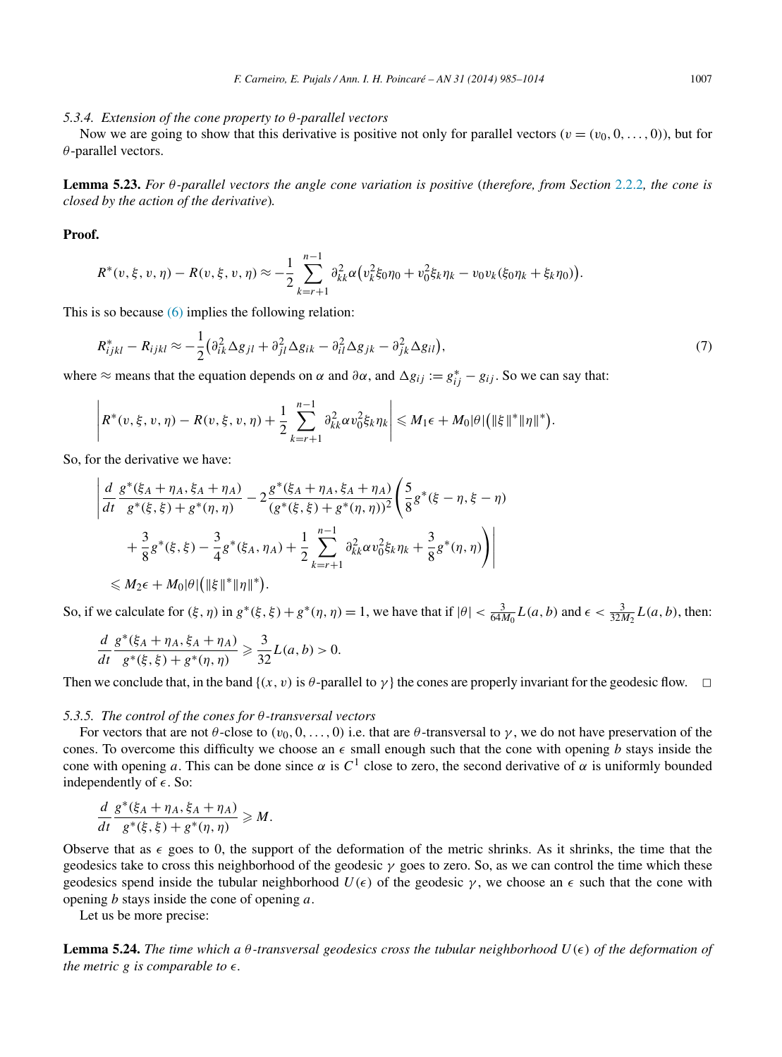*5.3.4. Extension of the cone property to $\theta$-parallel vectors*

Now we are going to show that this derivative is positive not only for parallel vectors ($v = (v_0, 0, \ldots, 0)$), but for $\theta$-parallel vectors.

**Lemma 5.23.** *For $\theta$-parallel vectors the angle cone variation is positive* (*therefore, from Section 2.2.2, the cone is closed by the action of the derivative*).

**Proof.**

$$R^*(v, \xi, v, \eta) - R(v, \xi, v, \eta) \approx -\frac{1}{2} \sum_{k=r+1}^{n-1} \partial^2_{kk}\alpha\big(v_k^2 \xi_0 \eta_0 + v_0^2 \xi_k \eta_k - v_0 v_k(\xi_0 \eta_k + \xi_k \eta_0)\big).$$

This is so because (6) implies the following relation:

$$R^*_{ijkl} - R_{ijkl} \approx -\frac{1}{2}\big(\partial^2_{ik}\Delta g_{jl} + \partial^2_{jl}\Delta g_{ik} - \partial^2_{il}\Delta g_{jk} - \partial^2_{jk}\Delta g_{il}\big), \tag{7}$$

where $\approx$ means that the equation depends on $\alpha$ and $\partial\alpha$, and $\Delta g_{ij} := g^*_{ij} - g_{ij}$. So we can say that:

$$\left| R^*(v, \xi, v, \eta) - R(v, \xi, v, \eta) + \frac{1}{2}\sum_{k=r+1}^{n-1} \partial^2_{kk}\alpha v_0^2 \xi_k \eta_k \right| \leqslant M_1 \epsilon + M_0 |\theta| \big(\|\xi\|^* \|\eta\|^*\big).$$

So, for the derivative we have:

$$\begin{aligned}
&\left| \frac{d}{dt} \frac{g^*(\xi_A + \eta_A, \xi_A + \eta_A)}{g^*(\xi, \xi) + g^*(\eta, \eta)} - 2\frac{g^*(\xi_A + \eta_A, \xi_A + \eta_A)}{(g^*(\xi, \xi) + g^*(\eta, \eta))^2} \left( \frac{5}{8} g^*(\xi - \eta, \xi - \eta) \right.\right.\\
&\qquad \left.\left. + \frac{3}{8} g^*(\xi, \xi) - \frac{3}{4} g^*(\xi_A, \eta_A) + \frac{1}{2}\sum_{k=r+1}^{n-1} \partial^2_{kk}\alpha v_0^2 \xi_k \eta_k + \frac{3}{8} g^*(\eta, \eta) \right) \right| \\
&\leqslant M_2 \epsilon + M_0 |\theta| \big(\|\xi\|^* \|\eta\|^*\big).
\end{aligned}$$

So, if we calculate for $(\xi, \eta)$ in $g^*(\xi, \xi) + g^*(\eta, \eta) = 1$, we have that if $|\theta| < \frac{3}{64 M_0} L(a, b)$ and $\epsilon < \frac{3}{32 M_2} L(a, b)$, then:

$$\frac{d}{dt} \frac{g^*(\xi_A + \eta_A, \xi_A + \eta_A)}{g^*(\xi, \xi) + g^*(\eta, \eta)} \geqslant \frac{3}{32} L(a, b) > 0.$$

Then we conclude that, in the band $\{(x, v)$ is $\theta$-parallel to $\gamma\}$ the cones are properly invariant for the geodesic flow. $\square$

*5.3.5. The control of the cones for $\theta$-transversal vectors*

For vectors that are not $\theta$-close to $(v_0, 0, \ldots, 0)$ i.e. that are $\theta$-transversal to $\gamma$, we do not have preservation of the cones. To overcome this difficulty we choose an $\epsilon$ small enough such that the cone with opening $b$ stays inside the cone with opening $a$. This can be done since $\alpha$ is $C^1$ close to zero, the second derivative of $\alpha$ is uniformly bounded independently of $\epsilon$. So:

$$\frac{d}{dt} \frac{g^*(\xi_A + \eta_A, \xi_A + \eta_A)}{g^*(\xi, \xi) + g^*(\eta, \eta)} \geqslant M.$$

Observe that as $\epsilon$ goes to 0, the support of the deformation of the metric shrinks. As it shrinks, the time that the geodesics take to cross this neighborhood of the geodesic $\gamma$ goes to zero. So, as we can control the time which these geodesics spend inside the tubular neighborhood $U(\epsilon)$ of the geodesic $\gamma$, we choose an $\epsilon$ such that the cone with opening $b$ stays inside the cone of opening $a$.

Let us be more precise:

**Lemma 5.24.** *The time which a $\theta$-transversal geodesics cross the tubular neighborhood $U(\epsilon)$ of the deformation of the metric $g$ is comparable to $\epsilon$.*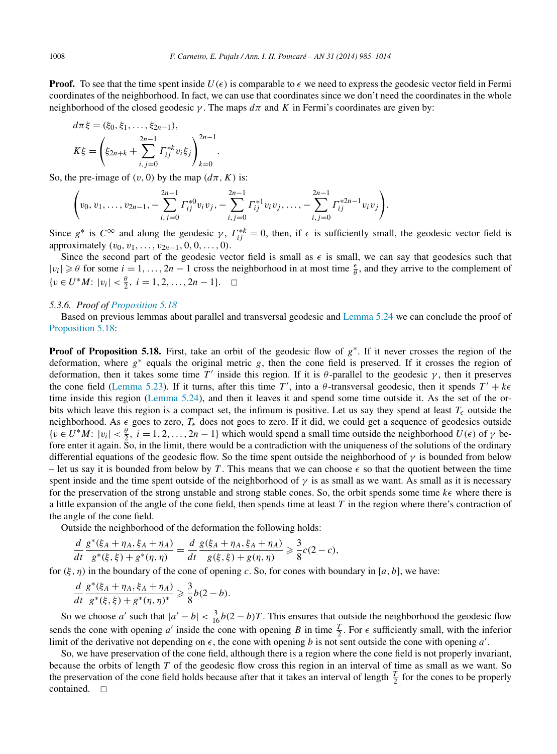**Proof.** To see that the time spent inside $U(\epsilon)$ is comparable to $\epsilon$ we need to express the geodesic vector field in Fermi coordinates of the neighborhood. In fact, we can use that coordinates since we don't need the coordinates in the whole neighborhood of the closed geodesic $\gamma$. The maps $d\pi$ and $K$ in Fermi's coordinates are given by:

$$d\pi\xi = (\xi_0, \xi_1, \ldots, \xi_{2n-1}),$$

$$K\xi = \left(\xi_{2n+k} + \sum_{i,j=0}^{2n-1} \Gamma_{ij}^{*k} v_i \xi_j\right)_{k=0}^{2n-1}.$$

So, the pre-image of $(v, 0)$ by the map $(d\pi, K)$ is:

$$\left(v_0, v_1, \ldots, v_{2n-1}, -\sum_{i,j=0}^{2n-1} \Gamma_{ij}^{*0} v_i v_j, -\sum_{i,j=0}^{2n-1} \Gamma_{ij}^{*1} v_i v_j, \ldots, -\sum_{i,j=0}^{2n-1} \Gamma_{ij}^{*2n-1} v_i v_j\right).$$

Since $g^*$ is $C^\infty$ and along the geodesic $\gamma$, $\Gamma_{ij}^{*k} = 0$, then, if $\epsilon$ is sufficiently small, the geodesic vector field is approximately $(v_0, v_1, \ldots, v_{2n-1}, 0, 0, \ldots, 0)$.

Since the second part of the geodesic vector field is small as $\epsilon$ is small, we can say that geodesics such that $|v_i| \geqslant \theta$ for some $i = 1, \ldots, 2n-1$ cross the neighborhood in at most time $\frac{\epsilon}{\theta}$, and they arrive to the complement of $\{v \in U^*M\colon |v_i| < \frac{\theta}{2},\ i = 1, 2, \ldots, 2n-1\}$. $\square$

*5.3.6. Proof of Proposition 5.18*

Based on previous lemmas about parallel and transversal geodesic and Lemma 5.24 we can conclude the proof of Proposition 5.18:

**Proof of Proposition 5.18.** First, take an orbit of the geodesic flow of $g^*$. If it never crosses the region of the deformation, where $g^*$ equals the original metric $g$, then the cone field is preserved. If it crosses the region of deformation, then it takes some time $T'$ inside this region. If it is $\theta$-parallel to the geodesic $\gamma$, then it preserves the cone field (Lemma 5.23). If it turns, after this time $T'$, into a $\theta$-transversal geodesic, then it spends $T' + k\epsilon$ time inside this region (Lemma 5.24), and then it leaves it and spend some time outside it. As the set of the orbits which leave this region is a compact set, the infimum is positive. Let us say they spend at least $T_\epsilon$ outside the neighborhood. As $\epsilon$ goes to zero, $T_\epsilon$ does not goes to zero. If it did, we could get a sequence of geodesics outside $\{v \in U^*M\colon |v_i| < \frac{\theta}{2},\ i = 1, 2, \ldots, 2n-1\}$ which would spend a small time outside the neighborhood $U(\epsilon)$ of $\gamma$ before enter it again. So, in the limit, there would be a contradiction with the uniqueness of the solutions of the ordinary differential equations of the geodesic flow. So the time spent outside the neighborhood of $\gamma$ is bounded from below – let us say it is bounded from below by $T$. This means that we can choose $\epsilon$ so that the quotient between the time spent inside and the time spent outside of the neighborhood of $\gamma$ is as small as we want. As small as it is necessary for the preservation of the strong unstable and strong stable cones. So, the orbit spends some time $k\epsilon$ where there is a little expansion of the angle of the cone field, then spends time at least $T$ in the region where there's contraction of the angle of the cone field.

Outside the neighborhood of the deformation the following holds:

$$\frac{d}{dt}\frac{g^*(\xi_A + \eta_A, \xi_A + \eta_A)}{g^*(\xi, \xi) + g^*(\eta, \eta)} = \frac{d}{dt}\frac{g(\xi_A + \eta_A, \xi_A + \eta_A)}{g(\xi, \xi) + g(\eta, \eta)} \geqslant \frac{3}{8}c(2-c),$$

for $(\xi, \eta)$ in the boundary of the cone of opening $c$. So, for cones with boundary in $[a, b]$, we have:

$$\frac{d}{dt}\frac{g^*(\xi_A + \eta_A, \xi_A + \eta_A)}{g^*(\xi, \xi) + g^*(\eta, \eta)^*} \geqslant \frac{3}{8}b(2-b).$$

So we choose $a'$ such that $|a' - b| < \frac{3}{16}b(2-b)T$. This ensures that outside the neighborhood the geodesic flow sends the cone with opening $a'$ inside the cone with opening $B$ in time $\frac{T}{2}$. For $\epsilon$ sufficiently small, with the inferior limit of the derivative not depending on $\epsilon$, the cone with opening $b$ is not sent outside the cone with opening $a'$.

So, we have preservation of the cone field, although there is a region where the cone field is not properly invariant, because the orbits of length $T$ of the geodesic flow cross this region in an interval of time as small as we want. So the preservation of the cone field holds because after that it takes an interval of length $\frac{T}{2}$ for the cones to be properly contained. $\square$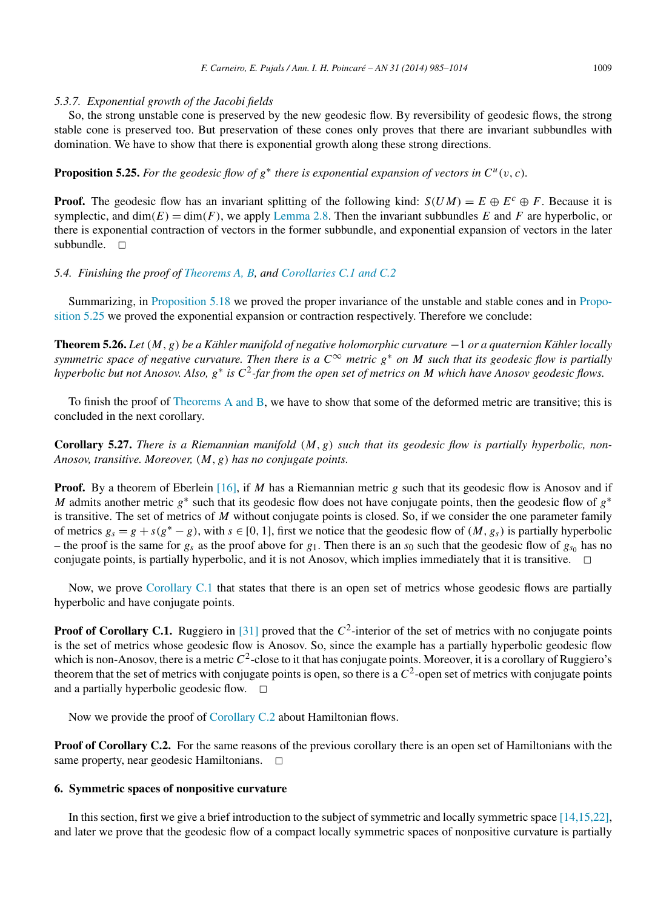### 5.3.7. Exponential growth of the Jacobi fields

So, the strong unstable cone is preserved by the new geodesic flow. By reversibility of geodesic flows, the strong stable cone is preserved too. But preservation of these cones only proves that there are invariant subbundles with domination. We have to show that there is exponential growth along these strong directions.

**Proposition 5.25.** *For the geodesic flow of $g^*$ there is exponential expansion of vectors in $C^u(v, c)$.*

**Proof.** The geodesic flow has an invariant splitting of the following kind: $S(UM) = E \oplus E^c \oplus F$. Because it is symplectic, and $\dim(E) = \dim(F)$, we apply Lemma 2.8. Then the invariant subbundles $E$ and $F$ are hyperbolic, or there is exponential contraction of vectors in the former subbundle, and exponential expansion of vectors in the later subbundle. □

## 5.4. Finishing the proof of Theorems A, B, and Corollaries C.1 and C.2

Summarizing, in Proposition 5.18 we proved the proper invariance of the unstable and stable cones and in Proposition 5.25 we proved the exponential expansion or contraction respectively. Therefore we conclude:

**Theorem 5.26.** *Let $(M, g)$ be a Kähler manifold of negative holomorphic curvature $-1$ or a quaternion Kähler locally symmetric space of negative curvature. Then there is a $C^\infty$ metric $g^*$ on $M$ such that its geodesic flow is partially hyperbolic but not Anosov. Also, $g^*$ is $C^2$-far from the open set of metrics on $M$ which have Anosov geodesic flows.*

To finish the proof of Theorems A and B, we have to show that some of the deformed metric are transitive; this is concluded in the next corollary.

**Corollary 5.27.** *There is a Riemannian manifold $(M, g)$ such that its geodesic flow is partially hyperbolic, non-Anosov, transitive. Moreover, $(M, g)$ has no conjugate points.*

**Proof.** By a theorem of Eberlein [16], if $M$ has a Riemannian metric $g$ such that its geodesic flow is Anosov and if $M$ admits another metric $g^*$ such that its geodesic flow does not have conjugate points, then the geodesic flow of $g^*$ is transitive. The set of metrics of $M$ without conjugate points is closed. So, if we consider the one parameter family of metrics $g_s = g + s(g^* - g)$, with $s \in [0, 1]$, first we notice that the geodesic flow of $(M, g_s)$ is partially hyperbolic – the proof is the same for $g_s$ as the proof above for $g_1$. Then there is an $s_0$ such that the geodesic flow of $g_{s_0}$ has no conjugate points, is partially hyperbolic, and it is not Anosov, which implies immediately that it is transitive. □

Now, we prove Corollary C.1 that states that there is an open set of metrics whose geodesic flows are partially hyperbolic and have conjugate points.

**Proof of Corollary C.1.** Ruggiero in [31] proved that the $C^2$-interior of the set of metrics with no conjugate points is the set of metrics whose geodesic flow is Anosov. So, since the example has a partially hyperbolic geodesic flow which is non-Anosov, there is a metric $C^2$-close to it that has conjugate points. Moreover, it is a corollary of Ruggiero's theorem that the set of metrics with conjugate points is open, so there is a $C^2$-open set of metrics with conjugate points and a partially hyperbolic geodesic flow. □

Now we provide the proof of Corollary C.2 about Hamiltonian flows.

**Proof of Corollary C.2.** For the same reasons of the previous corollary there is an open set of Hamiltonians with the same property, near geodesic Hamiltonians. □

# 6. Symmetric spaces of nonpositive curvature

In this section, first we give a brief introduction to the subject of symmetric and locally symmetric space [14,15,22], and later we prove that the geodesic flow of a compact locally symmetric spaces of nonpositive curvature is partially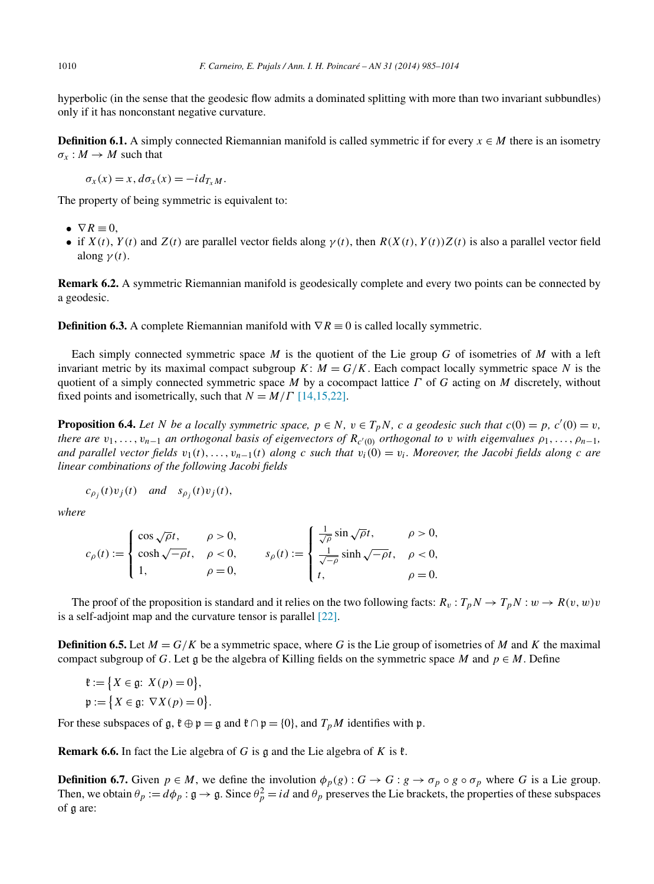hyperbolic (in the sense that the geodesic flow admits a dominated splitting with more than two invariant subbundles) only if it has nonconstant negative curvature.

**Definition 6.1.** A simply connected Riemannian manifold is called symmetric if for every $x \in M$ there is an isometry $\sigma_x : M \to M$ such that

$$\sigma_x(x) = x, d\sigma_x(x) = -id_{T_x M}.$$

The property of being symmetric is equivalent to:

- $\nabla R \equiv 0$,
- if $X(t)$, $Y(t)$ and $Z(t)$ are parallel vector fields along $\gamma(t)$, then $R(X(t), Y(t))Z(t)$ is also a parallel vector field along $\gamma(t)$.

**Remark 6.2.** A symmetric Riemannian manifold is geodesically complete and every two points can be connected by a geodesic.

**Definition 6.3.** A complete Riemannian manifold with $\nabla R \equiv 0$ is called locally symmetric.

Each simply connected symmetric space $M$ is the quotient of the Lie group $G$ of isometries of $M$ with a left invariant metric by its maximal compact subgroup $K$: $M = G/K$. Each compact locally symmetric space $N$ is the quotient of a simply connected symmetric space $M$ by a cocompact lattice $\Gamma$ of $G$ acting on $M$ discretely, without fixed points and isometrically, such that $N = M/\Gamma$ [14,15,22].

**Proposition 6.4.** *Let $N$ be a locally symmetric space, $p \in N$, $v \in T_p N$, $c$ a geodesic such that $c(0) = p$, $c'(0) = v$, there are $v_1, \dots, v_{n-1}$ an orthogonal basis of eigenvectors of $R_{c'(0)}$ orthogonal to $v$ with eigenvalues $\rho_1, \dots, \rho_{n-1}$, and parallel vector fields $v_1(t), \dots, v_{n-1}(t)$ along $c$ such that $v_i(0) = v_i$. Moreover, the Jacobi fields along $c$ are linear combinations of the following Jacobi fields*

$$c_{\rho_j}(t)v_j(t) \quad \text{and} \quad s_{\rho_j}(t)v_j(t),$$

*where*

$$c_\rho(t) := \begin{cases} \cos\sqrt{\rho}t, & \rho > 0, \\ \cosh\sqrt{-\rho}t, & \rho < 0, \\ 1, & \rho = 0, \end{cases} \qquad s_\rho(t) := \begin{cases} \frac{1}{\sqrt{\rho}}\sin\sqrt{\rho}t, & \rho > 0, \\ \frac{1}{\sqrt{-\rho}}\sinh\sqrt{-\rho}t, & \rho < 0, \\ t, & \rho = 0. \end{cases}$$

The proof of the proposition is standard and it relies on the two following facts: $R_v : T_p N \to T_p N : w \to R(v, w)v$ is a self-adjoint map and the curvature tensor is parallel [22].

**Definition 6.5.** Let $M = G/K$ be a symmetric space, where $G$ is the Lie group of isometries of $M$ and $K$ the maximal compact subgroup of $G$. Let $\mathfrak{g}$ be the algebra of Killing fields on the symmetric space $M$ and $p \in M$. Define

$$\mathfrak{k} := \{X \in \mathfrak{g}: X(p) = 0\},$$
$$\mathfrak{p} := \{X \in \mathfrak{g}: \nabla X(p) = 0\}.$$

For these subspaces of $\mathfrak{g}$, $\mathfrak{k} \oplus \mathfrak{p} = \mathfrak{g}$ and $\mathfrak{k} \cap \mathfrak{p} = \{0\}$, and $T_p M$ identifies with $\mathfrak{p}$.

**Remark 6.6.** In fact the Lie algebra of $G$ is $\mathfrak{g}$ and the Lie algebra of $K$ is $\mathfrak{k}$.

**Definition 6.7.** Given $p \in M$, we define the involution $\phi_p(g) : G \to G : g \to \sigma_p \circ g \circ \sigma_p$ where $G$ is a Lie group. Then, we obtain $\theta_p := d\phi_p : \mathfrak{g} \to \mathfrak{g}$. Since $\theta_p^2 = id$ and $\theta_p$ preserves the Lie brackets, the properties of these subspaces of $\mathfrak{g}$ are: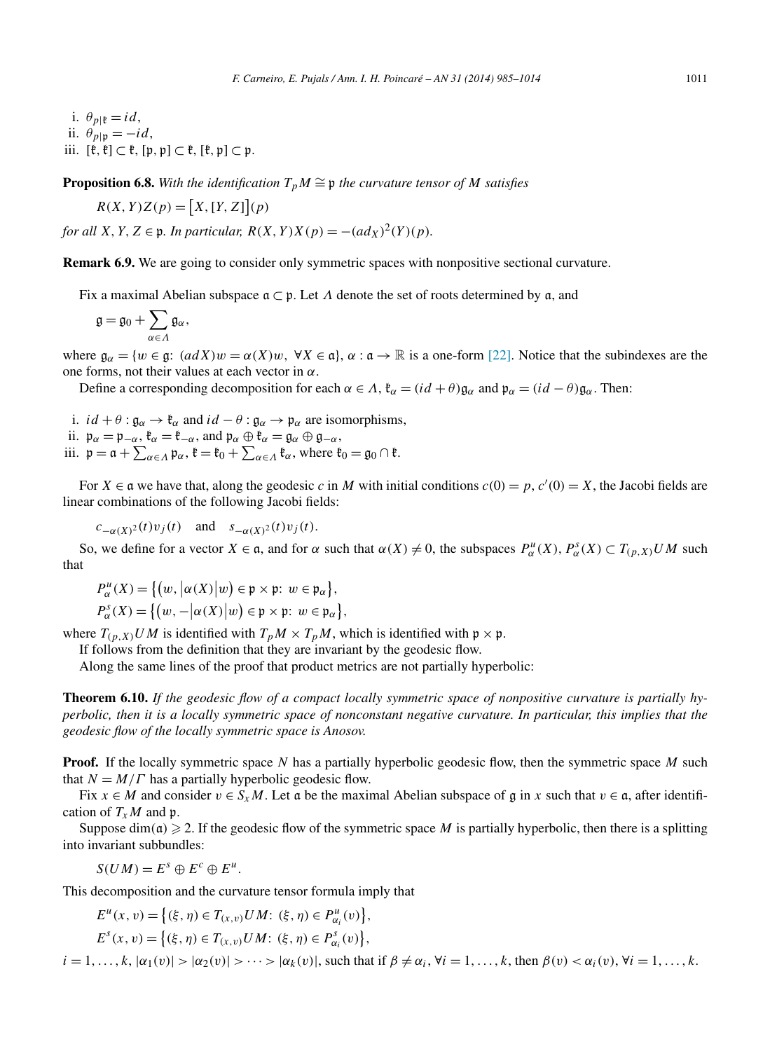i. $\theta_{p|\mathfrak{k}} = id$,
ii. $\theta_{p|\mathfrak{p}} = -id$,
iii. $[\mathfrak{k},\mathfrak{k}] \subset \mathfrak{k}$, $[\mathfrak{p},\mathfrak{p}] \subset \mathfrak{k}$, $[\mathfrak{k},\mathfrak{p}] \subset \mathfrak{p}$.

**Proposition 6.8.** *With the identification $T_pM \cong \mathfrak{p}$ the curvature tensor of $M$ satisfies*

$$R(X,Y)Z(p) = \big[X,[Y,Z]\big](p)$$

*for all $X, Y, Z \in \mathfrak{p}$. In particular, $R(X,Y)X(p) = -(ad_X)^2(Y)(p)$.*

**Remark 6.9.** We are going to consider only symmetric spaces with nonpositive sectional curvature.

Fix a maximal Abelian subspace $\mathfrak{a} \subset \mathfrak{p}$. Let $\Lambda$ denote the set of roots determined by $\mathfrak{a}$, and

$$\mathfrak{g} = \mathfrak{g}_0 + \sum_{\alpha \in \Lambda} \mathfrak{g}_\alpha,$$

where $\mathfrak{g}_\alpha = \{w \in \mathfrak{g}\colon (adX)w = \alpha(X)w,\ \forall X \in \mathfrak{a}\}$, $\alpha : \mathfrak{a} \to \mathbb{R}$ is a one-form [22]. Notice that the subindexes are the one forms, not their values at each vector in $\alpha$.

Define a corresponding decomposition for each $\alpha \in \Lambda$, $\mathfrak{k}_\alpha = (id+\theta)\mathfrak{g}_\alpha$ and $\mathfrak{p}_\alpha = (id-\theta)\mathfrak{g}_\alpha$. Then:

i. $id+\theta : \mathfrak{g}_\alpha \to \mathfrak{k}_\alpha$ and $id-\theta : \mathfrak{g}_\alpha \to \mathfrak{p}_\alpha$ are isomorphisms,
ii. $\mathfrak{p}_\alpha = \mathfrak{p}_{-\alpha}$, $\mathfrak{k}_\alpha = \mathfrak{k}_{-\alpha}$, and $\mathfrak{p}_\alpha \oplus \mathfrak{k}_\alpha = \mathfrak{g}_\alpha \oplus \mathfrak{g}_{-\alpha}$,
iii. $\mathfrak{p} = \mathfrak{a} + \sum_{\alpha\in\Lambda} \mathfrak{p}_\alpha$, $\mathfrak{k} = \mathfrak{k}_0 + \sum_{\alpha\in\Lambda} \mathfrak{k}_\alpha$, where $\mathfrak{k}_0 = \mathfrak{g}_0 \cap \mathfrak{k}$.

For $X \in \mathfrak{a}$ we have that, along the geodesic $c$ in $M$ with initial conditions $c(0) = p$, $c'(0) = X$, the Jacobi fields are linear combinations of the following Jacobi fields:

$$c_{-\alpha(X)^2}(t)v_j(t) \quad \text{and} \quad s_{-\alpha(X)^2}(t)v_j(t).$$

So, we define for a vector $X \in \mathfrak{a}$, and for $\alpha$ such that $\alpha(X) \neq 0$, the subspaces $P^u_\alpha(X), P^s_\alpha(X) \subset T_{(p,X)}UM$ such that

$$P^u_\alpha(X) = \big\{\big(w, \big|\alpha(X)\big|w\big) \in \mathfrak{p}\times\mathfrak{p}\colon\ w \in \mathfrak{p}_\alpha\big\},$$
$$P^s_\alpha(X) = \big\{\big(w, -\big|\alpha(X)\big|w\big) \in \mathfrak{p}\times\mathfrak{p}\colon\ w \in \mathfrak{p}_\alpha\big\},$$

where $T_{(p,X)}UM$ is identified with $T_pM \times T_pM$, which is identified with $\mathfrak{p}\times\mathfrak{p}$.

If follows from the definition that they are invariant by the geodesic flow.

Along the same lines of the proof that product metrics are not partially hyperbolic:

**Theorem 6.10.** *If the geodesic flow of a compact locally symmetric space of nonpositive curvature is partially hyperbolic, then it is a locally symmetric space of nonconstant negative curvature. In particular, this implies that the geodesic flow of the locally symmetric space is Anosov.*

**Proof.** If the locally symmetric space $N$ has a partially hyperbolic geodesic flow, then the symmetric space $M$ such that $N = M/\Gamma$ has a partially hyperbolic geodesic flow.

Fix $x \in M$ and consider $v \in S_xM$. Let $\mathfrak{a}$ be the maximal Abelian subspace of $\mathfrak{g}$ in $x$ such that $v \in \mathfrak{a}$, after identification of $T_xM$ and $\mathfrak{p}$.

Suppose $\dim(\mathfrak{a}) \geqslant 2$. If the geodesic flow of the symmetric space $M$ is partially hyperbolic, then there is a splitting into invariant subbundles:

$$S(UM) = E^s \oplus E^c \oplus E^u.$$

This decomposition and the curvature tensor formula imply that

$$E^u(x,v) = \big\{(\xi,\eta) \in T_{(x,v)}UM\colon\ (\xi,\eta) \in P^u_{\alpha_i}(v)\big\},$$
$$E^s(x,v) = \big\{(\xi,\eta) \in T_{(x,v)}UM\colon\ (\xi,\eta) \in P^s_{\alpha_i}(v)\big\},$$

$i = 1,\dots,k$, $|\alpha_1(v)| > |\alpha_2(v)| > \cdots > |\alpha_k(v)|$, such that if $\beta \neq \alpha_i$, $\forall i = 1,\dots,k$, then $\beta(v) < \alpha_i(v)$, $\forall i = 1,\dots,k$.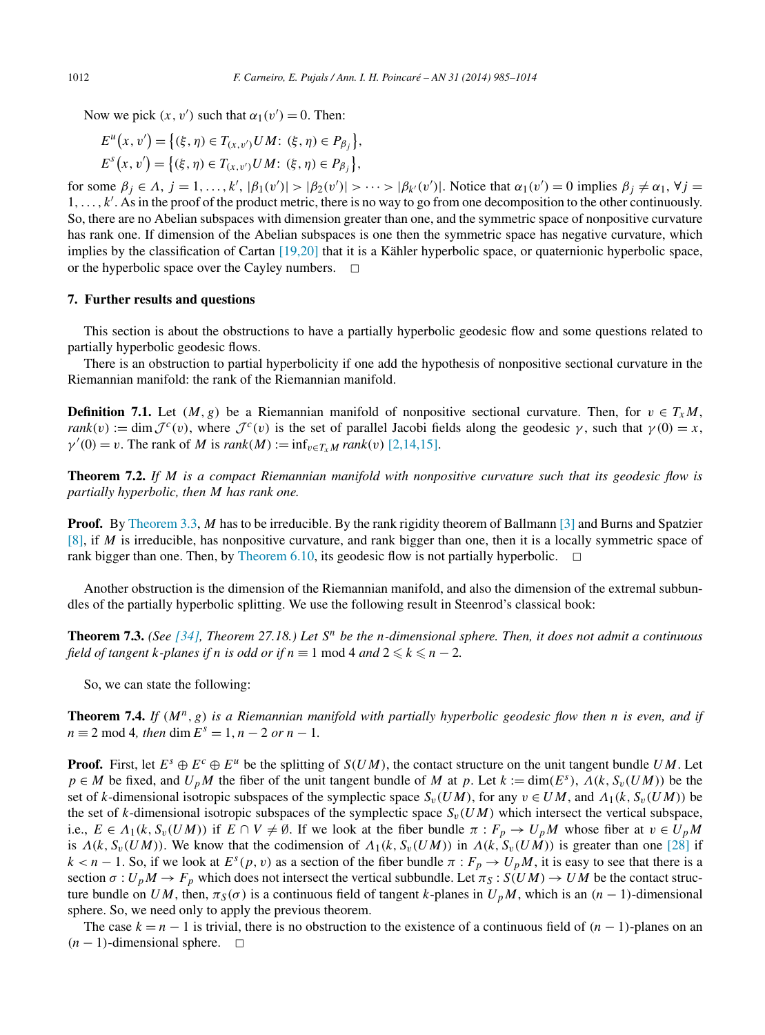Now we pick $(x, v')$ such that $\alpha_1(v') = 0$. Then:

$$E^u(x, v') = \{(\xi, \eta) \in T_{(x,v')}UM \colon (\xi, \eta) \in P_{\beta_j}\},$$
$$E^s(x, v') = \{(\xi, \eta) \in T_{(x,v')}UM \colon (\xi, \eta) \in P_{\beta_j}\},$$

for some $\beta_j \in \Lambda$, $j = 1, \dots, k'$, $|\beta_1(v')| > |\beta_2(v')| > \cdots > |\beta_{k'}(v')|$. Notice that $\alpha_1(v') = 0$ implies $\beta_j \neq \alpha_1$, $\forall j = 1, \dots, k'$. As in the proof of the product metric, there is no way to go from one decomposition to the other continuously. So, there are no Abelian subspaces with dimension greater than one, and the symmetric space of nonpositive curvature has rank one. If dimension of the Abelian subspaces is one then the symmetric space has negative curvature, which implies by the classification of Cartan [19,20] that it is a Kähler hyperbolic space, or quaternionic hyperbolic space, or the hyperbolic space over the Cayley numbers. □

## 7. Further results and questions

This section is about the obstructions to have a partially hyperbolic geodesic flow and some questions related to partially hyperbolic geodesic flows.

There is an obstruction to partial hyperbolicity if one add the hypothesis of nonpositive sectional curvature in the Riemannian manifold: the rank of the Riemannian manifold.

**Definition 7.1.** Let $(M, g)$ be a Riemannian manifold of nonpositive sectional curvature. Then, for $v \in T_xM$, $rank(v) := \dim \mathcal{J}^c(v)$, where $\mathcal{J}^c(v)$ is the set of parallel Jacobi fields along the geodesic $\gamma$, such that $\gamma(0) = x$, $\gamma'(0) = v$. The rank of $M$ is $rank(M) := \inf_{v \in T_xM} rank(v)$ [2,14,15].

**Theorem 7.2.** *If $M$ is a compact Riemannian manifold with nonpositive curvature such that its geodesic flow is partially hyperbolic, then $M$ has rank one.*

**Proof.** By Theorem 3.3, $M$ has to be irreducible. By the rank rigidity theorem of Ballmann [3] and Burns and Spatzier [8], if $M$ is irreducible, has nonpositive curvature, and rank bigger than one, then it is a locally symmetric space of rank bigger than one. Then, by Theorem 6.10, its geodesic flow is not partially hyperbolic. □

Another obstruction is the dimension of the Riemannian manifold, and also the dimension of the extremal subbundles of the partially hyperbolic splitting. We use the following result in Steenrod's classical book:

**Theorem 7.3.** *(See [34], Theorem 27.18.) Let $S^n$ be the $n$-dimensional sphere. Then, it does not admit a continuous field of tangent $k$-planes if $n$ is odd or if $n \equiv 1 \bmod 4$ and $2 \leqslant k \leqslant n-2$.*

So, we can state the following:

**Theorem 7.4.** *If $(M^n, g)$ is a Riemannian manifold with partially hyperbolic geodesic flow then $n$ is even, and if $n \equiv 2 \bmod 4$, then $\dim E^s = 1, n-2$ or $n-1$.*

**Proof.** First, let $E^s \oplus E^c \oplus E^u$ be the splitting of $S(UM)$, the contact structure on the unit tangent bundle $UM$. Let $p \in M$ be fixed, and $U_pM$ the fiber of the unit tangent bundle of $M$ at $p$. Let $k := \dim(E^s)$, $\Lambda(k, S_v(UM))$ be the set of $k$-dimensional isotropic subspaces of the symplectic space $S_v(UM)$, for any $v \in UM$, and $\Lambda_1(k, S_v(UM))$ be the set of $k$-dimensional isotropic subspaces of the symplectic space $S_v(UM)$ which intersect the vertical subspace, i.e., $E \in \Lambda_1(k, S_v(UM))$ if $E \cap V \neq \emptyset$. If we look at the fiber bundle $\pi : F_p \to U_pM$ whose fiber at $v \in U_pM$ is $\Lambda(k, S_v(UM))$. We know that the codimension of $\Lambda_1(k, S_v(UM))$ in $\Lambda(k, S_v(UM))$ is greater than one [28] if $k < n-1$. So, if we look at $E^s(p, v)$ as a section of the fiber bundle $\pi : F_p \to U_pM$, it is easy to see that there is a section $\sigma : U_pM \to F_p$ which does not intersect the vertical subbundle. Let $\pi_S : S(UM) \to UM$ be the contact structure bundle on $UM$, then, $\pi_S(\sigma)$ is a continuous field of tangent $k$-planes in $U_pM$, which is an $(n-1)$-dimensional sphere. So, we need only to apply the previous theorem.

The case $k = n-1$ is trivial, there is no obstruction to the existence of a continuous field of $(n-1)$-planes on an $(n-1)$-dimensional sphere. □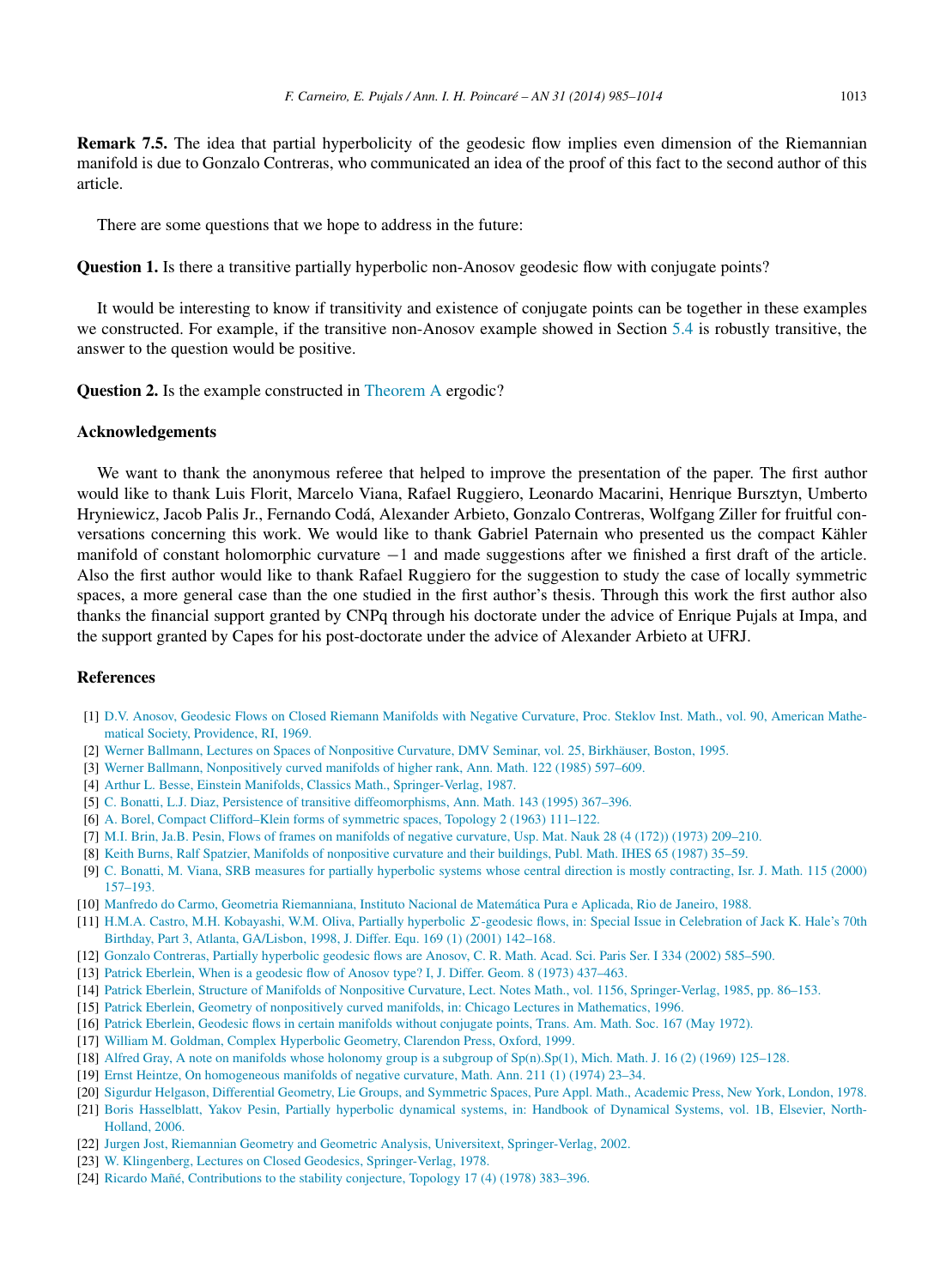**Remark 7.5.** The idea that partial hyperbolicity of the geodesic flow implies even dimension of the Riemannian manifold is due to Gonzalo Contreras, who communicated an idea of the proof of this fact to the second author of this article.

There are some questions that we hope to address in the future:

**Question 1.** Is there a transitive partially hyperbolic non-Anosov geodesic flow with conjugate points?

It would be interesting to know if transitivity and existence of conjugate points can be together in these examples we constructed. For example, if the transitive non-Anosov example showed in Section 5.4 is robustly transitive, the answer to the question would be positive.

**Question 2.** Is the example constructed in Theorem A ergodic?

## Acknowledgements

We want to thank the anonymous referee that helped to improve the presentation of the paper. The first author would like to thank Luis Florit, Marcelo Viana, Rafael Ruggiero, Leonardo Macarini, Henrique Bursztyn, Umberto Hryniewicz, Jacob Palis Jr., Fernando Codá, Alexander Arbieto, Gonzalo Contreras, Wolfgang Ziller for fruitful conversations concerning this work. We would like to thank Gabriel Paternain who presented us the compact Kähler manifold of constant holomorphic curvature $-1$ and made suggestions after we finished a first draft of the article. Also the first author would like to thank Rafael Ruggiero for the suggestion to study the case of locally symmetric spaces, a more general case than the one studied in the first author's thesis. Through this work the first author also thanks the financial support granted by CNPq through his doctorate under the advice of Enrique Pujals at Impa, and the support granted by Capes for his post-doctorate under the advice of Alexander Arbieto at UFRJ.

## References

[1] D.V. Anosov, Geodesic Flows on Closed Riemann Manifolds with Negative Curvature, Proc. Steklov Inst. Math., vol. 90, American Mathematical Society, Providence, RI, 1969.

[2] Werner Ballmann, Lectures on Spaces of Nonpositive Curvature, DMV Seminar, vol. 25, Birkhäuser, Boston, 1995.

[3] Werner Ballmann, Nonpositively curved manifolds of higher rank, Ann. Math. 122 (1985) 597–609.

[4] Arthur L. Besse, Einstein Manifolds, Classics Math., Springer-Verlag, 1987.

[5] C. Bonatti, L.J. Diaz, Persistence of transitive diffeomorphisms, Ann. Math. 143 (1995) 367–396.

[6] A. Borel, Compact Clifford–Klein forms of symmetric spaces, Topology 2 (1963) 111–122.

[7] M.I. Brin, Ja.B. Pesin, Flows of frames on manifolds of negative curvature, Usp. Mat. Nauk 28 (4 (172)) (1973) 209–210.

[8] Keith Burns, Ralf Spatzier, Manifolds of nonpositive curvature and their buildings, Publ. Math. IHES 65 (1987) 35–59.

[9] C. Bonatti, M. Viana, SRB measures for partially hyperbolic systems whose central direction is mostly contracting, Isr. J. Math. 115 (2000) 157–193.

[10] Manfredo do Carmo, Geometria Riemanniana, Instituto Nacional de Matemática Pura e Aplicada, Rio de Janeiro, 1988.

[11] H.M.A. Castro, M.H. Kobayashi, W.M. Oliva, Partially hyperbolic $\Sigma$-geodesic flows, in: Special Issue in Celebration of Jack K. Hale's 70th Birthday, Part 3, Atlanta, GA/Lisbon, 1998, J. Differ. Equ. 169 (1) (2001) 142–168.

[12] Gonzalo Contreras, Partially hyperbolic geodesic flows are Anosov, C. R. Math. Acad. Sci. Paris Ser. I 334 (2002) 585–590.

[13] Patrick Eberlein, When is a geodesic flow of Anosov type? I, J. Differ. Geom. 8 (1973) 437–463.

[14] Patrick Eberlein, Structure of Manifolds of Nonpositive Curvature, Lect. Notes Math., vol. 1156, Springer-Verlag, 1985, pp. 86–153.

[15] Patrick Eberlein, Geometry of nonpositively curved manifolds, in: Chicago Lectures in Mathematics, 1996.

[16] Patrick Eberlein, Geodesic flows in certain manifolds without conjugate points, Trans. Am. Math. Soc. 167 (May 1972).

[17] William M. Goldman, Complex Hyperbolic Geometry, Clarendon Press, Oxford, 1999.

[18] Alfred Gray, A note on manifolds whose holonomy group is a subgroup of Sp(n).Sp(1), Mich. Math. J. 16 (2) (1969) 125–128.

[19] Ernst Heintze, On homogeneous manifolds of negative curvature, Math. Ann. 211 (1) (1974) 23–34.

[20] Sigurdur Helgason, Differential Geometry, Lie Groups, and Symmetric Spaces, Pure Appl. Math., Academic Press, New York, London, 1978.

[21] Boris Hasselblatt, Yakov Pesin, Partially hyperbolic dynamical systems, in: Handbook of Dynamical Systems, vol. 1B, Elsevier, North-Holland, 2006.

[22] Jurgen Jost, Riemannian Geometry and Geometric Analysis, Universitext, Springer-Verlag, 2002.

[23] W. Klingenberg, Lectures on Closed Geodesics, Springer-Verlag, 1978.

[24] Ricardo Mañé, Contributions to the stability conjecture, Topology 17 (4) (1978) 383–396.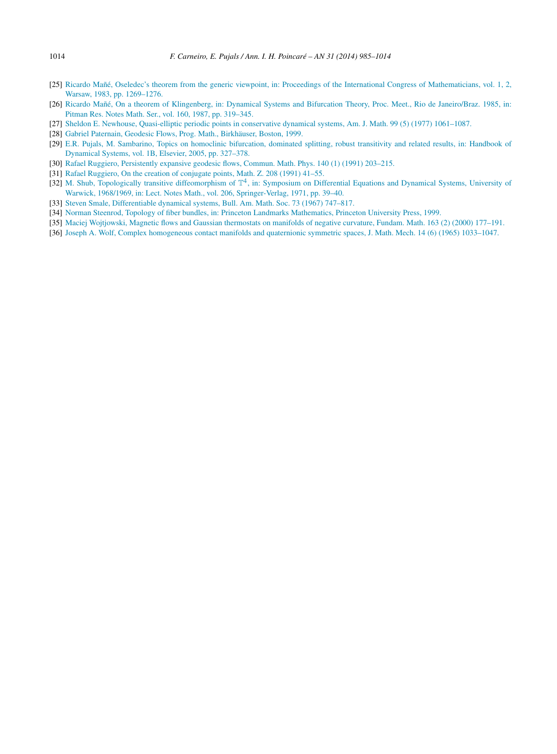[25] Ricardo Mañé, Oseledec's theorem from the generic viewpoint, in: Proceedings of the International Congress of Mathematicians, vol. 1, 2, Warsaw, 1983, pp. 1269–1276.

[26] Ricardo Mañé, On a theorem of Klingenberg, in: Dynamical Systems and Bifurcation Theory, Proc. Meet., Rio de Janeiro/Braz. 1985, in: Pitman Res. Notes Math. Ser., vol. 160, 1987, pp. 319–345.

[27] Sheldon E. Newhouse, Quasi-elliptic periodic points in conservative dynamical systems, Am. J. Math. 99 (5) (1977) 1061–1087.

[28] Gabriel Paternain, Geodesic Flows, Prog. Math., Birkhäuser, Boston, 1999.

[29] E.R. Pujals, M. Sambarino, Topics on homoclinic bifurcation, dominated splitting, robust transitivity and related results, in: Handbook of Dynamical Systems, vol. 1B, Elsevier, 2005, pp. 327–378.

[30] Rafael Ruggiero, Persistently expansive geodesic flows, Commun. Math. Phys. 140 (1) (1991) 203–215.

[31] Rafael Ruggiero, On the creation of conjugate points, Math. Z. 208 (1991) 41–55.

[32] M. Shub, Topologically transitive diffeomorphism of $\mathbb{T}^4$, in: Symposium on Differential Equations and Dynamical Systems, University of Warwick, 1968/1969, in: Lect. Notes Math., vol. 206, Springer-Verlag, 1971, pp. 39–40.

[33] Steven Smale, Differentiable dynamical systems, Bull. Am. Math. Soc. 73 (1967) 747–817.

[34] Norman Steenrod, Topology of fiber bundles, in: Princeton Landmarks Mathematics, Princeton University Press, 1999.

[35] Maciej Wojtjowski, Magnetic flows and Gaussian thermostats on manifolds of negative curvature, Fundam. Math. 163 (2) (2000) 177–191.

[36] Joseph A. Wolf, Complex homogeneous contact manifolds and quaternionic symmetric spaces, J. Math. Mech. 14 (6) (1965) 1033–1047.